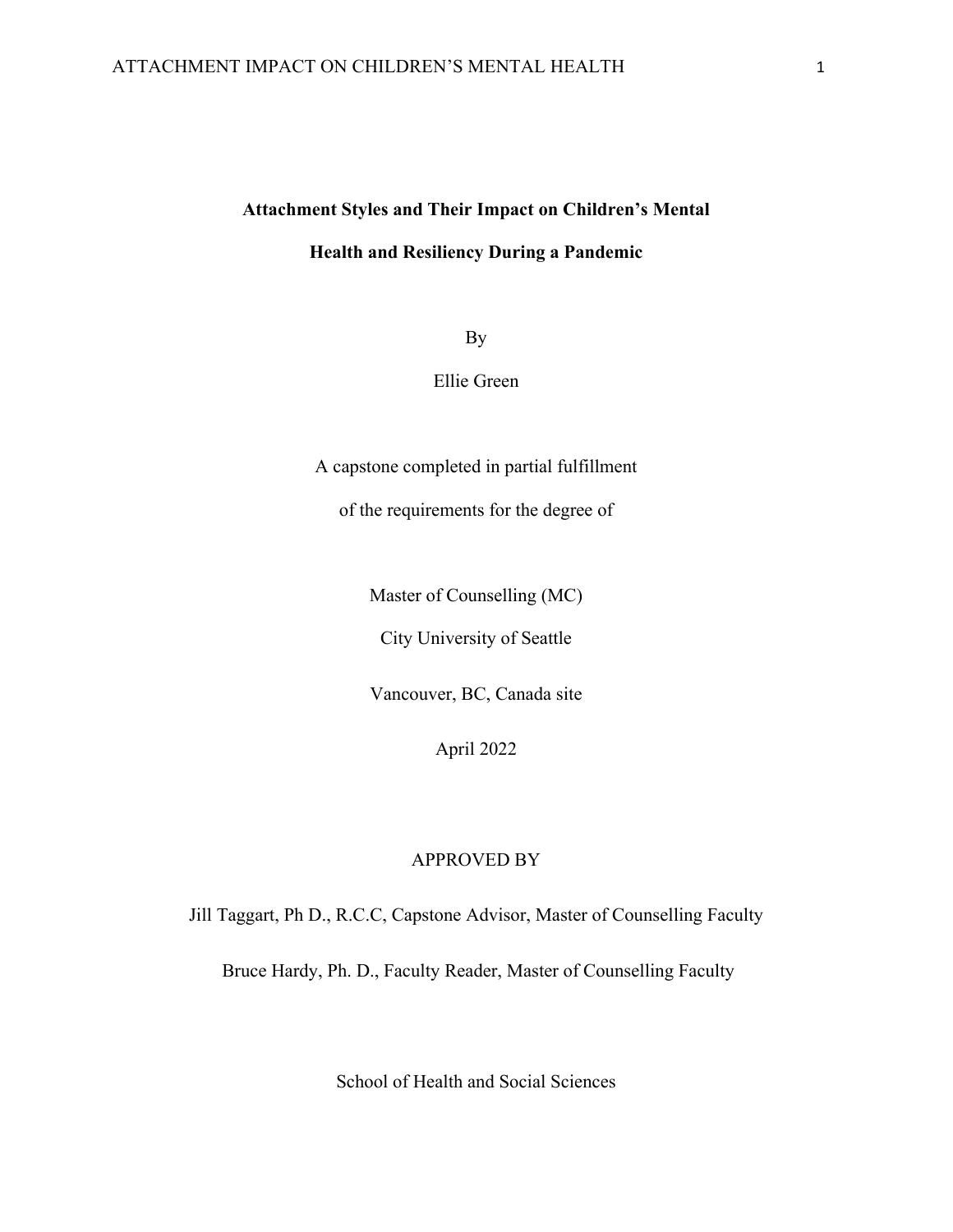**Attachment Styles and Their Impact on Children's Mental Health and Resiliency During a Pandemic**

By

Ellie Green

A capstone completed in partial fulfillment

of the requirements for the degree of

Master of Counselling (MC)

City University of Seattle

Vancouver, BC, Canada site

April 2022

APPROVED BY

Jill Taggart, Ph D., R.C.C, Capstone Advisor, Master of Counselling Faculty

Bruce Hardy, Ph. D., Faculty Reader, Master of Counselling Faculty

School of Health and Social Sciences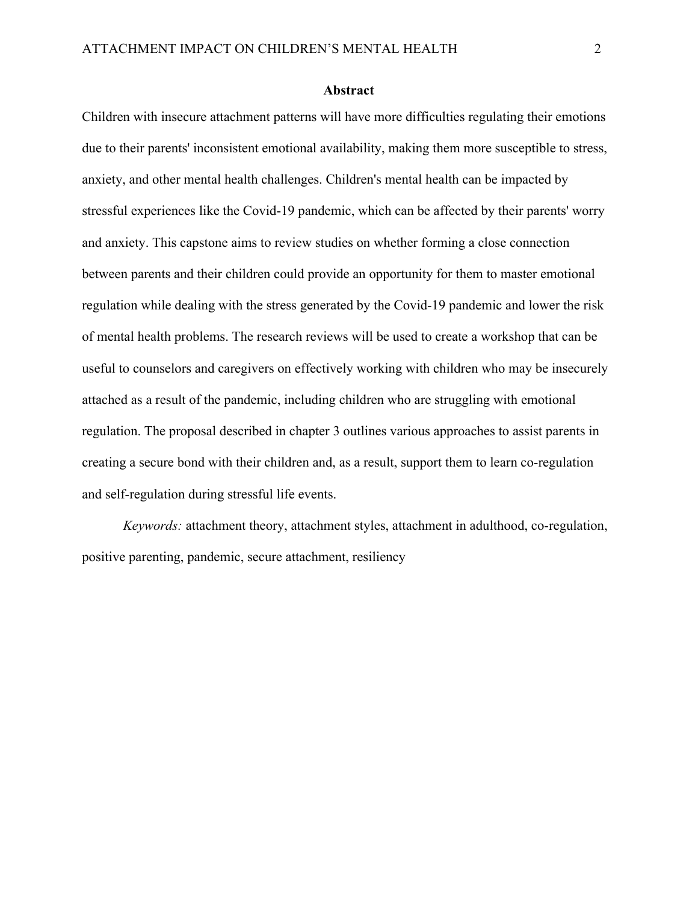## Abstract

Children with insecure attachment patterns will have more difficulties regulating their emotions due to their parents' inconsistent emotional availability, making them more susceptible to stress, anxiety, and other mental health challenges. Children's mental health can be impacted by stressful experiences like the Covid-19 pandemic, which can be affected by their parents' worry and anxiety. This capstone aims to review studies on whether forming a close connection between parents and their children could provide an opportunity for them to master emotional regulation while dealing with the stress generated by the Covid-19 pandemic and lower the risk of mental health problems. The research reviews will be used to create a workshop that can be useful to counselors and caregivers on effectively working with children who may be insecurely attached as a result of the pandemic, including children who are struggling with emotional regulation. The proposal described in chapter 3 outlines various approaches to assist parents in creating a secure bond with their children and, as a result, support them to learn co-regulation and self-regulation during stressful life events.

*Keywords:* attachment theory, attachment styles, attachment in adulthood, co-regulation, positive parenting, pandemic, secure attachment, resiliency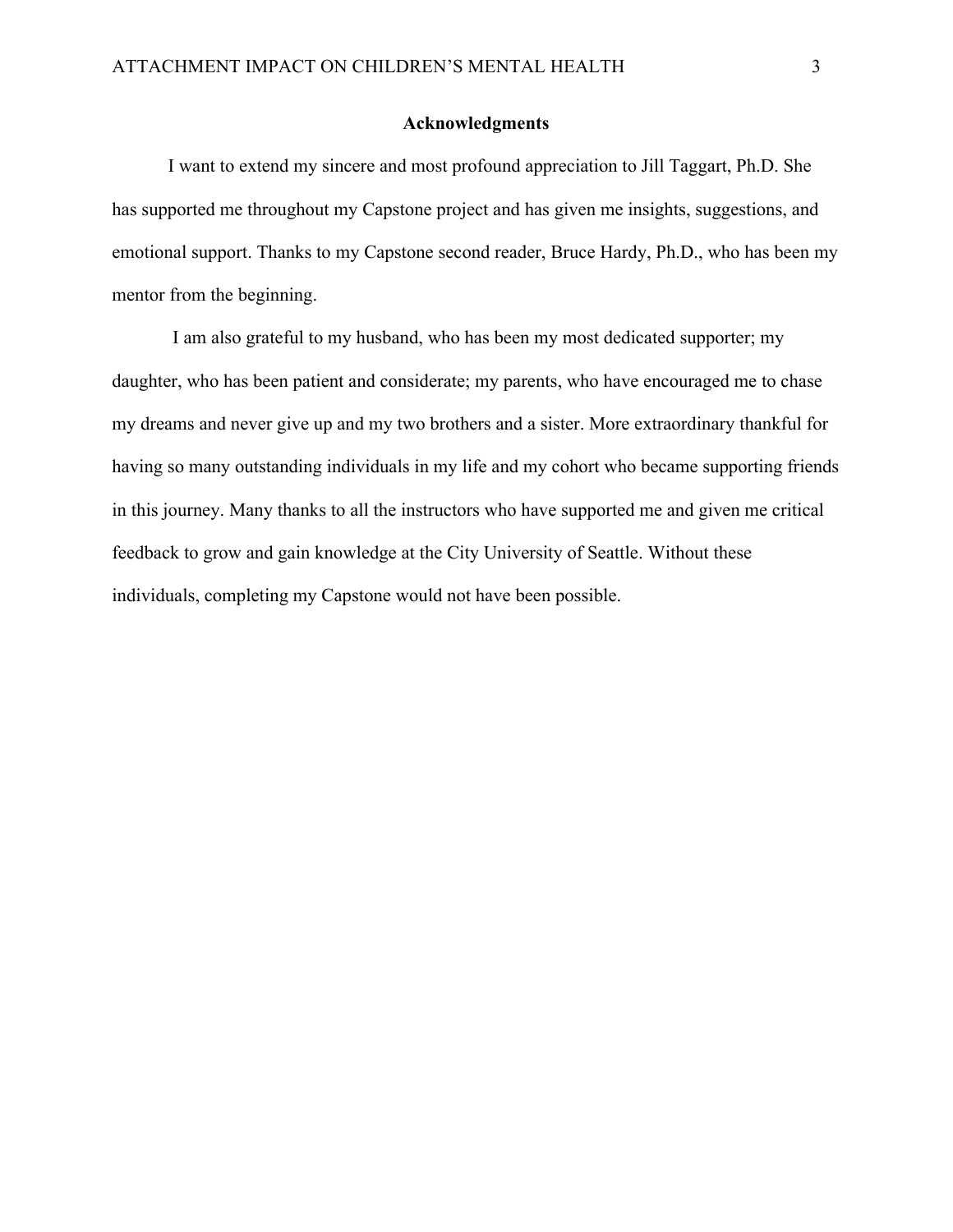## Acknowledgments

I want to extend my sincere and most profound appreciation to Jill Taggart, Ph.D. She has supported me throughout my Capstone project and has given me insights, suggestions, and emotional support. Thanks to my Capstone second reader, Bruce Hardy, Ph.D., who has been my mentor from the beginning.

I am also grateful to my husband, who has been my most dedicated supporter; my daughter, who has been patient and considerate; my parents, who have encouraged me to chase my dreams and never give up and my two brothers and a sister. More extraordinary thankful for having so many outstanding individuals in my life and my cohort who became supporting friends in this journey. Many thanks to all the instructors who have supported me and given me critical feedback to grow and gain knowledge at the City University of Seattle. Without these individuals, completing my Capstone would not have been possible.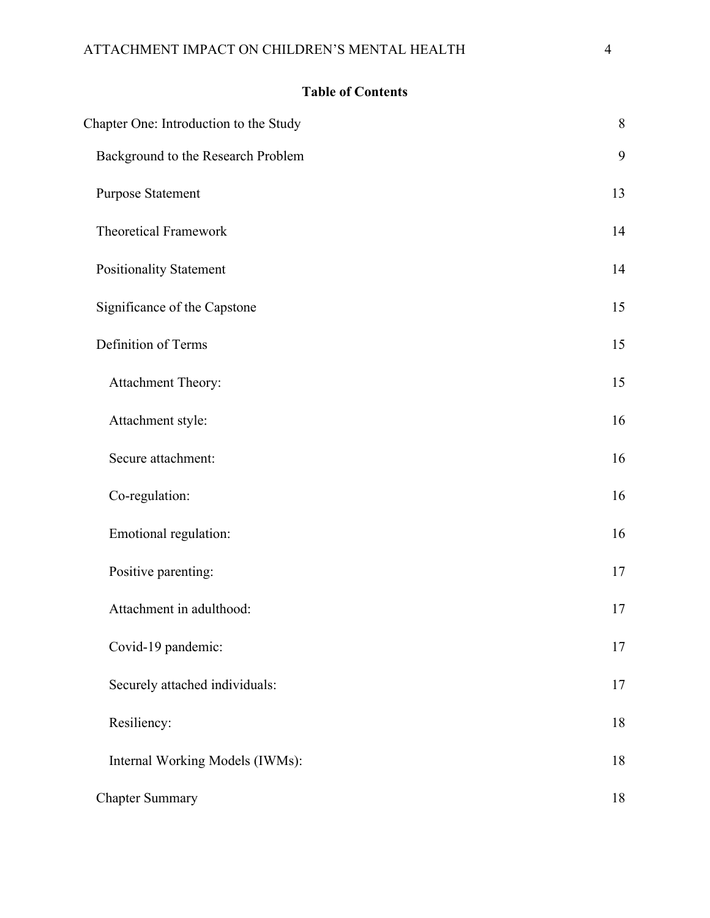## Table of Contents

Chapter One: Introduction to the Study 8

- Background to the Research Problem 9
- Purpose Statement 13
- Theoretical Framework 14
- Positionality Statement 14
- Significance of the Capstone 15
- Definition of Terms 15
  - Attachment Theory: 15
  - Attachment style: 16
  - Secure attachment: 16
  - Co-regulation: 16
  - Emotional regulation: 16
  - Positive parenting: 17
  - Attachment in adulthood: 17
  - Covid-19 pandemic: 17
  - Securely attached individuals: 17
  - Resiliency: 18
  - Internal Working Models (IWMs): 18
- Chapter Summary 18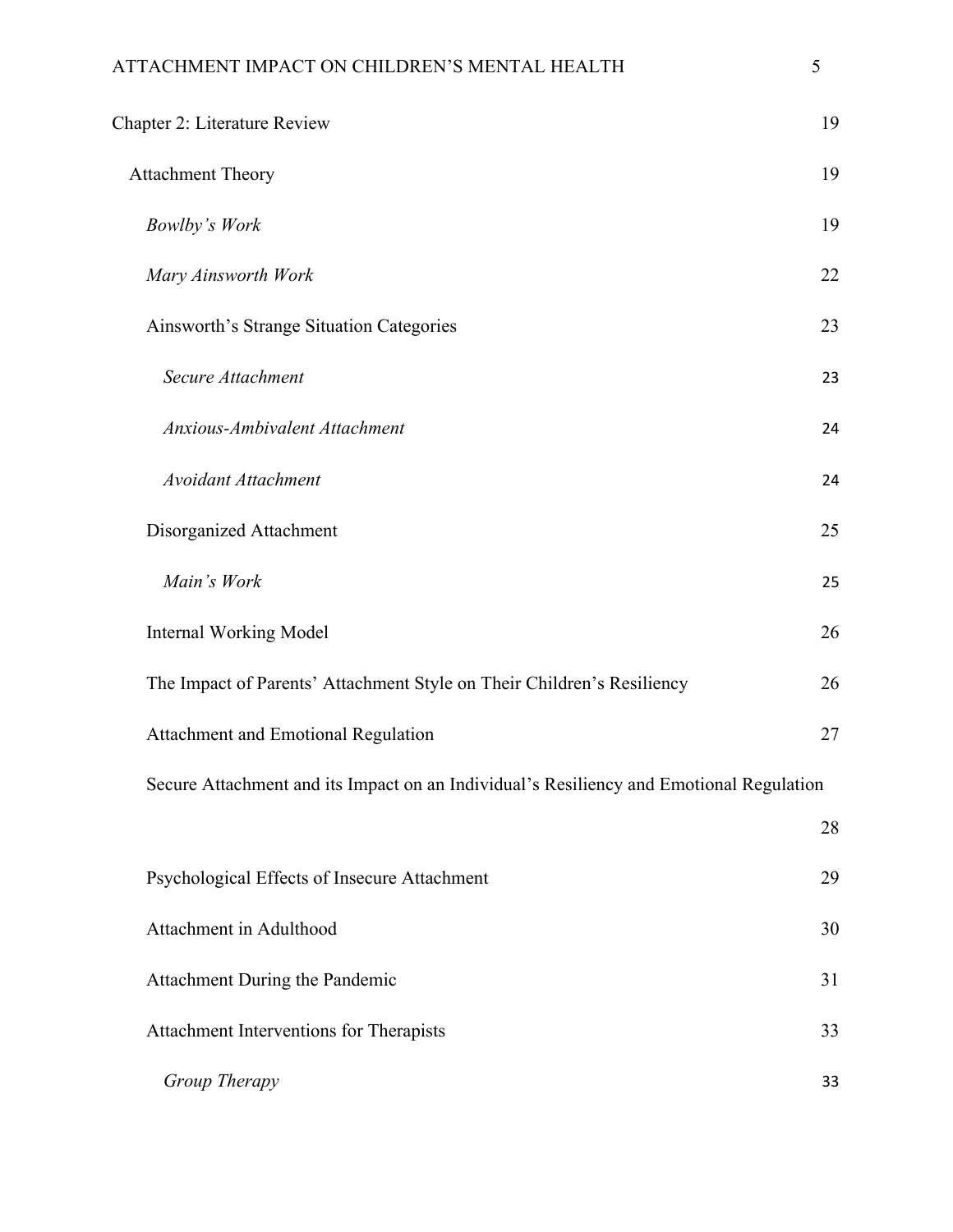Chapter 2: Literature Review 19

Attachment Theory 19

*Bowlby's Work* 19

*Mary Ainsworth Work* 22

Ainsworth's Strange Situation Categories 23

*Secure Attachment* 23

*Anxious-Ambivalent Attachment* 24

*Avoidant Attachment* 24

Disorganized Attachment 25

*Main's Work* 25

Internal Working Model 26

The Impact of Parents' Attachment Style on Their Children's Resiliency 26

Attachment and Emotional Regulation 27

Secure Attachment and its Impact on an Individual's Resiliency and Emotional Regulation 28

Psychological Effects of Insecure Attachment 29

Attachment in Adulthood 30

Attachment During the Pandemic 31

Attachment Interventions for Therapists 33

*Group Therapy* 33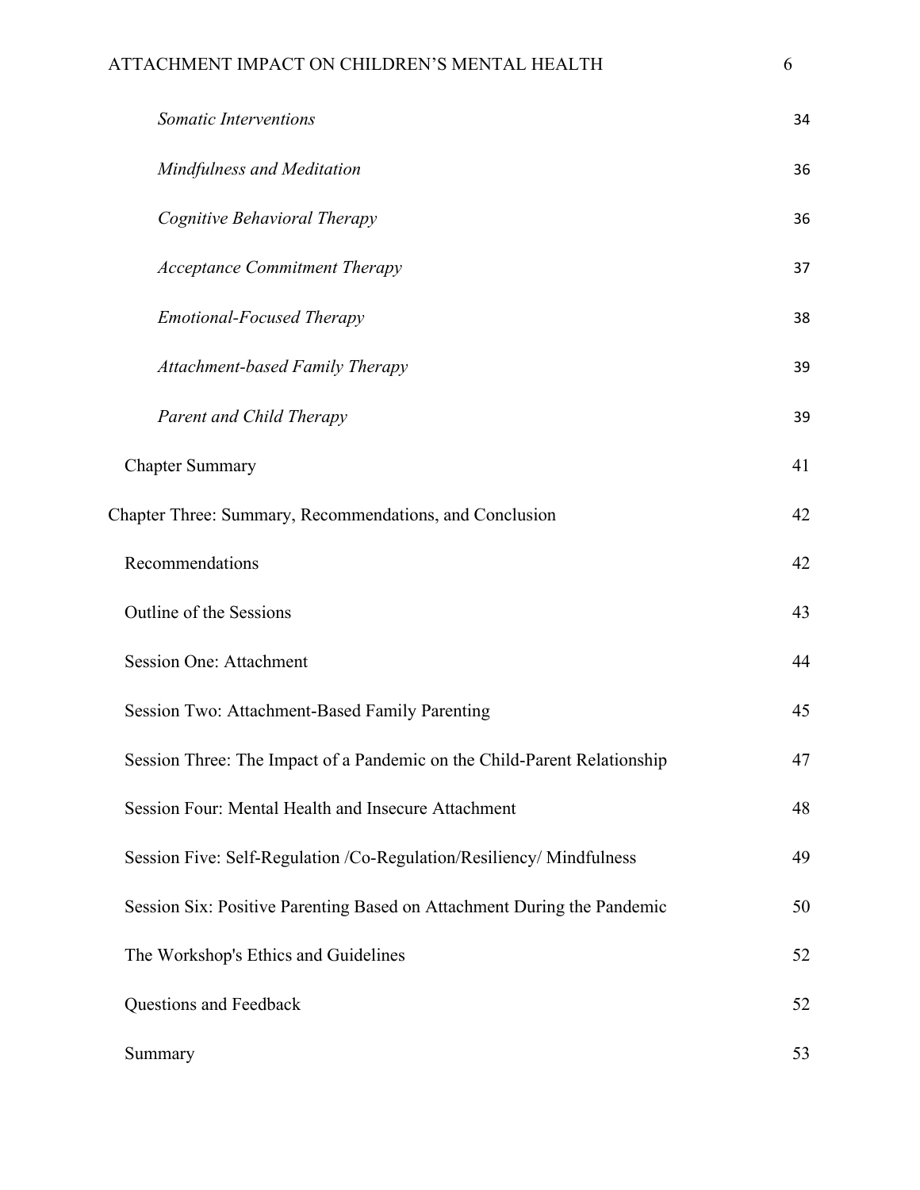*Somatic Interventions* 34

*Mindfulness and Meditation* 36

*Cognitive Behavioral Therapy* 36

*Acceptance Commitment Therapy* 37

*Emotional-Focused Therapy* 38

*Attachment-based Family Therapy* 39

*Parent and Child Therapy* 39

Chapter Summary 41

Chapter Three: Summary, Recommendations, and Conclusion 42

Recommendations 42

Outline of the Sessions 43

Session One: Attachment 44

Session Two: Attachment-Based Family Parenting 45

Session Three: The Impact of a Pandemic on the Child-Parent Relationship 47

Session Four: Mental Health and Insecure Attachment 48

Session Five: Self-Regulation /Co-Regulation/Resiliency/ Mindfulness 49

Session Six: Positive Parenting Based on Attachment During the Pandemic 50

The Workshop's Ethics and Guidelines 52

Questions and Feedback 52

Summary 53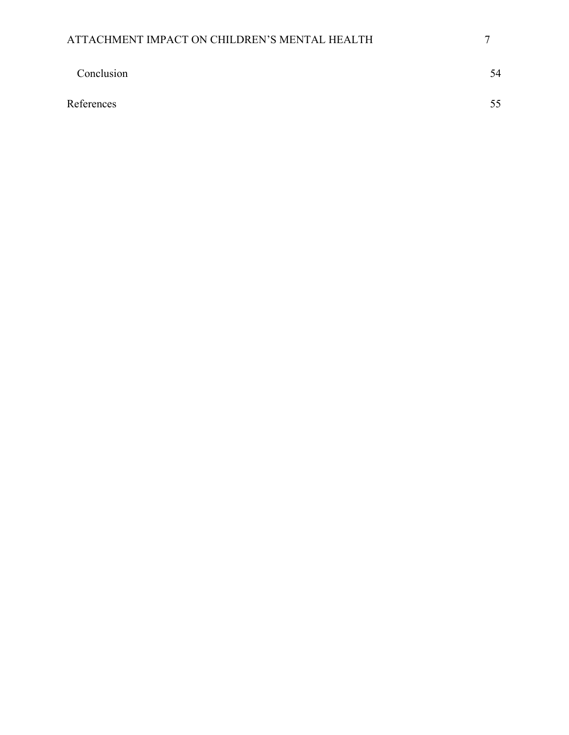Conclusion 54

References 55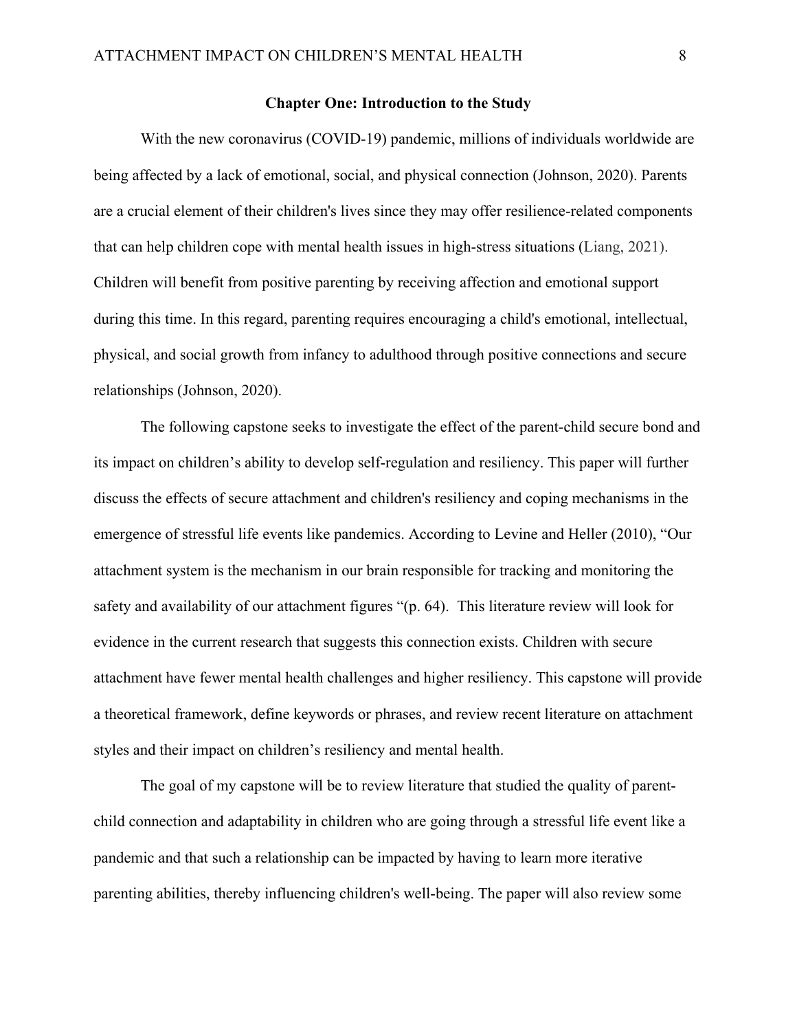## Chapter One: Introduction to the Study

With the new coronavirus (COVID-19) pandemic, millions of individuals worldwide are being affected by a lack of emotional, social, and physical connection (Johnson, 2020). Parents are a crucial element of their children's lives since they may offer resilience-related components that can help children cope with mental health issues in high-stress situations (Liang, 2021). Children will benefit from positive parenting by receiving affection and emotional support during this time. In this regard, parenting requires encouraging a child's emotional, intellectual, physical, and social growth from infancy to adulthood through positive connections and secure relationships (Johnson, 2020).

The following capstone seeks to investigate the effect of the parent-child secure bond and its impact on children's ability to develop self-regulation and resiliency. This paper will further discuss the effects of secure attachment and children's resiliency and coping mechanisms in the emergence of stressful life events like pandemics. According to Levine and Heller (2010), "Our attachment system is the mechanism in our brain responsible for tracking and monitoring the safety and availability of our attachment figures "(p. 64). This literature review will look for evidence in the current research that suggests this connection exists. Children with secure attachment have fewer mental health challenges and higher resiliency. This capstone will provide a theoretical framework, define keywords or phrases, and review recent literature on attachment styles and their impact on children's resiliency and mental health.

The goal of my capstone will be to review literature that studied the quality of parent-child connection and adaptability in children who are going through a stressful life event like a pandemic and that such a relationship can be impacted by having to learn more iterative parenting abilities, thereby influencing children's well-being. The paper will also review some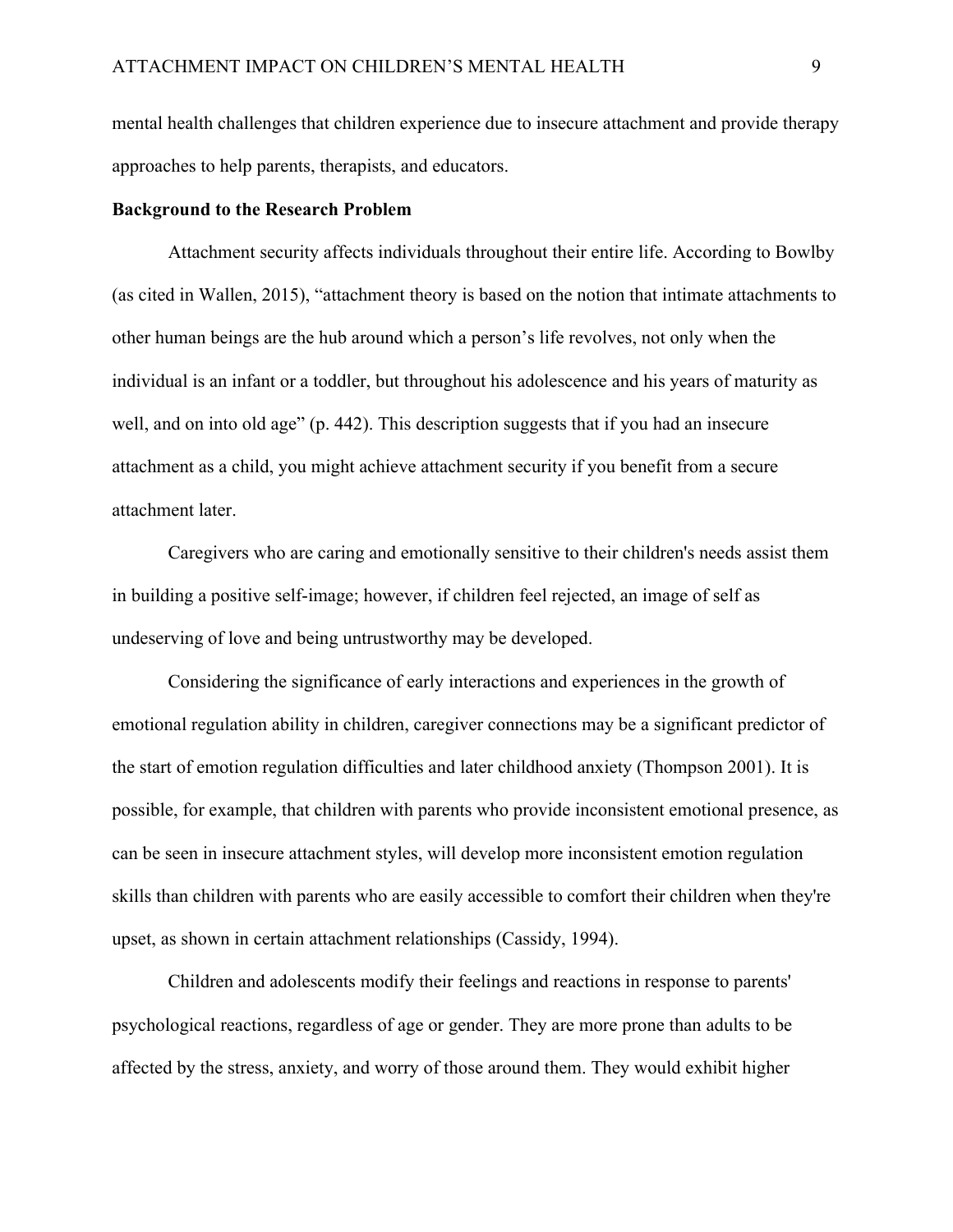mental health challenges that children experience due to insecure attachment and provide therapy approaches to help parents, therapists, and educators.

**Background to the Research Problem**

Attachment security affects individuals throughout their entire life. According to Bowlby (as cited in Wallen, 2015), "attachment theory is based on the notion that intimate attachments to other human beings are the hub around which a person's life revolves, not only when the individual is an infant or a toddler, but throughout his adolescence and his years of maturity as well, and on into old age" (p. 442). This description suggests that if you had an insecure attachment as a child, you might achieve attachment security if you benefit from a secure attachment later.

Caregivers who are caring and emotionally sensitive to their children's needs assist them in building a positive self-image; however, if children feel rejected, an image of self as undeserving of love and being untrustworthy may be developed.

Considering the significance of early interactions and experiences in the growth of emotional regulation ability in children, caregiver connections may be a significant predictor of the start of emotion regulation difficulties and later childhood anxiety (Thompson 2001). It is possible, for example, that children with parents who provide inconsistent emotional presence, as can be seen in insecure attachment styles, will develop more inconsistent emotion regulation skills than children with parents who are easily accessible to comfort their children when they're upset, as shown in certain attachment relationships (Cassidy, 1994).

Children and adolescents modify their feelings and reactions in response to parents' psychological reactions, regardless of age or gender. They are more prone than adults to be affected by the stress, anxiety, and worry of those around them. They would exhibit higher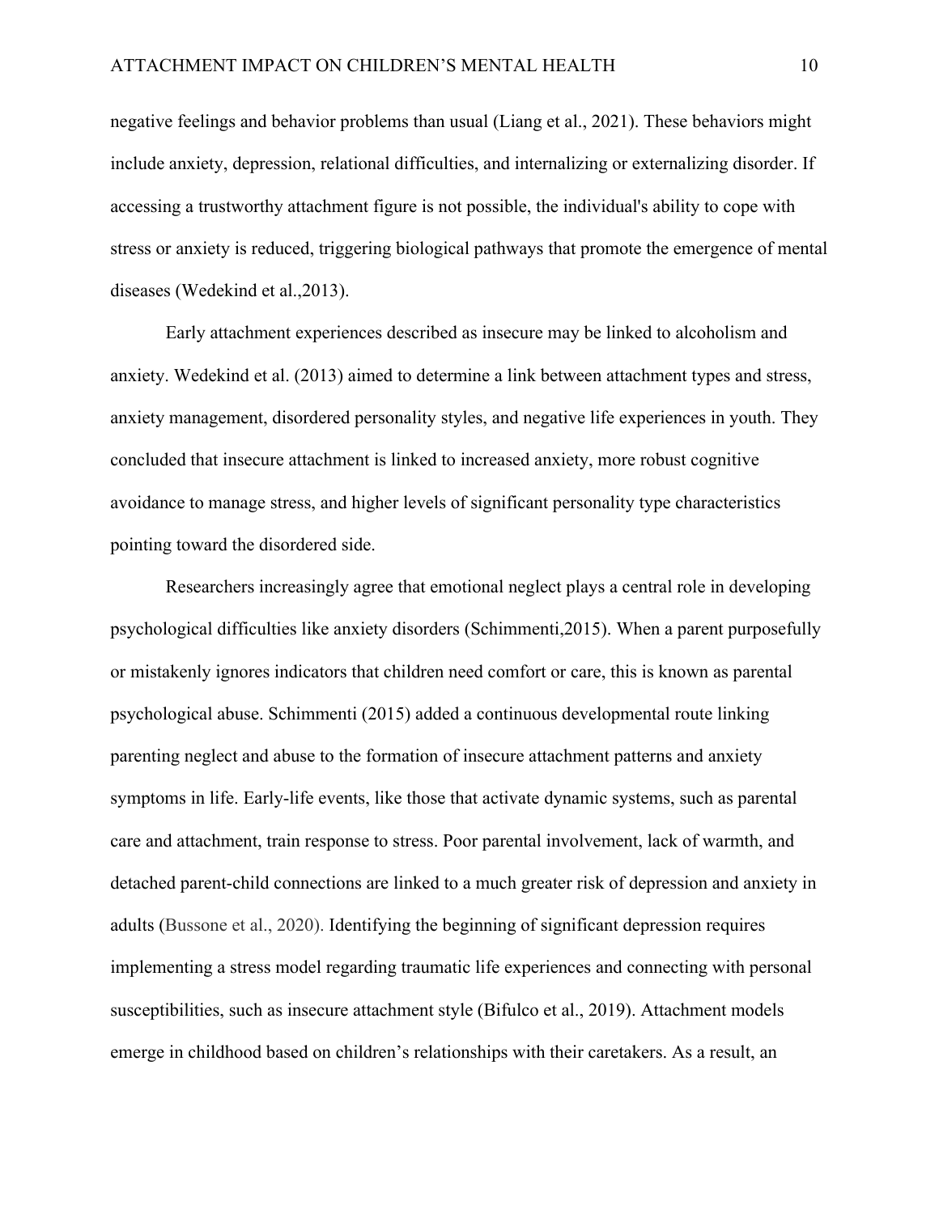negative feelings and behavior problems than usual (Liang et al., 2021). These behaviors might include anxiety, depression, relational difficulties, and internalizing or externalizing disorder. If accessing a trustworthy attachment figure is not possible, the individual's ability to cope with stress or anxiety is reduced, triggering biological pathways that promote the emergence of mental diseases (Wedekind et al.,2013).

Early attachment experiences described as insecure may be linked to alcoholism and anxiety. Wedekind et al. (2013) aimed to determine a link between attachment types and stress, anxiety management, disordered personality styles, and negative life experiences in youth. They concluded that insecure attachment is linked to increased anxiety, more robust cognitive avoidance to manage stress, and higher levels of significant personality type characteristics pointing toward the disordered side.

Researchers increasingly agree that emotional neglect plays a central role in developing psychological difficulties like anxiety disorders (Schimmenti,2015). When a parent purposefully or mistakenly ignores indicators that children need comfort or care, this is known as parental psychological abuse. Schimmenti (2015) added a continuous developmental route linking parenting neglect and abuse to the formation of insecure attachment patterns and anxiety symptoms in life. Early-life events, like those that activate dynamic systems, such as parental care and attachment, train response to stress. Poor parental involvement, lack of warmth, and detached parent-child connections are linked to a much greater risk of depression and anxiety in adults (Bussone et al., 2020). Identifying the beginning of significant depression requires implementing a stress model regarding traumatic life experiences and connecting with personal susceptibilities, such as insecure attachment style (Bifulco et al., 2019). Attachment models emerge in childhood based on children's relationships with their caretakers. As a result, an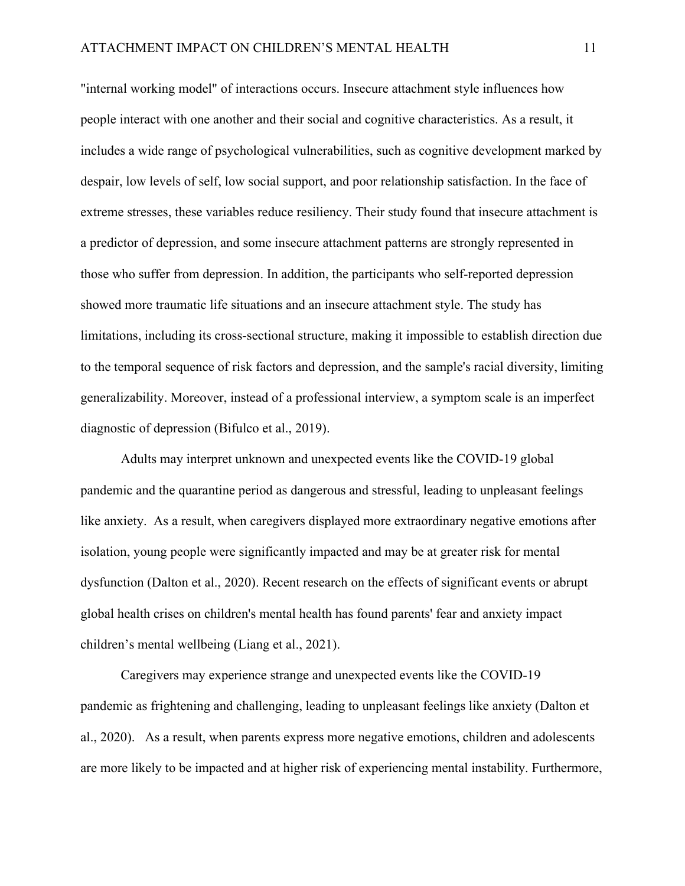"internal working model" of interactions occurs. Insecure attachment style influences how people interact with one another and their social and cognitive characteristics. As a result, it includes a wide range of psychological vulnerabilities, such as cognitive development marked by despair, low levels of self, low social support, and poor relationship satisfaction. In the face of extreme stresses, these variables reduce resiliency. Their study found that insecure attachment is a predictor of depression, and some insecure attachment patterns are strongly represented in those who suffer from depression. In addition, the participants who self-reported depression showed more traumatic life situations and an insecure attachment style. The study has limitations, including its cross-sectional structure, making it impossible to establish direction due to the temporal sequence of risk factors and depression, and the sample's racial diversity, limiting generalizability. Moreover, instead of a professional interview, a symptom scale is an imperfect diagnostic of depression (Bifulco et al., 2019).

Adults may interpret unknown and unexpected events like the COVID-19 global pandemic and the quarantine period as dangerous and stressful, leading to unpleasant feelings like anxiety. As a result, when caregivers displayed more extraordinary negative emotions after isolation, young people were significantly impacted and may be at greater risk for mental dysfunction (Dalton et al., 2020). Recent research on the effects of significant events or abrupt global health crises on children's mental health has found parents' fear and anxiety impact children's mental wellbeing (Liang et al., 2021).

Caregivers may experience strange and unexpected events like the COVID-19 pandemic as frightening and challenging, leading to unpleasant feelings like anxiety (Dalton et al., 2020). As a result, when parents express more negative emotions, children and adolescents are more likely to be impacted and at higher risk of experiencing mental instability. Furthermore,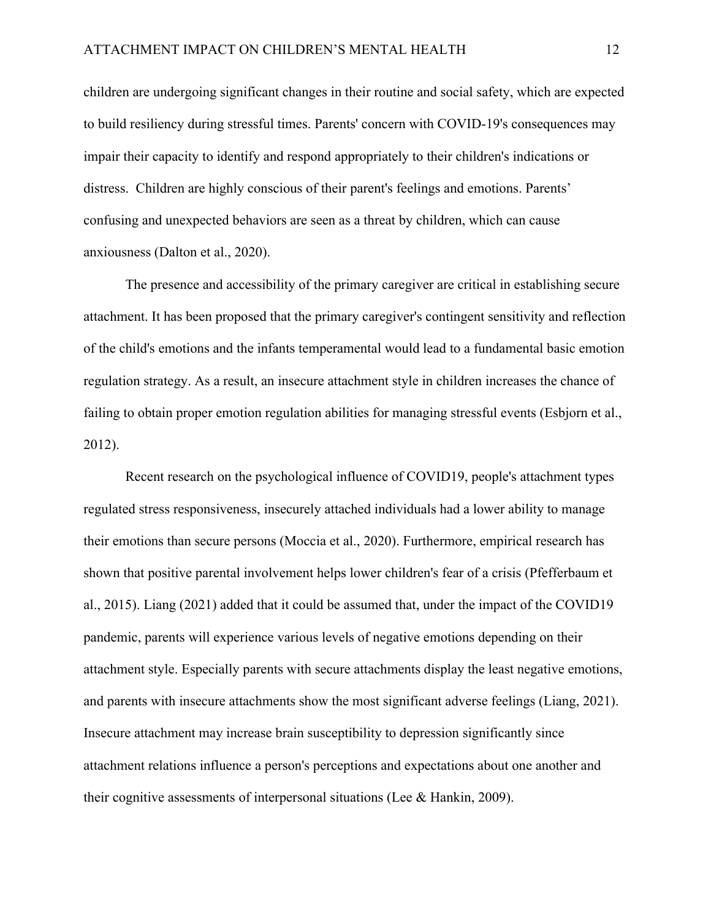children are undergoing significant changes in their routine and social safety, which are expected to build resiliency during stressful times. Parents' concern with COVID-19's consequences may impair their capacity to identify and respond appropriately to their children's indications or distress. Children are highly conscious of their parent's feelings and emotions. Parents' confusing and unexpected behaviors are seen as a threat by children, which can cause anxiousness (Dalton et al., 2020).

The presence and accessibility of the primary caregiver are critical in establishing secure attachment. It has been proposed that the primary caregiver's contingent sensitivity and reflection of the child's emotions and the infants temperamental would lead to a fundamental basic emotion regulation strategy. As a result, an insecure attachment style in children increases the chance of failing to obtain proper emotion regulation abilities for managing stressful events (Esbjorn et al., 2012).

Recent research on the psychological influence of COVID19, people's attachment types regulated stress responsiveness, insecurely attached individuals had a lower ability to manage their emotions than secure persons (Moccia et al., 2020). Furthermore, empirical research has shown that positive parental involvement helps lower children's fear of a crisis (Pfefferbaum et al., 2015). Liang (2021) added that it could be assumed that, under the impact of the COVID19 pandemic, parents will experience various levels of negative emotions depending on their attachment style. Especially parents with secure attachments display the least negative emotions, and parents with insecure attachments show the most significant adverse feelings (Liang, 2021). Insecure attachment may increase brain susceptibility to depression significantly since attachment relations influence a person's perceptions and expectations about one another and their cognitive assessments of interpersonal situations (Lee & Hankin, 2009).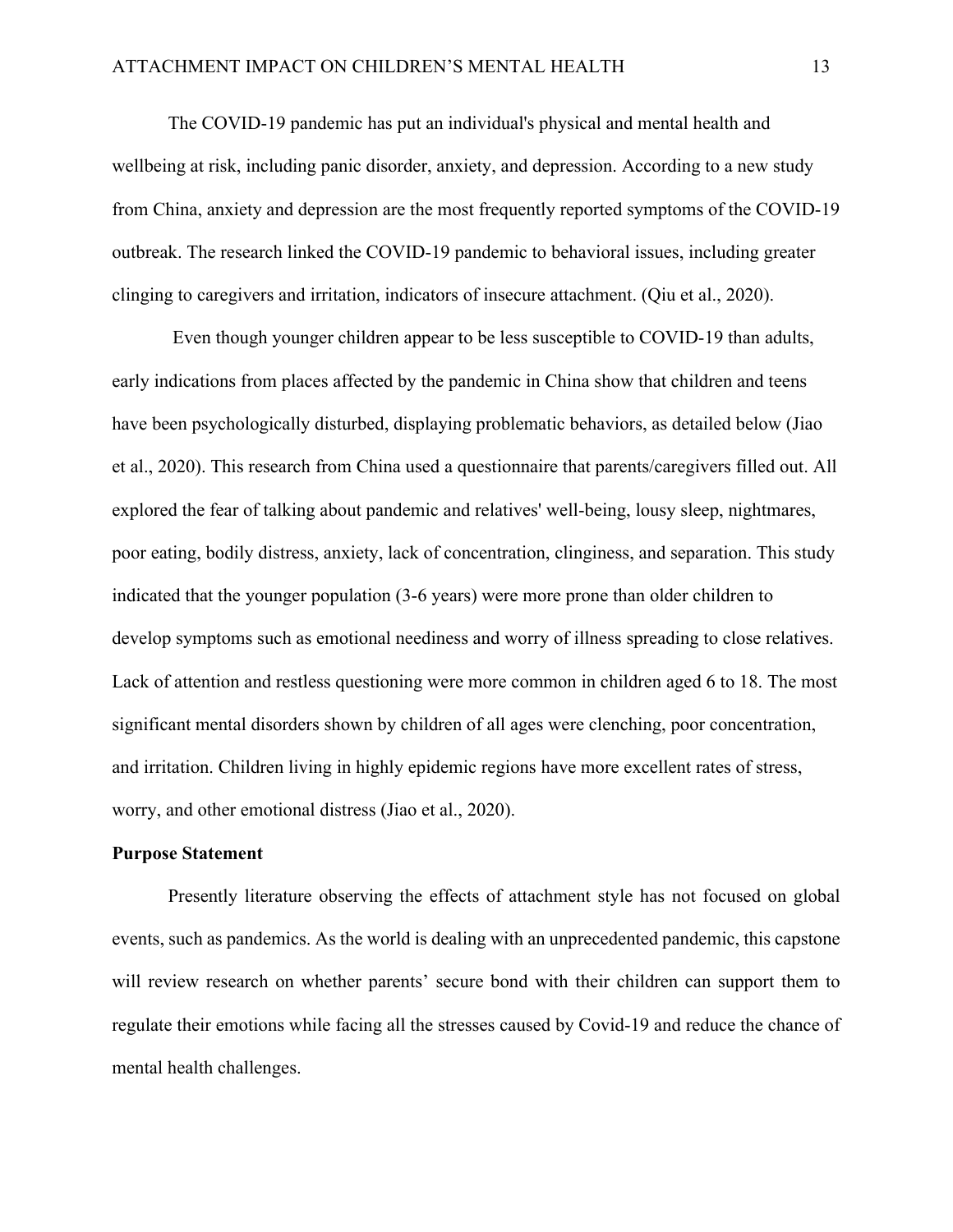The COVID-19 pandemic has put an individual's physical and mental health and wellbeing at risk, including panic disorder, anxiety, and depression. According to a new study from China, anxiety and depression are the most frequently reported symptoms of the COVID-19 outbreak. The research linked the COVID-19 pandemic to behavioral issues, including greater clinging to caregivers and irritation, indicators of insecure attachment. (Qiu et al., 2020).

Even though younger children appear to be less susceptible to COVID-19 than adults, early indications from places affected by the pandemic in China show that children and teens have been psychologically disturbed, displaying problematic behaviors, as detailed below (Jiao et al., 2020). This research from China used a questionnaire that parents/caregivers filled out. All explored the fear of talking about pandemic and relatives' well-being, lousy sleep, nightmares, poor eating, bodily distress, anxiety, lack of concentration, clinginess, and separation. This study indicated that the younger population (3-6 years) were more prone than older children to develop symptoms such as emotional neediness and worry of illness spreading to close relatives. Lack of attention and restless questioning were more common in children aged 6 to 18. The most significant mental disorders shown by children of all ages were clenching, poor concentration, and irritation. Children living in highly epidemic regions have more excellent rates of stress, worry, and other emotional distress (Jiao et al., 2020).

## Purpose Statement

Presently literature observing the effects of attachment style has not focused on global events, such as pandemics. As the world is dealing with an unprecedented pandemic, this capstone will review research on whether parents' secure bond with their children can support them to regulate their emotions while facing all the stresses caused by Covid-19 and reduce the chance of mental health challenges.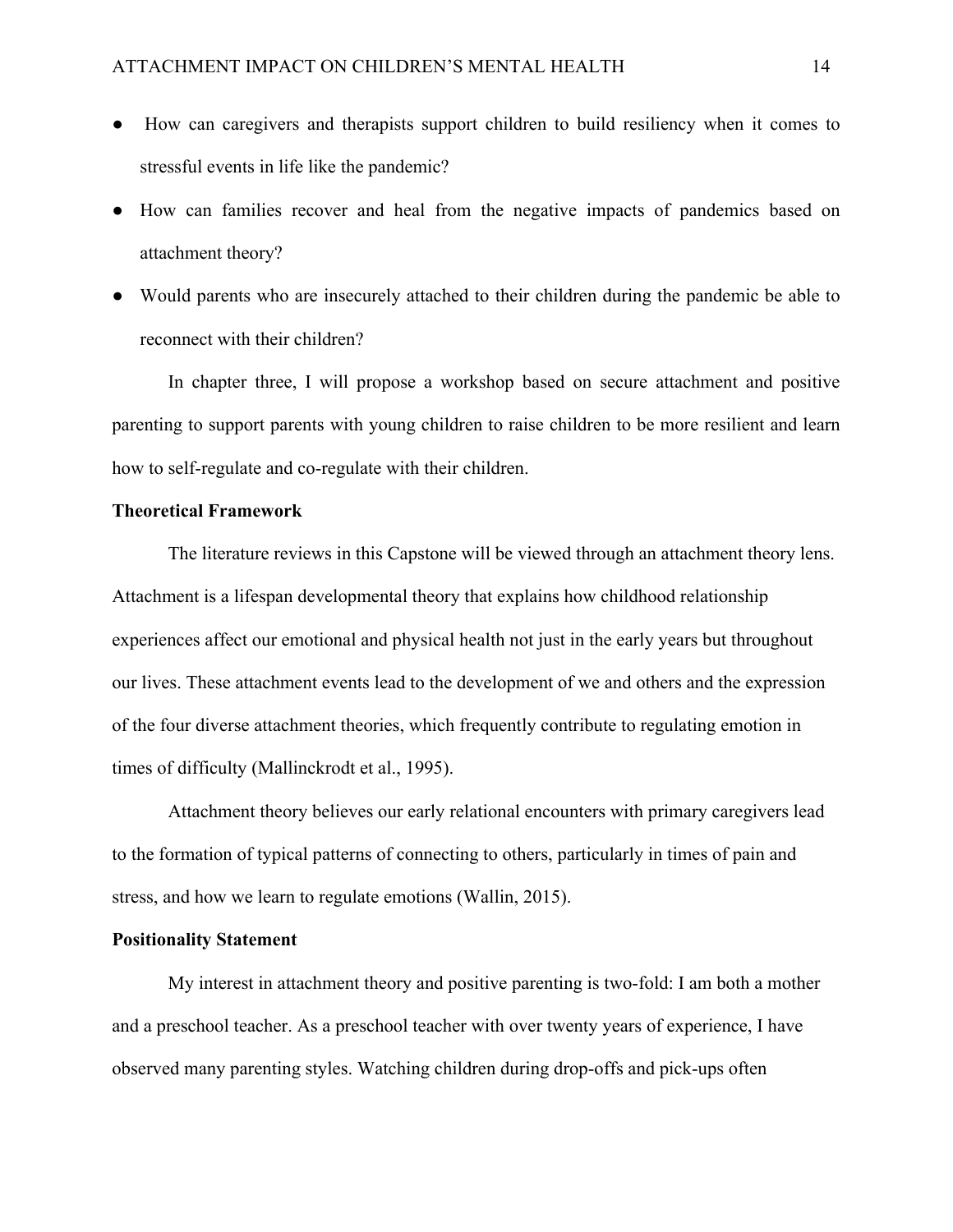- How can caregivers and therapists support children to build resiliency when it comes to stressful events in life like the pandemic?
- How can families recover and heal from the negative impacts of pandemics based on attachment theory?
- Would parents who are insecurely attached to their children during the pandemic be able to reconnect with their children?

In chapter three, I will propose a workshop based on secure attachment and positive parenting to support parents with young children to raise children to be more resilient and learn how to self-regulate and co-regulate with their children.

**Theoretical Framework**

The literature reviews in this Capstone will be viewed through an attachment theory lens. Attachment is a lifespan developmental theory that explains how childhood relationship experiences affect our emotional and physical health not just in the early years but throughout our lives. These attachment events lead to the development of we and others and the expression of the four diverse attachment theories, which frequently contribute to regulating emotion in times of difficulty (Mallinckrodt et al., 1995).

Attachment theory believes our early relational encounters with primary caregivers lead to the formation of typical patterns of connecting to others, particularly in times of pain and stress, and how we learn to regulate emotions (Wallin, 2015).

**Positionality Statement**

My interest in attachment theory and positive parenting is two-fold: I am both a mother and a preschool teacher. As a preschool teacher with over twenty years of experience, I have observed many parenting styles. Watching children during drop-offs and pick-ups often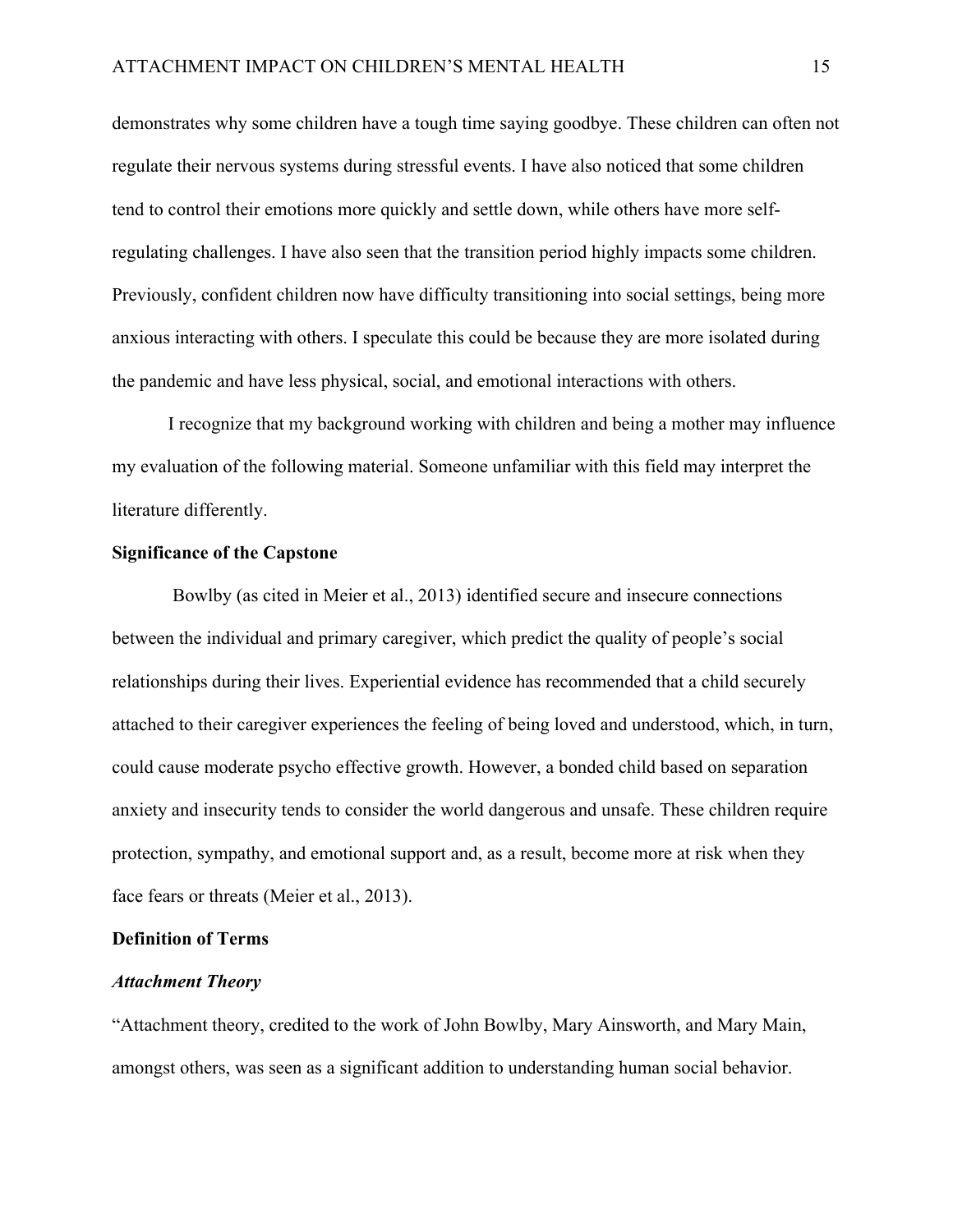demonstrates why some children have a tough time saying goodbye. These children can often not regulate their nervous systems during stressful events. I have also noticed that some children tend to control their emotions more quickly and settle down, while others have more self-regulating challenges. I have also seen that the transition period highly impacts some children. Previously, confident children now have difficulty transitioning into social settings, being more anxious interacting with others. I speculate this could be because they are more isolated during the pandemic and have less physical, social, and emotional interactions with others.

I recognize that my background working with children and being a mother may influence my evaluation of the following material. Someone unfamiliar with this field may interpret the literature differently.

## Significance of the Capstone

Bowlby (as cited in Meier et al., 2013) identified secure and insecure connections between the individual and primary caregiver, which predict the quality of people's social relationships during their lives. Experiential evidence has recommended that a child securely attached to their caregiver experiences the feeling of being loved and understood, which, in turn, could cause moderate psycho effective growth. However, a bonded child based on separation anxiety and insecurity tends to consider the world dangerous and unsafe. These children require protection, sympathy, and emotional support and, as a result, become more at risk when they face fears or threats (Meier et al., 2013).

## Definition of Terms

### *Attachment Theory*

"Attachment theory, credited to the work of John Bowlby, Mary Ainsworth, and Mary Main, amongst others, was seen as a significant addition to understanding human social behavior.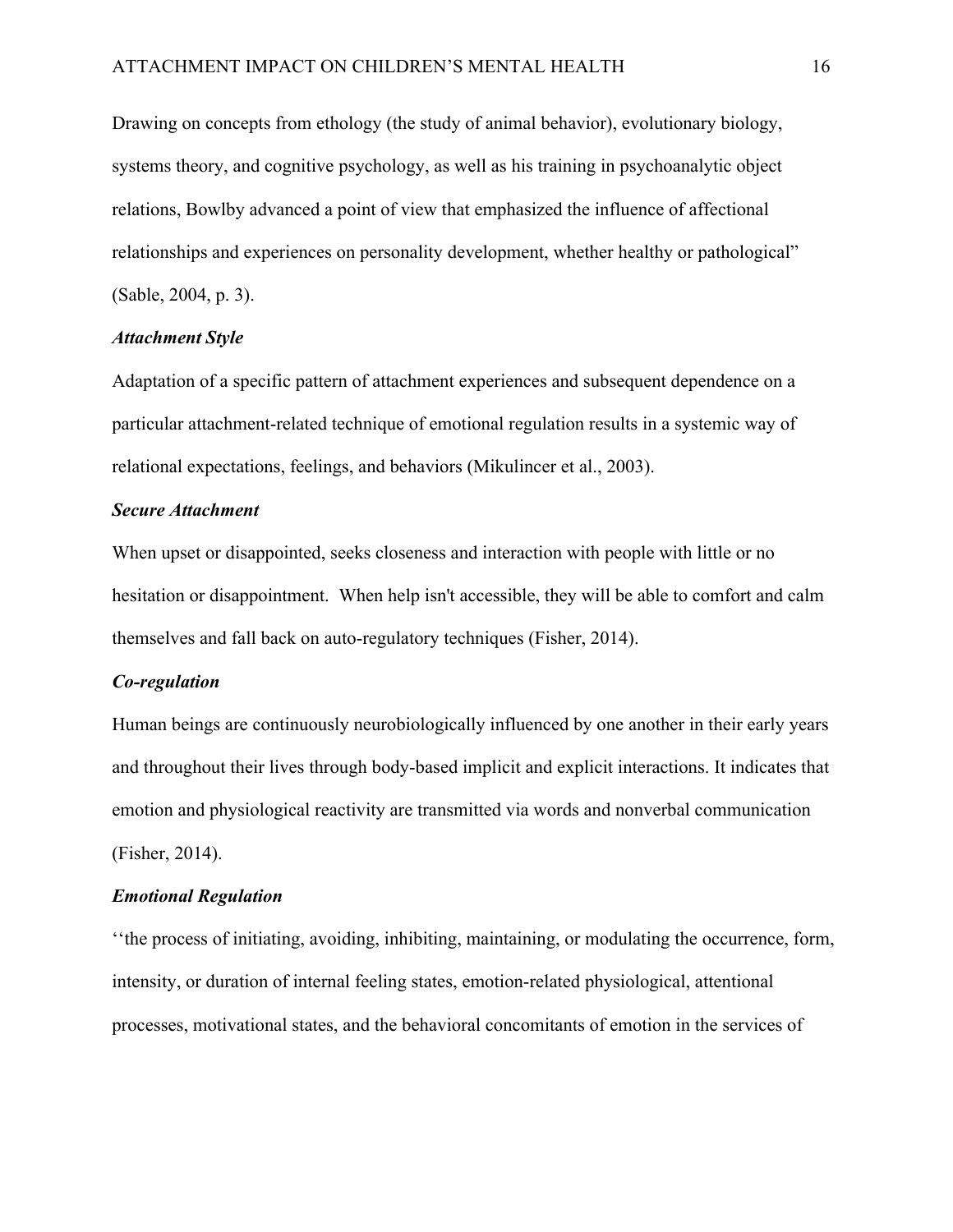Drawing on concepts from ethology (the study of animal behavior), evolutionary biology, systems theory, and cognitive psychology, as well as his training in psychoanalytic object relations, Bowlby advanced a point of view that emphasized the influence of affectional relationships and experiences on personality development, whether healthy or pathological" (Sable, 2004, p. 3).

### *Attachment Style*

Adaptation of a specific pattern of attachment experiences and subsequent dependence on a particular attachment-related technique of emotional regulation results in a systemic way of relational expectations, feelings, and behaviors (Mikulincer et al., 2003).

### *Secure Attachment*

When upset or disappointed, seeks closeness and interaction with people with little or no hesitation or disappointment. When help isn't accessible, they will be able to comfort and calm themselves and fall back on auto-regulatory techniques (Fisher, 2014).

### *Co-regulation*

Human beings are continuously neurobiologically influenced by one another in their early years and throughout their lives through body-based implicit and explicit interactions. It indicates that emotion and physiological reactivity are transmitted via words and nonverbal communication (Fisher, 2014).

### *Emotional Regulation*

''the process of initiating, avoiding, inhibiting, maintaining, or modulating the occurrence, form, intensity, or duration of internal feeling states, emotion-related physiological, attentional processes, motivational states, and the behavioral concomitants of emotion in the services of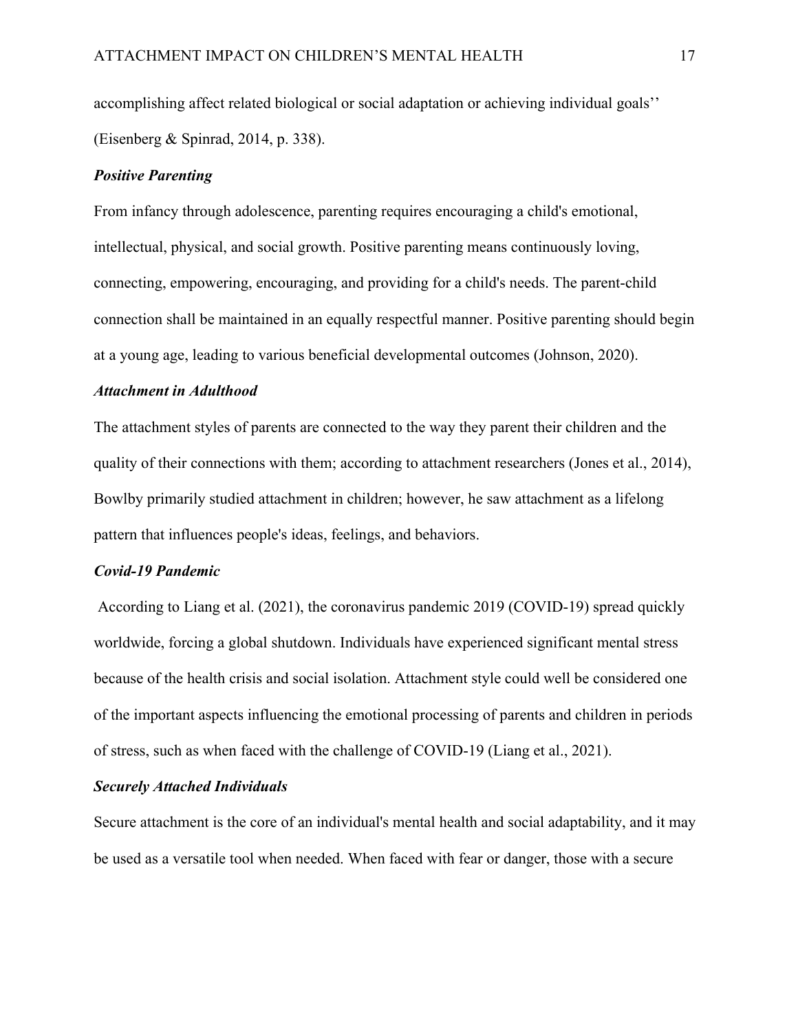accomplishing affect related biological or social adaptation or achieving individual goals'' (Eisenberg & Spinrad, 2014, p. 338).

### *Positive Parenting*

From infancy through adolescence, parenting requires encouraging a child's emotional, intellectual, physical, and social growth. Positive parenting means continuously loving, connecting, empowering, encouraging, and providing for a child's needs. The parent-child connection shall be maintained in an equally respectful manner. Positive parenting should begin at a young age, leading to various beneficial developmental outcomes (Johnson, 2020).

### *Attachment in Adulthood*

The attachment styles of parents are connected to the way they parent their children and the quality of their connections with them; according to attachment researchers (Jones et al., 2014), Bowlby primarily studied attachment in children; however, he saw attachment as a lifelong pattern that influences people's ideas, feelings, and behaviors.

### *Covid-19 Pandemic*

According to Liang et al. (2021), the coronavirus pandemic 2019 (COVID-19) spread quickly worldwide, forcing a global shutdown. Individuals have experienced significant mental stress because of the health crisis and social isolation. Attachment style could well be considered one of the important aspects influencing the emotional processing of parents and children in periods of stress, such as when faced with the challenge of COVID-19 (Liang et al., 2021).

### *Securely Attached Individuals*

Secure attachment is the core of an individual's mental health and social adaptability, and it may be used as a versatile tool when needed. When faced with fear or danger, those with a secure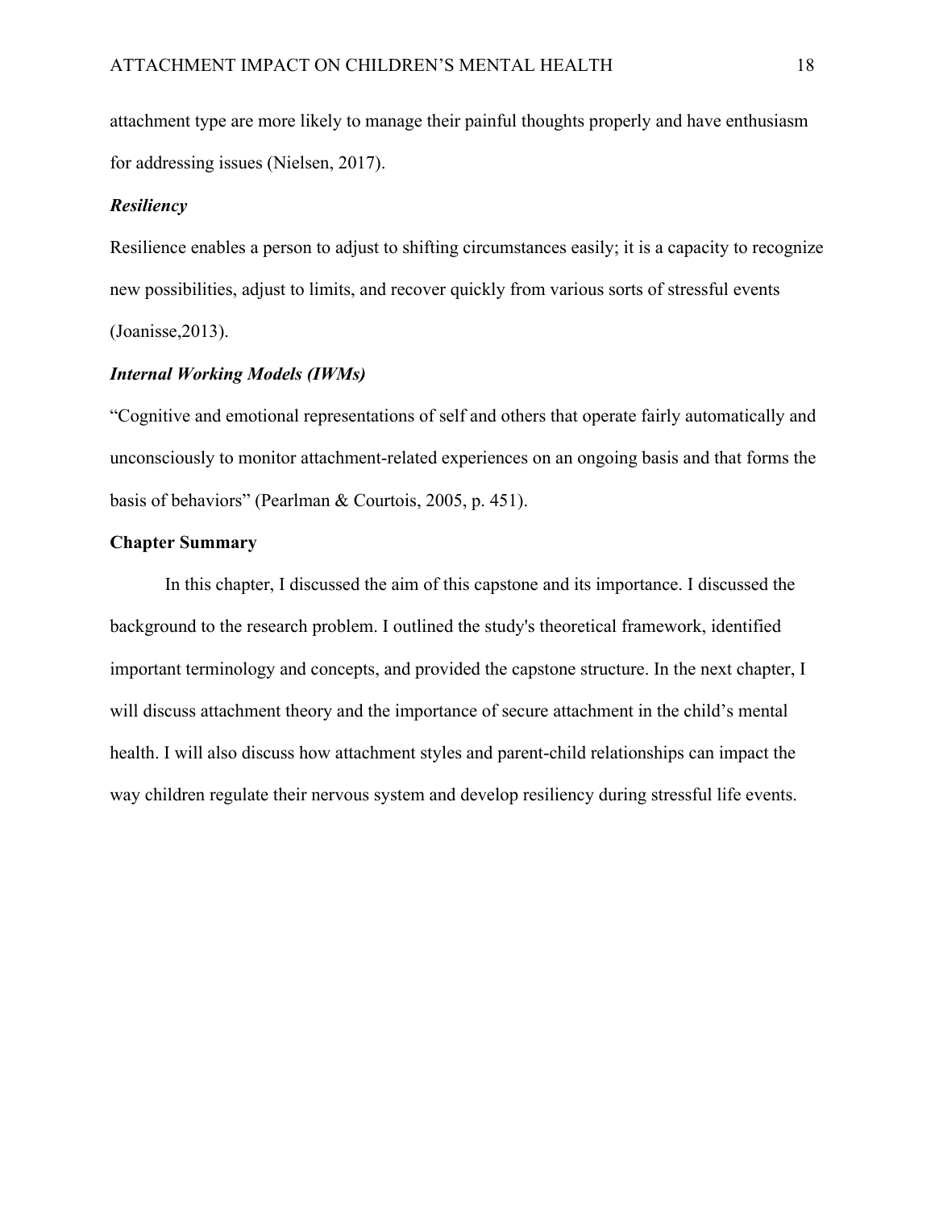attachment type are more likely to manage their painful thoughts properly and have enthusiasm for addressing issues (Nielsen, 2017).

### ***Resiliency***

Resilience enables a person to adjust to shifting circumstances easily; it is a capacity to recognize new possibilities, adjust to limits, and recover quickly from various sorts of stressful events (Joanisse,2013).

### ***Internal Working Models (IWMs)***

“Cognitive and emotional representations of self and others that operate fairly automatically and unconsciously to monitor attachment-related experiences on an ongoing basis and that forms the basis of behaviors” (Pearlman & Courtois, 2005, p. 451).

## **Chapter Summary**

In this chapter, I discussed the aim of this capstone and its importance. I discussed the background to the research problem. I outlined the study's theoretical framework, identified important terminology and concepts, and provided the capstone structure. In the next chapter, I will discuss attachment theory and the importance of secure attachment in the child’s mental health. I will also discuss how attachment styles and parent-child relationships can impact the way children regulate their nervous system and develop resiliency during stressful life events.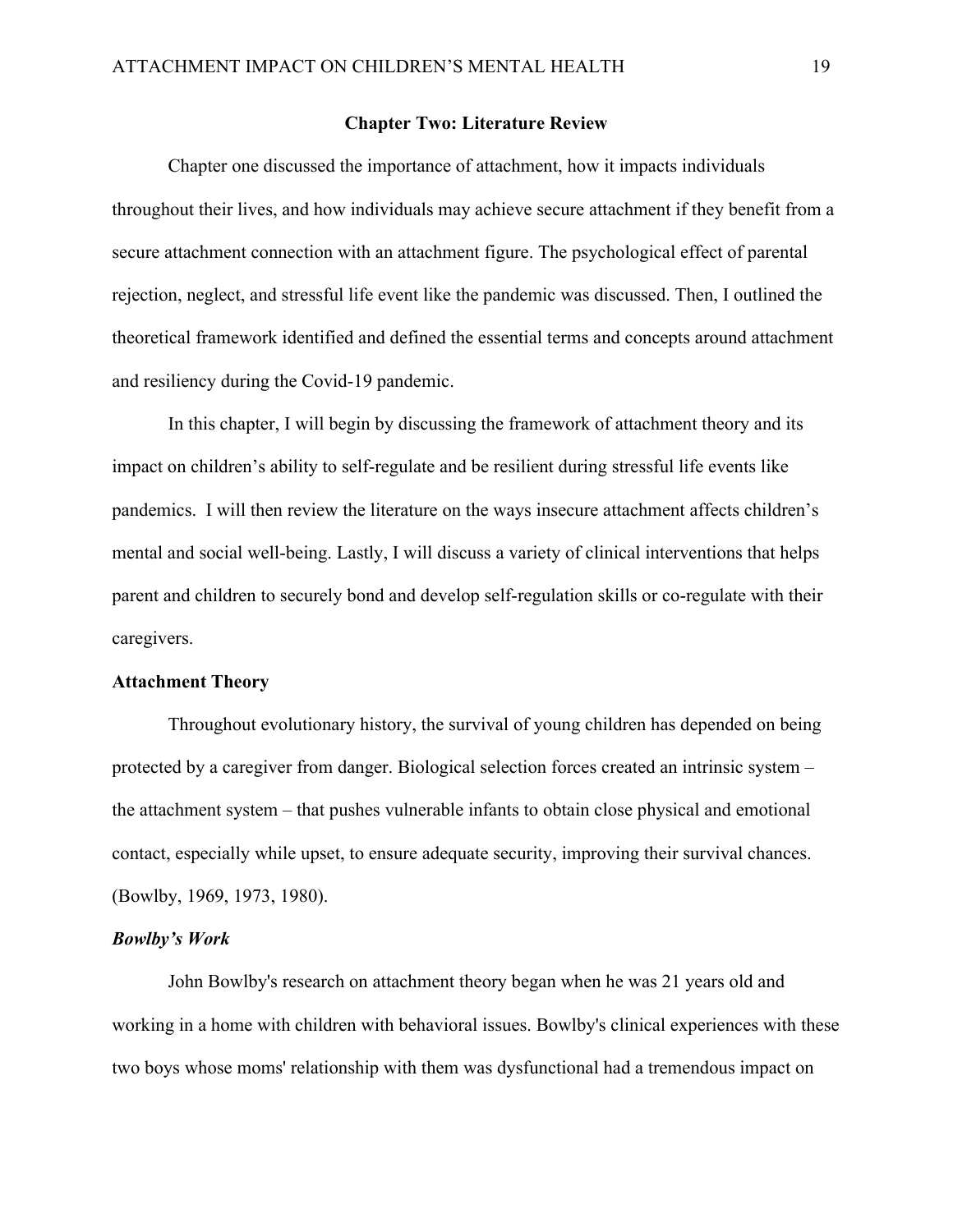# Chapter Two: Literature Review

Chapter one discussed the importance of attachment, how it impacts individuals throughout their lives, and how individuals may achieve secure attachment if they benefit from a secure attachment connection with an attachment figure. The psychological effect of parental rejection, neglect, and stressful life event like the pandemic was discussed. Then, I outlined the theoretical framework identified and defined the essential terms and concepts around attachment and resiliency during the Covid-19 pandemic.

In this chapter, I will begin by discussing the framework of attachment theory and its impact on children's ability to self-regulate and be resilient during stressful life events like pandemics. I will then review the literature on the ways insecure attachment affects children's mental and social well-being. Lastly, I will discuss a variety of clinical interventions that helps parent and children to securely bond and develop self-regulation skills or co-regulate with their caregivers.

## Attachment Theory

Throughout evolutionary history, the survival of young children has depended on being protected by a caregiver from danger. Biological selection forces created an intrinsic system – the attachment system – that pushes vulnerable infants to obtain close physical and emotional contact, especially while upset, to ensure adequate security, improving their survival chances. (Bowlby, 1969, 1973, 1980).

### *Bowlby's Work*

John Bowlby's research on attachment theory began when he was 21 years old and working in a home with children with behavioral issues. Bowlby's clinical experiences with these two boys whose moms' relationship with them was dysfunctional had a tremendous impact on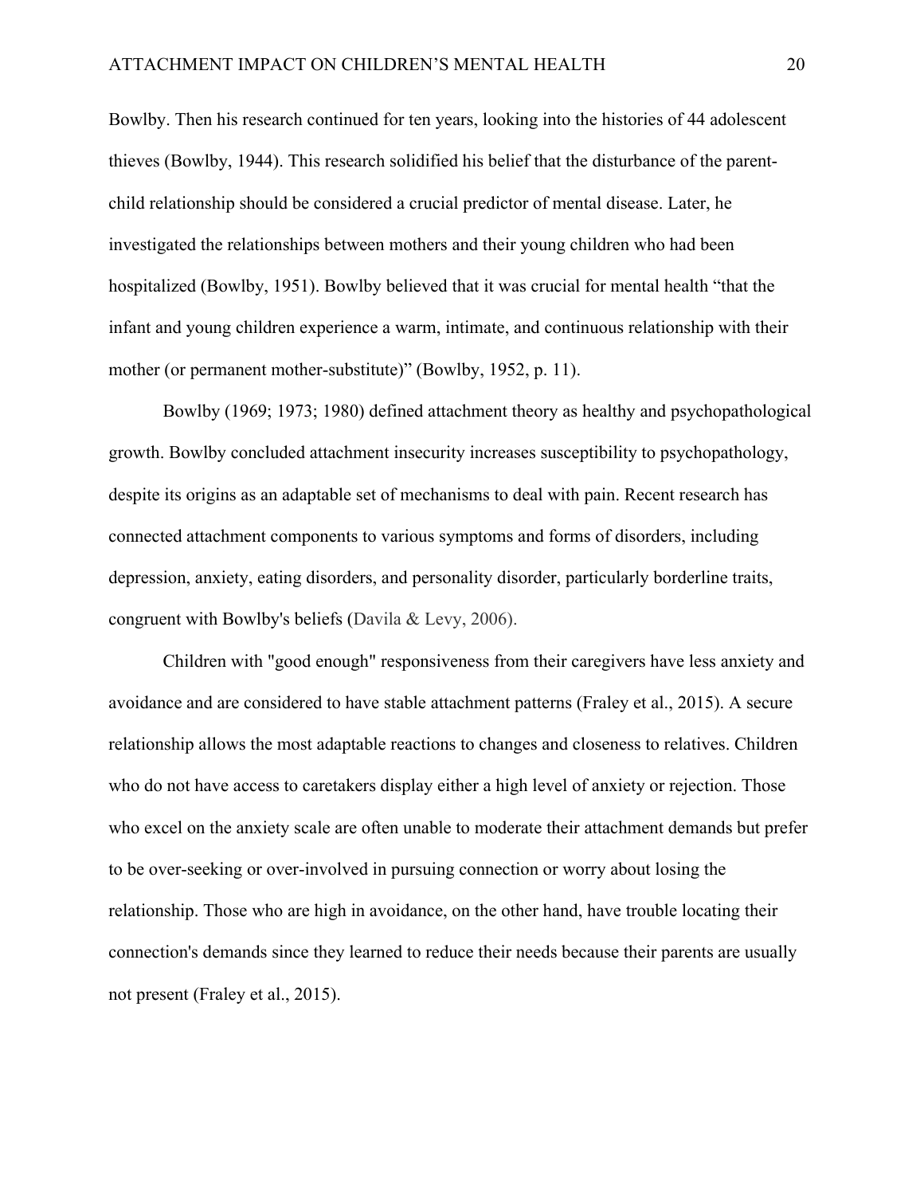Bowlby. Then his research continued for ten years, looking into the histories of 44 adolescent thieves (Bowlby, 1944). This research solidified his belief that the disturbance of the parent-child relationship should be considered a crucial predictor of mental disease. Later, he investigated the relationships between mothers and their young children who had been hospitalized (Bowlby, 1951). Bowlby believed that it was crucial for mental health "that the infant and young children experience a warm, intimate, and continuous relationship with their mother (or permanent mother-substitute)" (Bowlby, 1952, p. 11).

Bowlby (1969; 1973; 1980) defined attachment theory as healthy and psychopathological growth. Bowlby concluded attachment insecurity increases susceptibility to psychopathology, despite its origins as an adaptable set of mechanisms to deal with pain. Recent research has connected attachment components to various symptoms and forms of disorders, including depression, anxiety, eating disorders, and personality disorder, particularly borderline traits, congruent with Bowlby's beliefs (Davila & Levy, 2006).

Children with "good enough" responsiveness from their caregivers have less anxiety and avoidance and are considered to have stable attachment patterns (Fraley et al., 2015). A secure relationship allows the most adaptable reactions to changes and closeness to relatives. Children who do not have access to caretakers display either a high level of anxiety or rejection. Those who excel on the anxiety scale are often unable to moderate their attachment demands but prefer to be over-seeking or over-involved in pursuing connection or worry about losing the relationship. Those who are high in avoidance, on the other hand, have trouble locating their connection's demands since they learned to reduce their needs because their parents are usually not present (Fraley et al., 2015).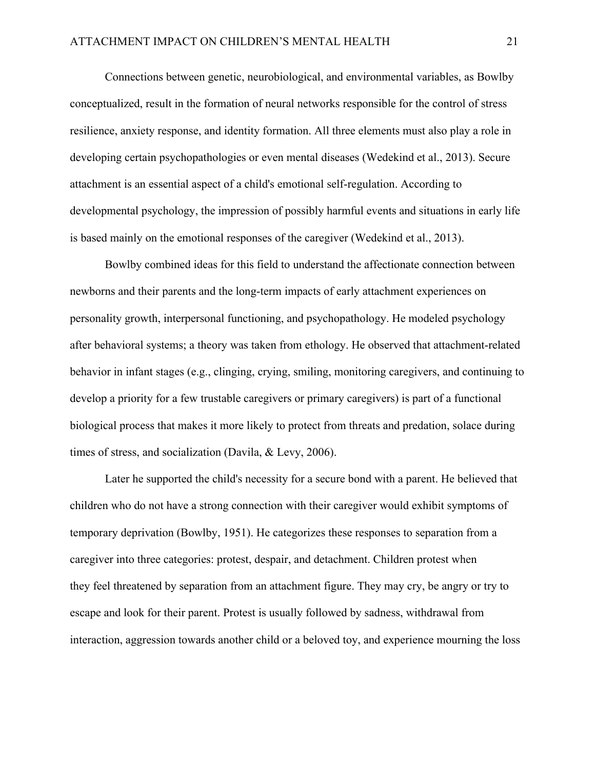Connections between genetic, neurobiological, and environmental variables, as Bowlby conceptualized, result in the formation of neural networks responsible for the control of stress resilience, anxiety response, and identity formation. All three elements must also play a role in developing certain psychopathologies or even mental diseases (Wedekind et al., 2013). Secure attachment is an essential aspect of a child's emotional self-regulation. According to developmental psychology, the impression of possibly harmful events and situations in early life is based mainly on the emotional responses of the caregiver (Wedekind et al., 2013).

Bowlby combined ideas for this field to understand the affectionate connection between newborns and their parents and the long-term impacts of early attachment experiences on personality growth, interpersonal functioning, and psychopathology. He modeled psychology after behavioral systems; a theory was taken from ethology. He observed that attachment-related behavior in infant stages (e.g., clinging, crying, smiling, monitoring caregivers, and continuing to develop a priority for a few trustable caregivers or primary caregivers) is part of a functional biological process that makes it more likely to protect from threats and predation, solace during times of stress, and socialization (Davila, & Levy, 2006).

Later he supported the child's necessity for a secure bond with a parent. He believed that children who do not have a strong connection with their caregiver would exhibit symptoms of temporary deprivation (Bowlby, 1951). He categorizes these responses to separation from a caregiver into three categories: protest, despair, and detachment. Children protest when they feel threatened by separation from an attachment figure. They may cry, be angry or try to escape and look for their parent. Protest is usually followed by sadness, withdrawal from interaction, aggression towards another child or a beloved toy, and experience mourning the loss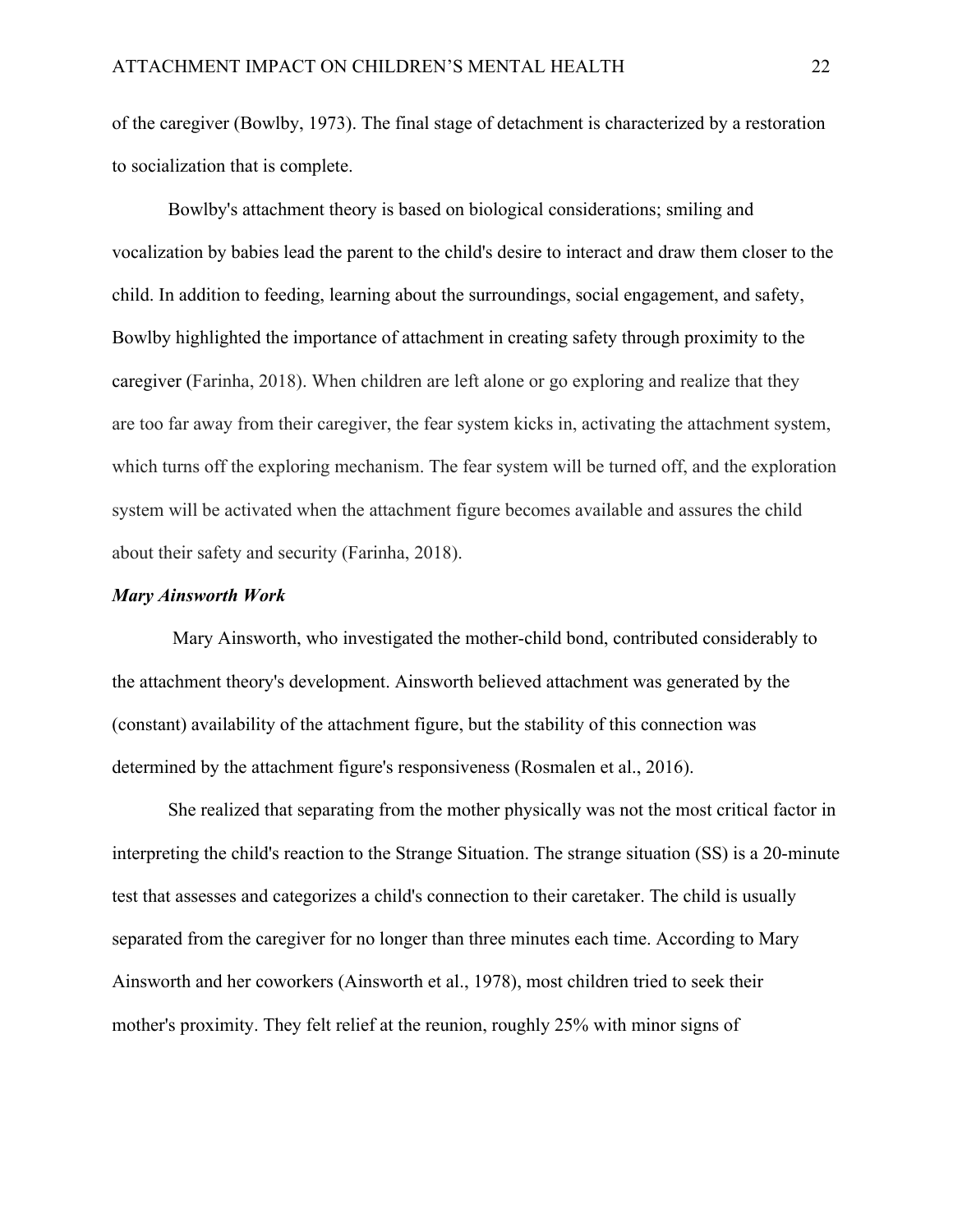of the caregiver (Bowlby, 1973). The final stage of detachment is characterized by a restoration to socialization that is complete.

Bowlby's attachment theory is based on biological considerations; smiling and vocalization by babies lead the parent to the child's desire to interact and draw them closer to the child. In addition to feeding, learning about the surroundings, social engagement, and safety, Bowlby highlighted the importance of attachment in creating safety through proximity to the caregiver (Farinha, 2018). When children are left alone or go exploring and realize that they are too far away from their caregiver, the fear system kicks in, activating the attachment system, which turns off the exploring mechanism. The fear system will be turned off, and the exploration system will be activated when the attachment figure becomes available and assures the child about their safety and security (Farinha, 2018).

### *Mary Ainsworth Work*

Mary Ainsworth, who investigated the mother-child bond, contributed considerably to the attachment theory's development. Ainsworth believed attachment was generated by the (constant) availability of the attachment figure, but the stability of this connection was determined by the attachment figure's responsiveness (Rosmalen et al., 2016).

She realized that separating from the mother physically was not the most critical factor in interpreting the child's reaction to the Strange Situation. The strange situation (SS) is a 20-minute test that assesses and categorizes a child's connection to their caretaker. The child is usually separated from the caregiver for no longer than three minutes each time. According to Mary Ainsworth and her coworkers (Ainsworth et al., 1978), most children tried to seek their mother's proximity. They felt relief at the reunion, roughly 25% with minor signs of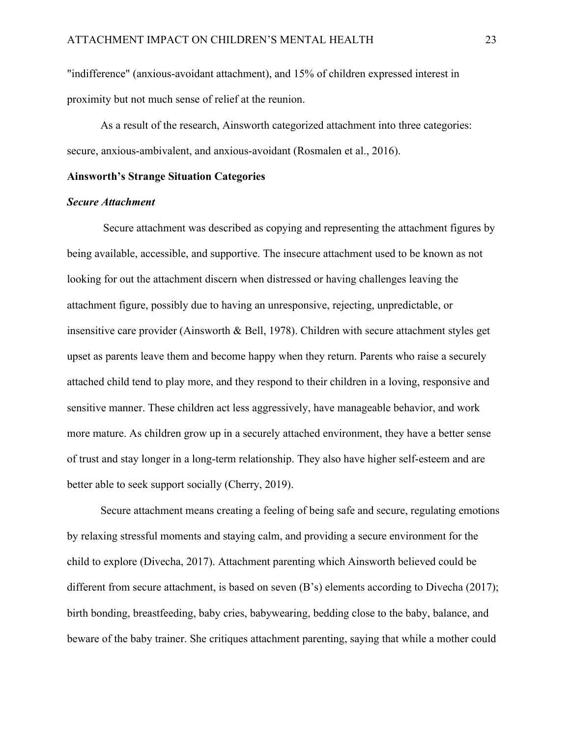"indifference" (anxious-avoidant attachment), and 15% of children expressed interest in proximity but not much sense of relief at the reunion.

As a result of the research, Ainsworth categorized attachment into three categories: secure, anxious-ambivalent, and anxious-avoidant (Rosmalen et al., 2016).

## Ainsworth's Strange Situation Categories

### *Secure Attachment*

Secure attachment was described as copying and representing the attachment figures by being available, accessible, and supportive. The insecure attachment used to be known as not looking for out the attachment discern when distressed or having challenges leaving the attachment figure, possibly due to having an unresponsive, rejecting, unpredictable, or insensitive care provider (Ainsworth & Bell, 1978). Children with secure attachment styles get upset as parents leave them and become happy when they return. Parents who raise a securely attached child tend to play more, and they respond to their children in a loving, responsive and sensitive manner. These children act less aggressively, have manageable behavior, and work more mature. As children grow up in a securely attached environment, they have a better sense of trust and stay longer in a long-term relationship. They also have higher self-esteem and are better able to seek support socially (Cherry, 2019).

Secure attachment means creating a feeling of being safe and secure, regulating emotions by relaxing stressful moments and staying calm, and providing a secure environment for the child to explore (Divecha, 2017). Attachment parenting which Ainsworth believed could be different from secure attachment, is based on seven (B's) elements according to Divecha (2017); birth bonding, breastfeeding, baby cries, babywearing, bedding close to the baby, balance, and beware of the baby trainer. She critiques attachment parenting, saying that while a mother could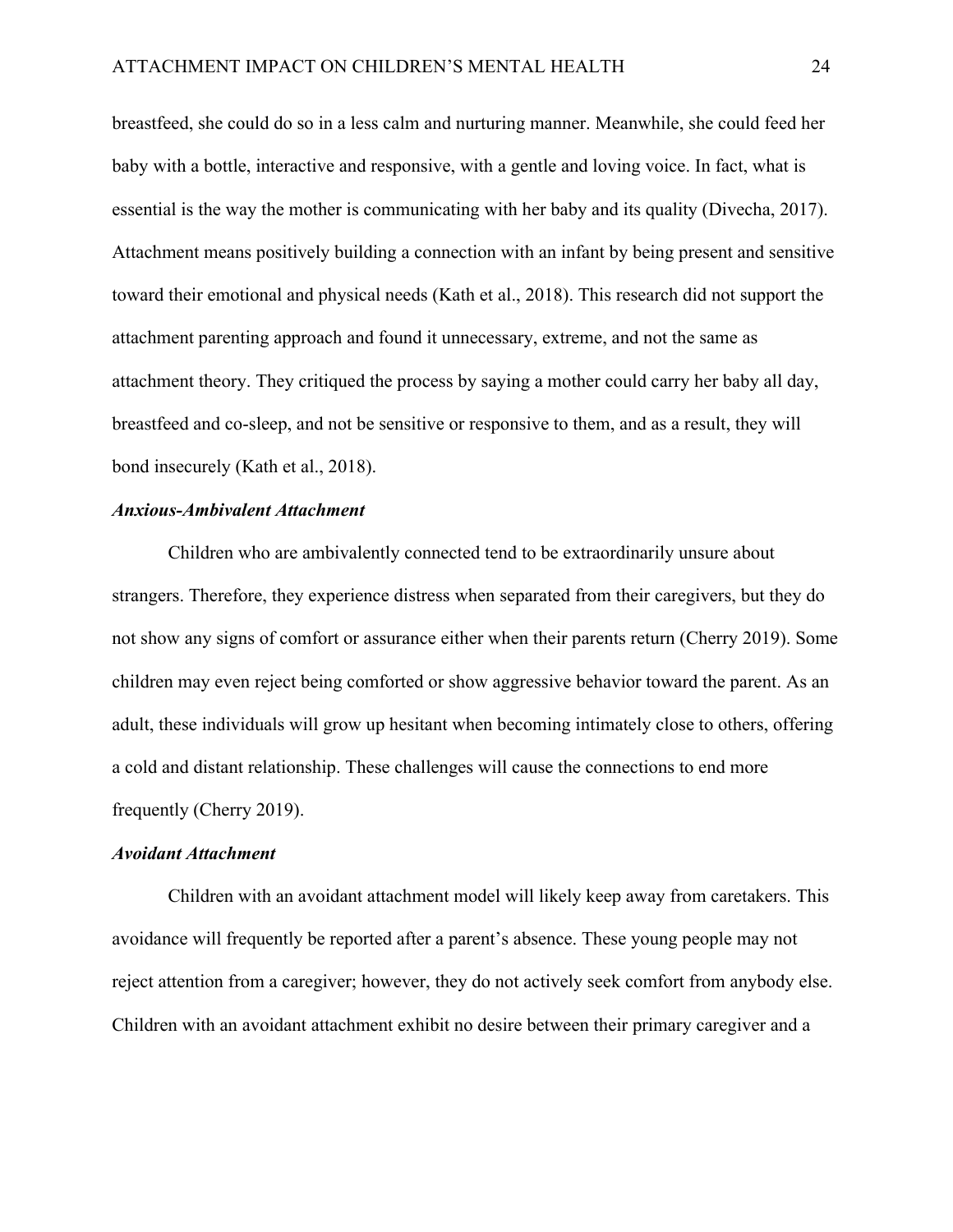breastfeed, she could do so in a less calm and nurturing manner. Meanwhile, she could feed her baby with a bottle, interactive and responsive, with a gentle and loving voice. In fact, what is essential is the way the mother is communicating with her baby and its quality (Divecha, 2017). Attachment means positively building a connection with an infant by being present and sensitive toward their emotional and physical needs (Kath et al., 2018). This research did not support the attachment parenting approach and found it unnecessary, extreme, and not the same as attachment theory. They critiqued the process by saying a mother could carry her baby all day, breastfeed and co-sleep, and not be sensitive or responsive to them, and as a result, they will bond insecurely (Kath et al., 2018).

### *Anxious-Ambivalent Attachment*

Children who are ambivalently connected tend to be extraordinarily unsure about strangers. Therefore, they experience distress when separated from their caregivers, but they do not show any signs of comfort or assurance either when their parents return (Cherry 2019). Some children may even reject being comforted or show aggressive behavior toward the parent. As an adult, these individuals will grow up hesitant when becoming intimately close to others, offering a cold and distant relationship. These challenges will cause the connections to end more frequently (Cherry 2019).

### *Avoidant Attachment*

Children with an avoidant attachment model will likely keep away from caretakers. This avoidance will frequently be reported after a parent's absence. These young people may not reject attention from a caregiver; however, they do not actively seek comfort from anybody else. Children with an avoidant attachment exhibit no desire between their primary caregiver and a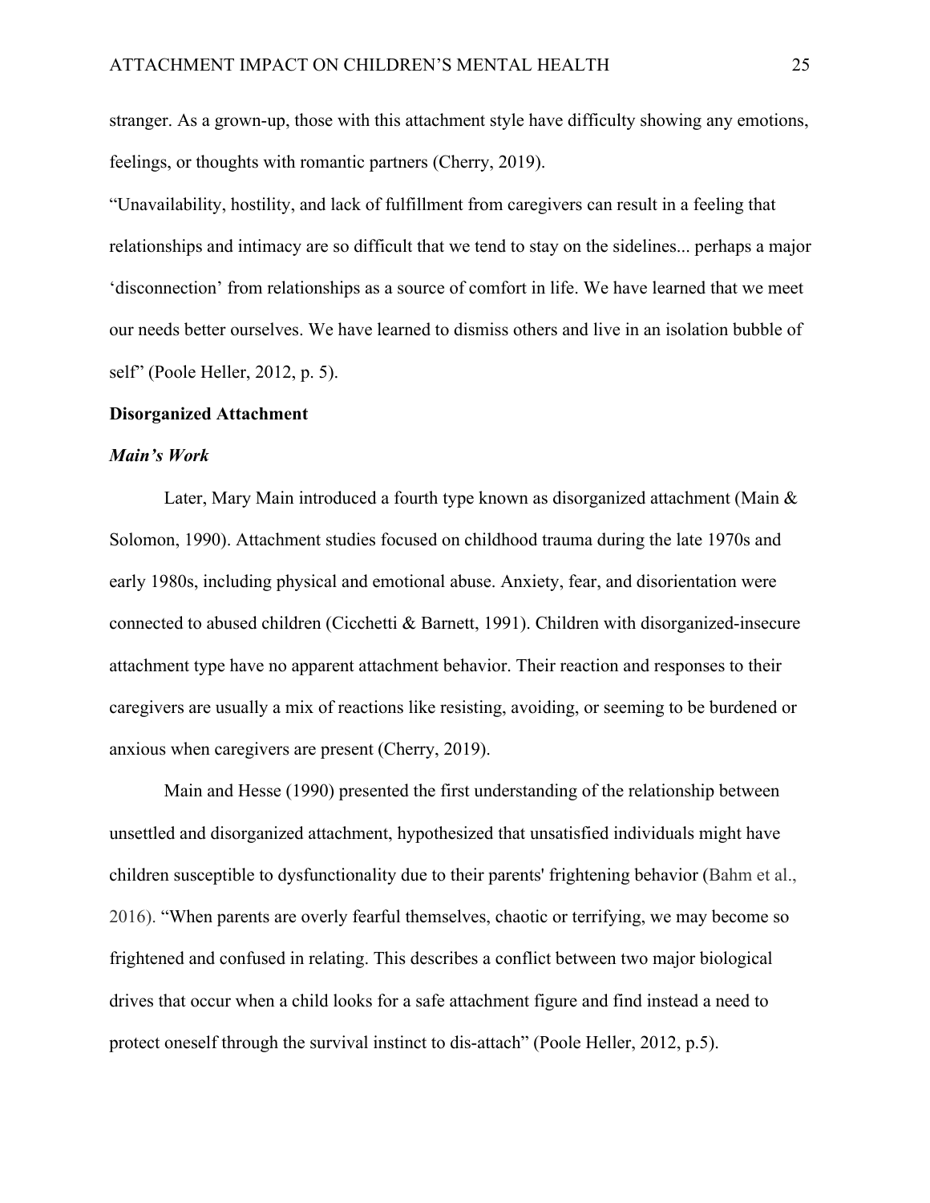stranger. As a grown-up, those with this attachment style have difficulty showing any emotions, feelings, or thoughts with romantic partners (Cherry, 2019).

"Unavailability, hostility, and lack of fulfillment from caregivers can result in a feeling that relationships and intimacy are so difficult that we tend to stay on the sidelines... perhaps a major 'disconnection' from relationships as a source of comfort in life. We have learned that we meet our needs better ourselves. We have learned to dismiss others and live in an isolation bubble of self" (Poole Heller, 2012, p. 5).

## Disorganized Attachment

### *Main's Work*

Later, Mary Main introduced a fourth type known as disorganized attachment (Main & Solomon, 1990). Attachment studies focused on childhood trauma during the late 1970s and early 1980s, including physical and emotional abuse. Anxiety, fear, and disorientation were connected to abused children (Cicchetti & Barnett, 1991). Children with disorganized-insecure attachment type have no apparent attachment behavior. Their reaction and responses to their caregivers are usually a mix of reactions like resisting, avoiding, or seeming to be burdened or anxious when caregivers are present (Cherry, 2019).

Main and Hesse (1990) presented the first understanding of the relationship between unsettled and disorganized attachment, hypothesized that unsatisfied individuals might have children susceptible to dysfunctionality due to their parents' frightening behavior (Bahm et al., 2016). "When parents are overly fearful themselves, chaotic or terrifying, we may become so frightened and confused in relating. This describes a conflict between two major biological drives that occur when a child looks for a safe attachment figure and find instead a need to protect oneself through the survival instinct to dis-attach" (Poole Heller, 2012, p.5).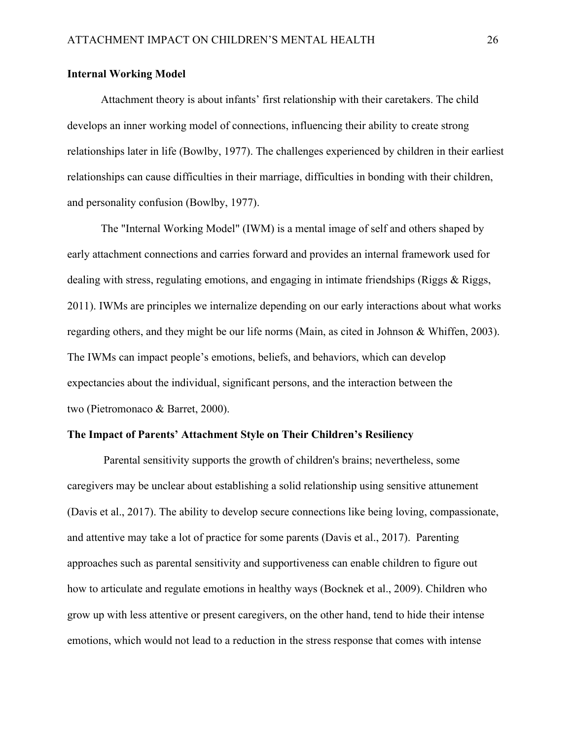**Internal Working Model**

Attachment theory is about infants' first relationship with their caretakers. The child develops an inner working model of connections, influencing their ability to create strong relationships later in life (Bowlby, 1977). The challenges experienced by children in their earliest relationships can cause difficulties in their marriage, difficulties in bonding with their children, and personality confusion (Bowlby, 1977).

The "Internal Working Model" (IWM) is a mental image of self and others shaped by early attachment connections and carries forward and provides an internal framework used for dealing with stress, regulating emotions, and engaging in intimate friendships (Riggs & Riggs, 2011). IWMs are principles we internalize depending on our early interactions about what works regarding others, and they might be our life norms (Main, as cited in Johnson & Whiffen, 2003). The IWMs can impact people's emotions, beliefs, and behaviors, which can develop expectancies about the individual, significant persons, and the interaction between the two (Pietromonaco & Barret, 2000).

**The Impact of Parents' Attachment Style on Their Children's Resiliency**

Parental sensitivity supports the growth of children's brains; nevertheless, some caregivers may be unclear about establishing a solid relationship using sensitive attunement (Davis et al., 2017). The ability to develop secure connections like being loving, compassionate, and attentive may take a lot of practice for some parents (Davis et al., 2017). Parenting approaches such as parental sensitivity and supportiveness can enable children to figure out how to articulate and regulate emotions in healthy ways (Bocknek et al., 2009). Children who grow up with less attentive or present caregivers, on the other hand, tend to hide their intense emotions, which would not lead to a reduction in the stress response that comes with intense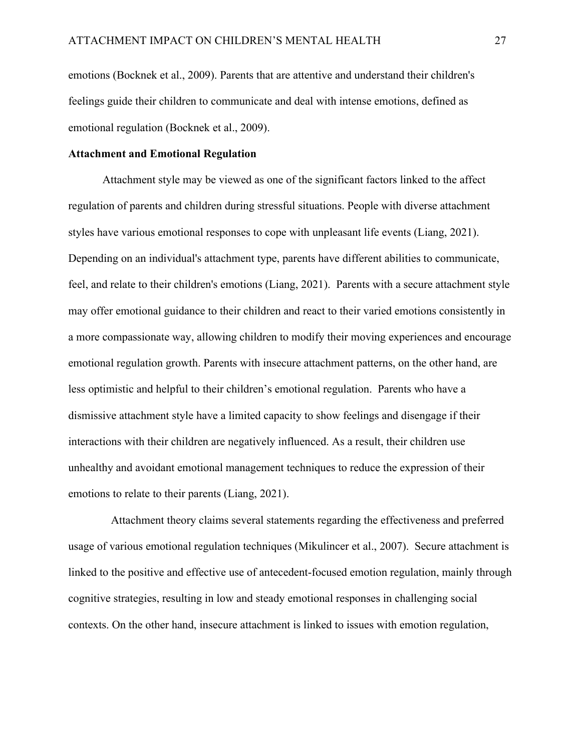emotions (Bocknek et al., 2009). Parents that are attentive and understand their children's feelings guide their children to communicate and deal with intense emotions, defined as emotional regulation (Bocknek et al., 2009).

**Attachment and Emotional Regulation**

Attachment style may be viewed as one of the significant factors linked to the affect regulation of parents and children during stressful situations. People with diverse attachment styles have various emotional responses to cope with unpleasant life events (Liang, 2021). Depending on an individual's attachment type, parents have different abilities to communicate, feel, and relate to their children's emotions (Liang, 2021). Parents with a secure attachment style may offer emotional guidance to their children and react to their varied emotions consistently in a more compassionate way, allowing children to modify their moving experiences and encourage emotional regulation growth. Parents with insecure attachment patterns, on the other hand, are less optimistic and helpful to their children's emotional regulation. Parents who have a dismissive attachment style have a limited capacity to show feelings and disengage if their interactions with their children are negatively influenced. As a result, their children use unhealthy and avoidant emotional management techniques to reduce the expression of their emotions to relate to their parents (Liang, 2021).

Attachment theory claims several statements regarding the effectiveness and preferred usage of various emotional regulation techniques (Mikulincer et al., 2007). Secure attachment is linked to the positive and effective use of antecedent-focused emotion regulation, mainly through cognitive strategies, resulting in low and steady emotional responses in challenging social contexts. On the other hand, insecure attachment is linked to issues with emotion regulation,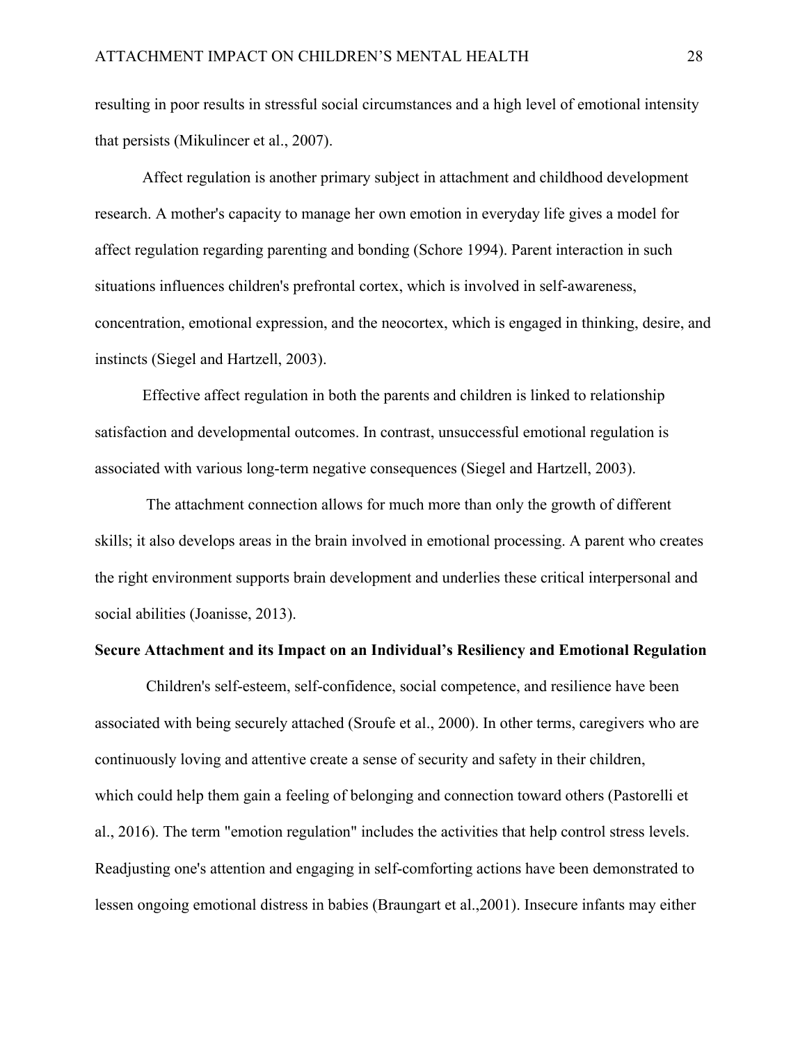resulting in poor results in stressful social circumstances and a high level of emotional intensity that persists (Mikulincer et al., 2007).

Affect regulation is another primary subject in attachment and childhood development research. A mother's capacity to manage her own emotion in everyday life gives a model for affect regulation regarding parenting and bonding (Schore 1994). Parent interaction in such situations influences children's prefrontal cortex, which is involved in self-awareness, concentration, emotional expression, and the neocortex, which is engaged in thinking, desire, and instincts (Siegel and Hartzell, 2003).

Effective affect regulation in both the parents and children is linked to relationship satisfaction and developmental outcomes. In contrast, unsuccessful emotional regulation is associated with various long-term negative consequences (Siegel and Hartzell, 2003).

The attachment connection allows for much more than only the growth of different skills; it also develops areas in the brain involved in emotional processing. A parent who creates the right environment supports brain development and underlies these critical interpersonal and social abilities (Joanisse, 2013).

**Secure Attachment and its Impact on an Individual's Resiliency and Emotional Regulation**

Children's self-esteem, self-confidence, social competence, and resilience have been associated with being securely attached (Sroufe et al., 2000). In other terms, caregivers who are continuously loving and attentive create a sense of security and safety in their children, which could help them gain a feeling of belonging and connection toward others (Pastorelli et al., 2016). The term "emotion regulation" includes the activities that help control stress levels. Readjusting one's attention and engaging in self-comforting actions have been demonstrated to lessen ongoing emotional distress in babies (Braungart et al.,2001). Insecure infants may either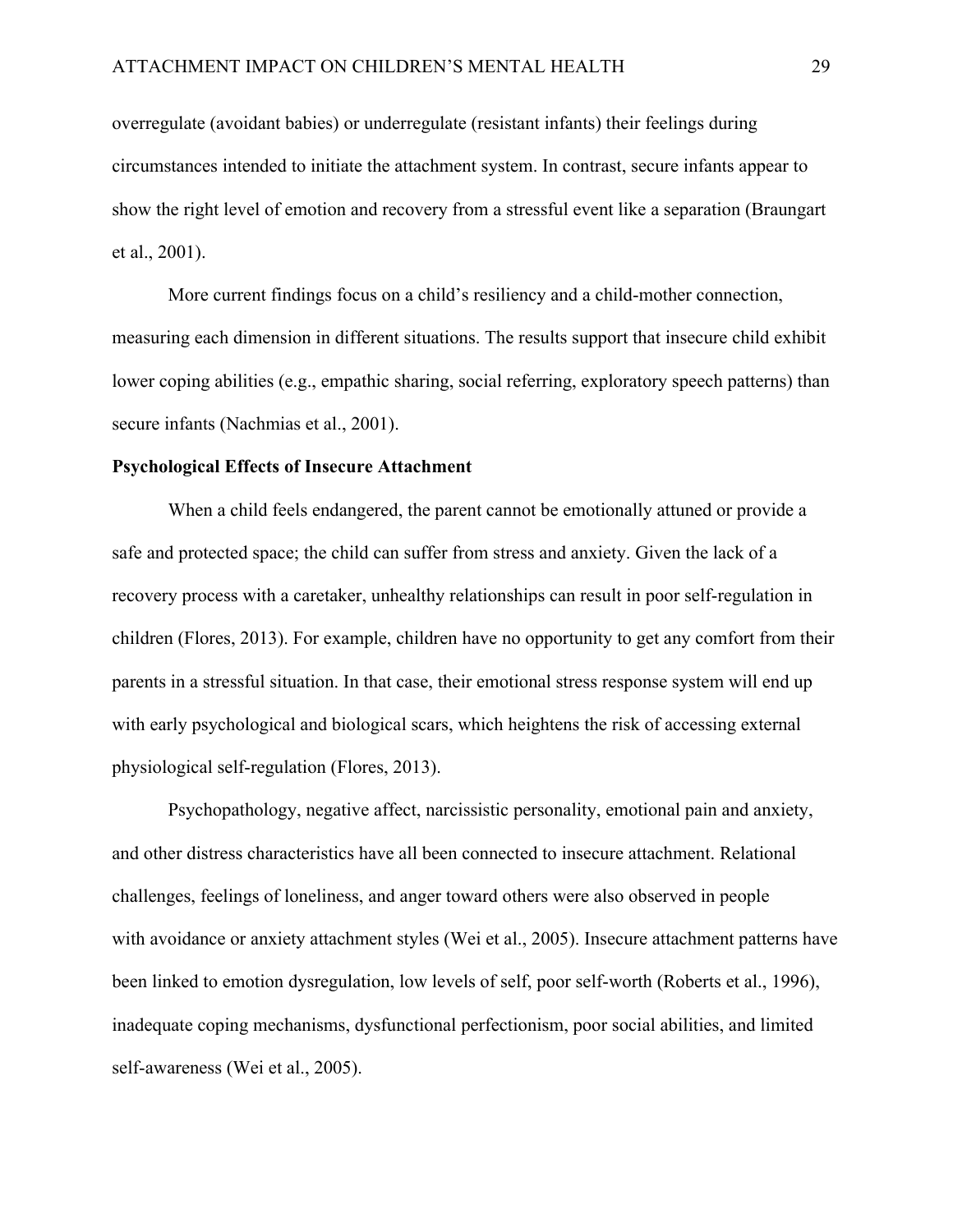overregulate (avoidant babies) or underregulate (resistant infants) their feelings during circumstances intended to initiate the attachment system. In contrast, secure infants appear to show the right level of emotion and recovery from a stressful event like a separation (Braungart et al., 2001).

More current findings focus on a child's resiliency and a child-mother connection, measuring each dimension in different situations. The results support that insecure child exhibit lower coping abilities (e.g., empathic sharing, social referring, exploratory speech patterns) than secure infants (Nachmias et al., 2001).

**Psychological Effects of Insecure Attachment**

When a child feels endangered, the parent cannot be emotionally attuned or provide a safe and protected space; the child can suffer from stress and anxiety. Given the lack of a recovery process with a caretaker, unhealthy relationships can result in poor self-regulation in children (Flores, 2013). For example, children have no opportunity to get any comfort from their parents in a stressful situation. In that case, their emotional stress response system will end up with early psychological and biological scars, which heightens the risk of accessing external physiological self-regulation (Flores, 2013).

Psychopathology, negative affect, narcissistic personality, emotional pain and anxiety, and other distress characteristics have all been connected to insecure attachment. Relational challenges, feelings of loneliness, and anger toward others were also observed in people with avoidance or anxiety attachment styles (Wei et al., 2005). Insecure attachment patterns have been linked to emotion dysregulation, low levels of self, poor self-worth (Roberts et al., 1996), inadequate coping mechanisms, dysfunctional perfectionism, poor social abilities, and limited self-awareness (Wei et al., 2005).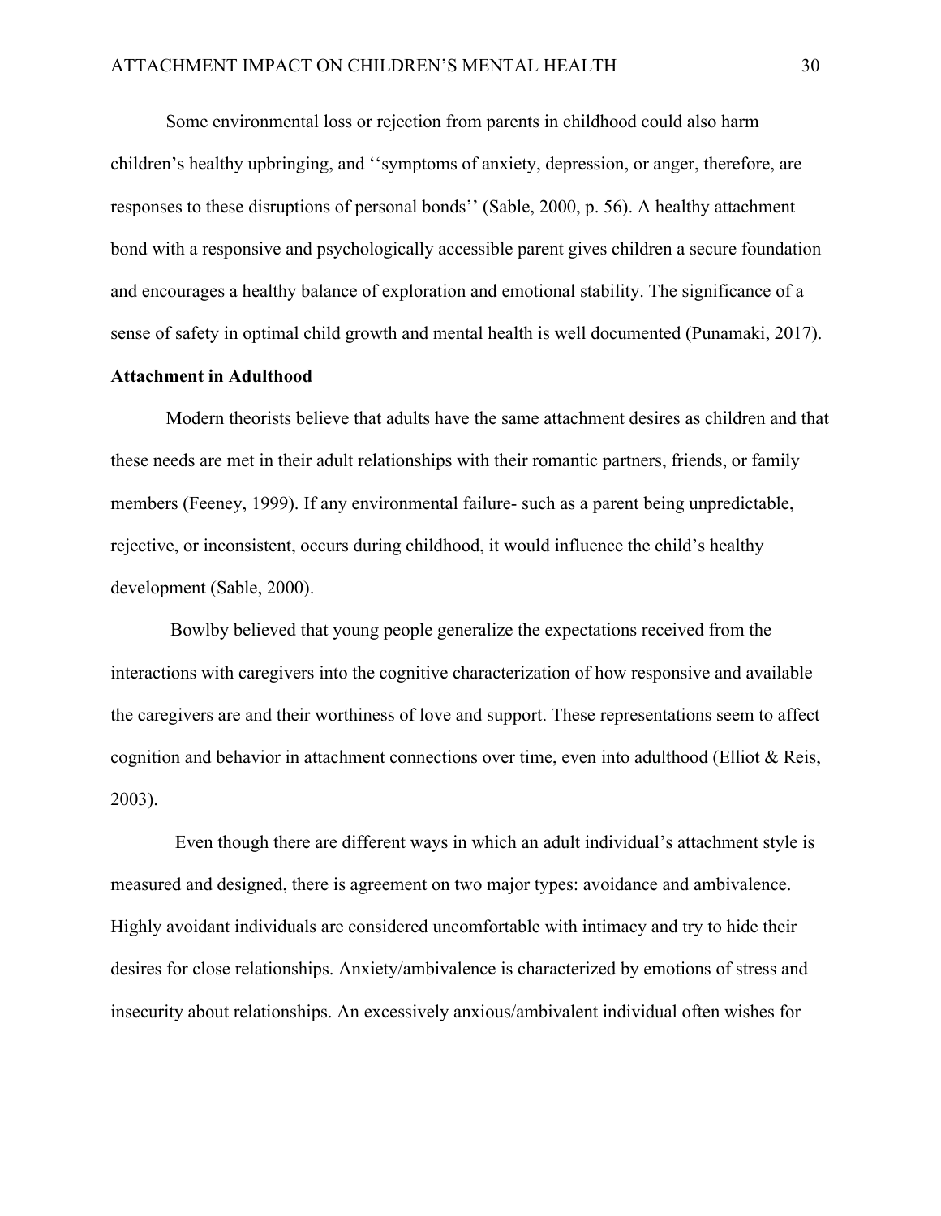Some environmental loss or rejection from parents in childhood could also harm children's healthy upbringing, and ''symptoms of anxiety, depression, or anger, therefore, are responses to these disruptions of personal bonds'' (Sable, 2000, p. 56). A healthy attachment bond with a responsive and psychologically accessible parent gives children a secure foundation and encourages a healthy balance of exploration and emotional stability. The significance of a sense of safety in optimal child growth and mental health is well documented (Punamaki, 2017).

**Attachment in Adulthood**

Modern theorists believe that adults have the same attachment desires as children and that these needs are met in their adult relationships with their romantic partners, friends, or family members (Feeney, 1999). If any environmental failure- such as a parent being unpredictable, rejective, or inconsistent, occurs during childhood, it would influence the child's healthy development (Sable, 2000).

Bowlby believed that young people generalize the expectations received from the interactions with caregivers into the cognitive characterization of how responsive and available the caregivers are and their worthiness of love and support. These representations seem to affect cognition and behavior in attachment connections over time, even into adulthood (Elliot & Reis, 2003).

Even though there are different ways in which an adult individual's attachment style is measured and designed, there is agreement on two major types: avoidance and ambivalence. Highly avoidant individuals are considered uncomfortable with intimacy and try to hide their desires for close relationships. Anxiety/ambivalence is characterized by emotions of stress and insecurity about relationships. An excessively anxious/ambivalent individual often wishes for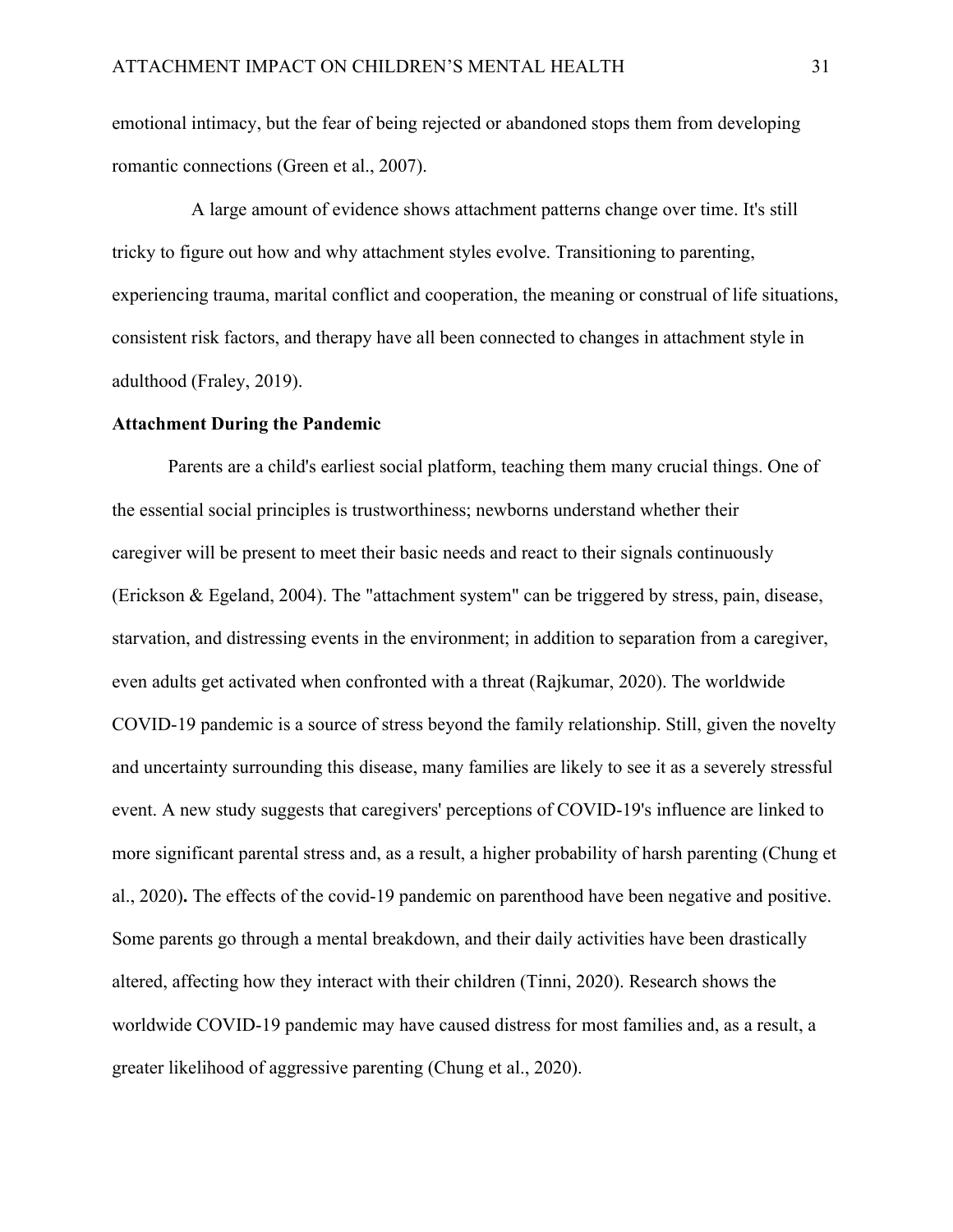emotional intimacy, but the fear of being rejected or abandoned stops them from developing romantic connections (Green et al., 2007).

A large amount of evidence shows attachment patterns change over time. It's still tricky to figure out how and why attachment styles evolve. Transitioning to parenting, experiencing trauma, marital conflict and cooperation, the meaning or construal of life situations, consistent risk factors, and therapy have all been connected to changes in attachment style in adulthood (Fraley, 2019).

**Attachment During the Pandemic**

Parents are a child's earliest social platform, teaching them many crucial things. One of the essential social principles is trustworthiness; newborns understand whether their caregiver will be present to meet their basic needs and react to their signals continuously (Erickson & Egeland, 2004). The "attachment system" can be triggered by stress, pain, disease, starvation, and distressing events in the environment; in addition to separation from a caregiver, even adults get activated when confronted with a threat (Rajkumar, 2020). The worldwide COVID-19 pandemic is a source of stress beyond the family relationship. Still, given the novelty and uncertainty surrounding this disease, many families are likely to see it as a severely stressful event. A new study suggests that caregivers' perceptions of COVID-19's influence are linked to more significant parental stress and, as a result, a higher probability of harsh parenting (Chung et al., 2020)**.** The effects of the covid-19 pandemic on parenthood have been negative and positive. Some parents go through a mental breakdown, and their daily activities have been drastically altered, affecting how they interact with their children (Tinni, 2020). Research shows the worldwide COVID-19 pandemic may have caused distress for most families and, as a result, a greater likelihood of aggressive parenting (Chung et al., 2020).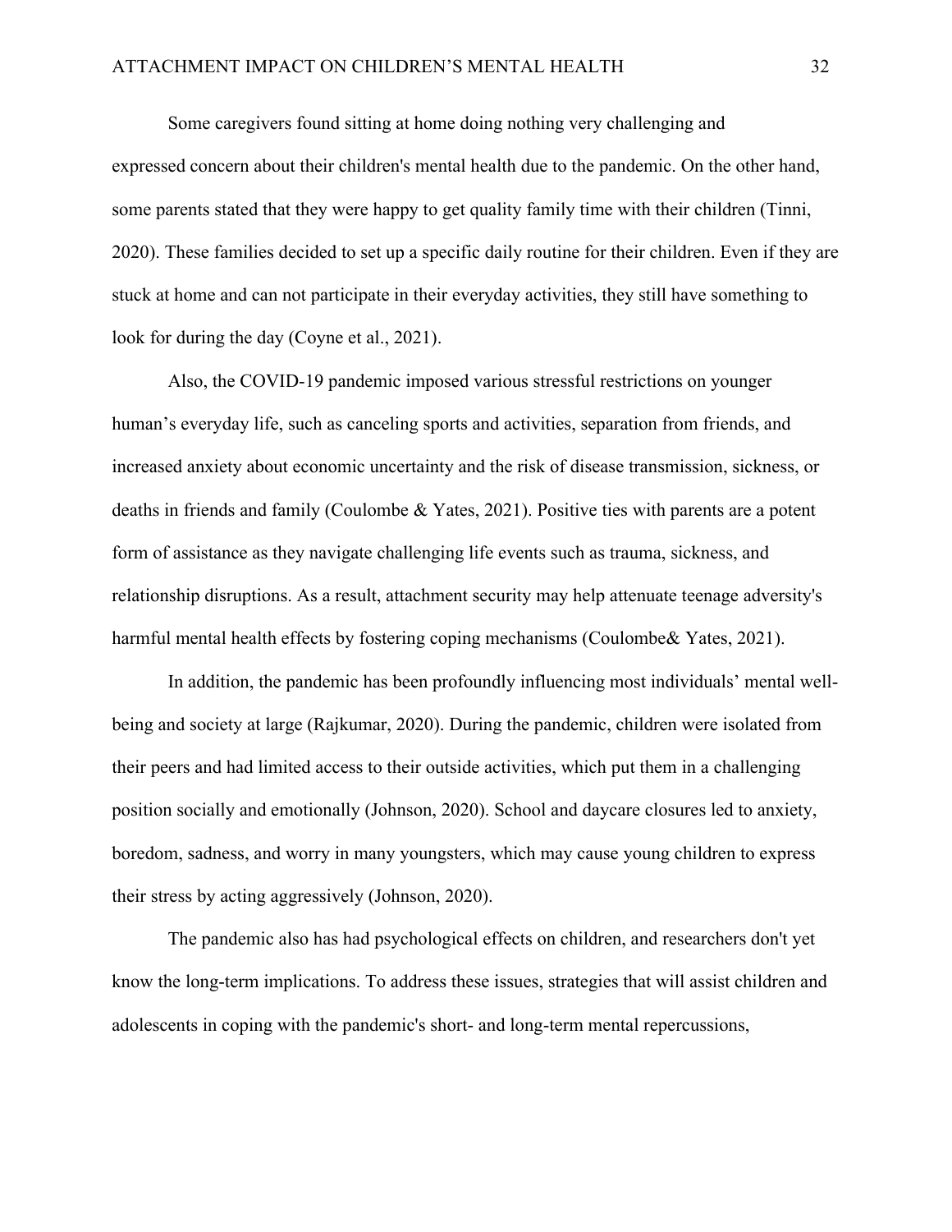Some caregivers found sitting at home doing nothing very challenging and expressed concern about their children's mental health due to the pandemic. On the other hand, some parents stated that they were happy to get quality family time with their children (Tinni, 2020). These families decided to set up a specific daily routine for their children. Even if they are stuck at home and can not participate in their everyday activities, they still have something to look for during the day (Coyne et al., 2021).

Also, the COVID-19 pandemic imposed various stressful restrictions on younger human's everyday life, such as canceling sports and activities, separation from friends, and increased anxiety about economic uncertainty and the risk of disease transmission, sickness, or deaths in friends and family (Coulombe & Yates, 2021). Positive ties with parents are a potent form of assistance as they navigate challenging life events such as trauma, sickness, and relationship disruptions. As a result, attachment security may help attenuate teenage adversity's harmful mental health effects by fostering coping mechanisms (Coulombe& Yates, 2021).

In addition, the pandemic has been profoundly influencing most individuals' mental well-being and society at large (Rajkumar, 2020). During the pandemic, children were isolated from their peers and had limited access to their outside activities, which put them in a challenging position socially and emotionally (Johnson, 2020). School and daycare closures led to anxiety, boredom, sadness, and worry in many youngsters, which may cause young children to express their stress by acting aggressively (Johnson, 2020).

The pandemic also has had psychological effects on children, and researchers don't yet know the long-term implications. To address these issues, strategies that will assist children and adolescents in coping with the pandemic's short- and long-term mental repercussions,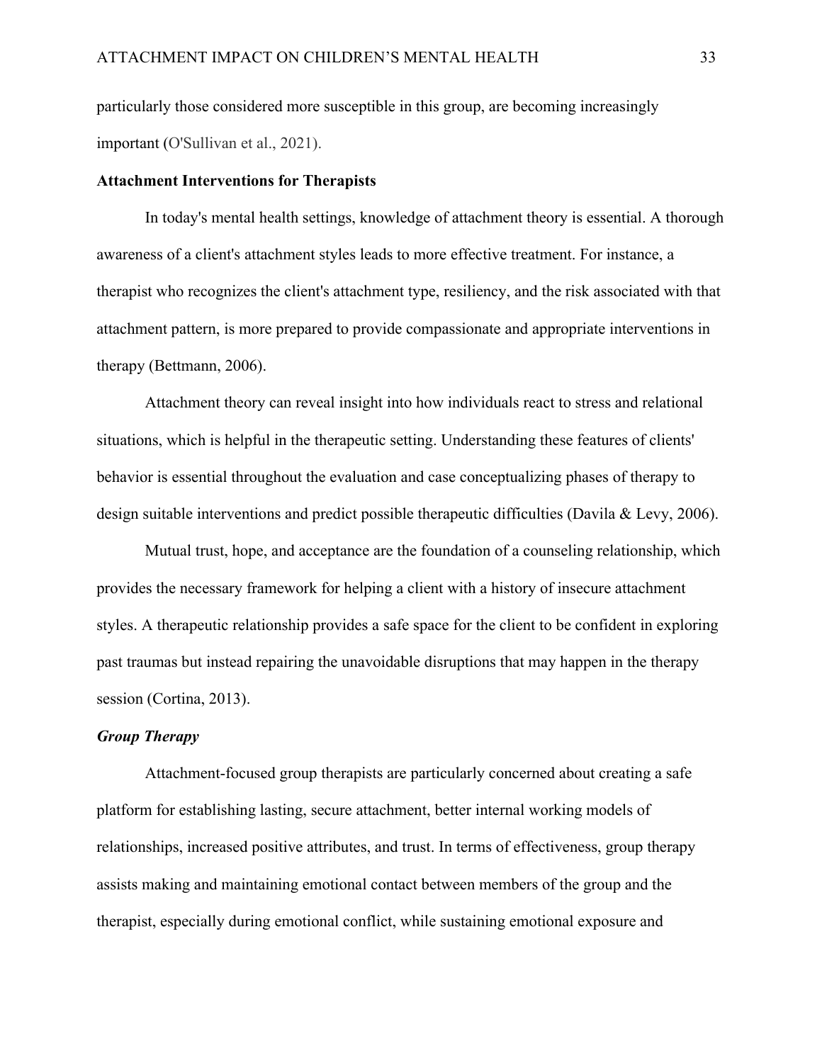particularly those considered more susceptible in this group, are becoming increasingly important (O'Sullivan et al., 2021).

## Attachment Interventions for Therapists

In today's mental health settings, knowledge of attachment theory is essential. A thorough awareness of a client's attachment styles leads to more effective treatment. For instance, a therapist who recognizes the client's attachment type, resiliency, and the risk associated with that attachment pattern, is more prepared to provide compassionate and appropriate interventions in therapy (Bettmann, 2006).

Attachment theory can reveal insight into how individuals react to stress and relational situations, which is helpful in the therapeutic setting. Understanding these features of clients' behavior is essential throughout the evaluation and case conceptualizing phases of therapy to design suitable interventions and predict possible therapeutic difficulties (Davila & Levy, 2006).

Mutual trust, hope, and acceptance are the foundation of a counseling relationship, which provides the necessary framework for helping a client with a history of insecure attachment styles. A therapeutic relationship provides a safe space for the client to be confident in exploring past traumas but instead repairing the unavoidable disruptions that may happen in the therapy session (Cortina, 2013).

### *Group Therapy*

Attachment-focused group therapists are particularly concerned about creating a safe platform for establishing lasting, secure attachment, better internal working models of relationships, increased positive attributes, and trust. In terms of effectiveness, group therapy assists making and maintaining emotional contact between members of the group and the therapist, especially during emotional conflict, while sustaining emotional exposure and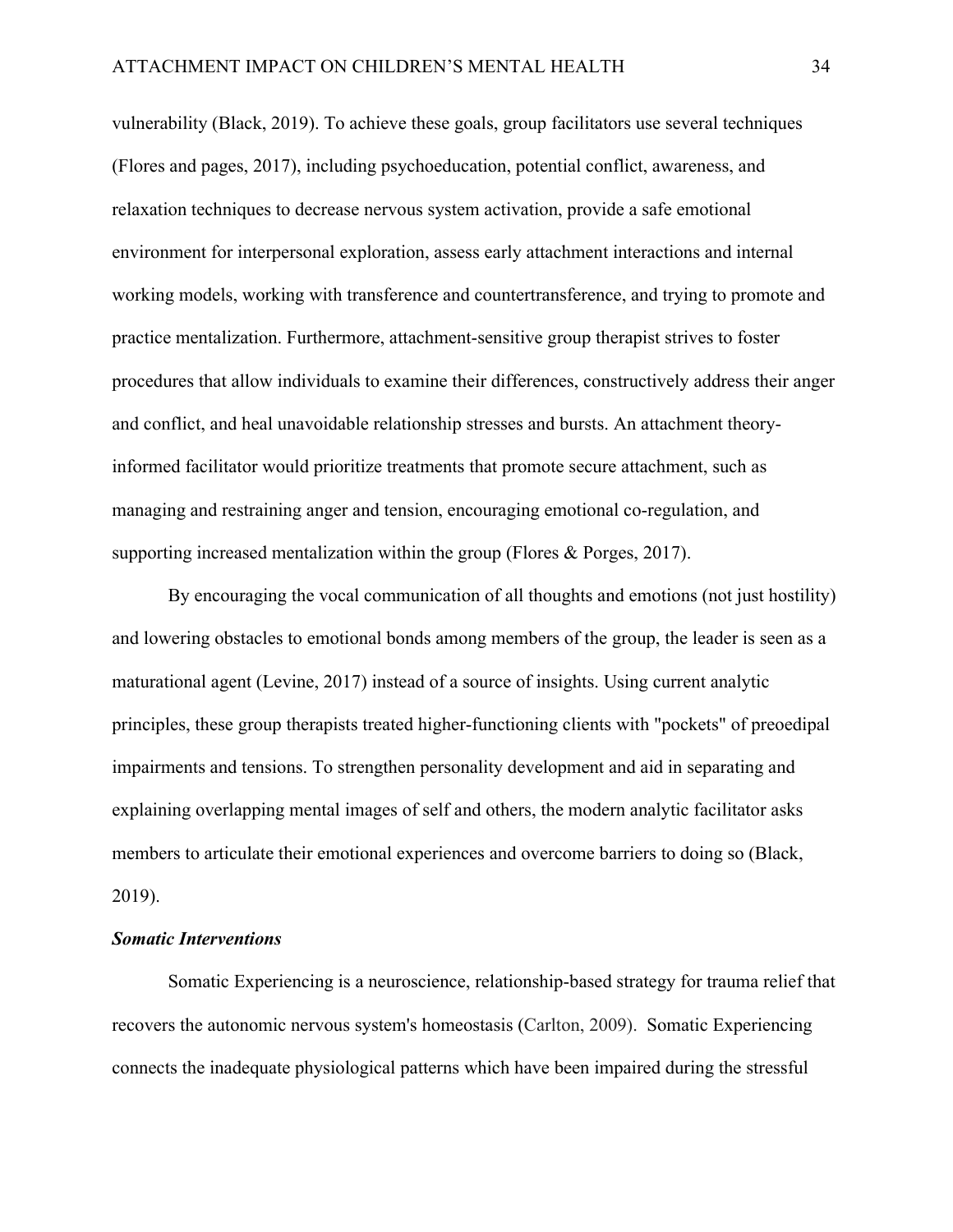vulnerability (Black, 2019). To achieve these goals, group facilitators use several techniques (Flores and pages, 2017), including psychoeducation, potential conflict, awareness, and relaxation techniques to decrease nervous system activation, provide a safe emotional environment for interpersonal exploration, assess early attachment interactions and internal working models, working with transference and countertransference, and trying to promote and practice mentalization. Furthermore, attachment-sensitive group therapist strives to foster procedures that allow individuals to examine their differences, constructively address their anger and conflict, and heal unavoidable relationship stresses and bursts. An attachment theory-informed facilitator would prioritize treatments that promote secure attachment, such as managing and restraining anger and tension, encouraging emotional co-regulation, and supporting increased mentalization within the group (Flores & Porges, 2017).

By encouraging the vocal communication of all thoughts and emotions (not just hostility) and lowering obstacles to emotional bonds among members of the group, the leader is seen as a maturational agent (Levine, 2017) instead of a source of insights. Using current analytic principles, these group therapists treated higher-functioning clients with "pockets" of preoedipal impairments and tensions. To strengthen personality development and aid in separating and explaining overlapping mental images of self and others, the modern analytic facilitator asks members to articulate their emotional experiences and overcome barriers to doing so (Black, 2019).

### ***Somatic Interventions***

Somatic Experiencing is a neuroscience, relationship-based strategy for trauma relief that recovers the autonomic nervous system's homeostasis (Carlton, 2009). Somatic Experiencing connects the inadequate physiological patterns which have been impaired during the stressful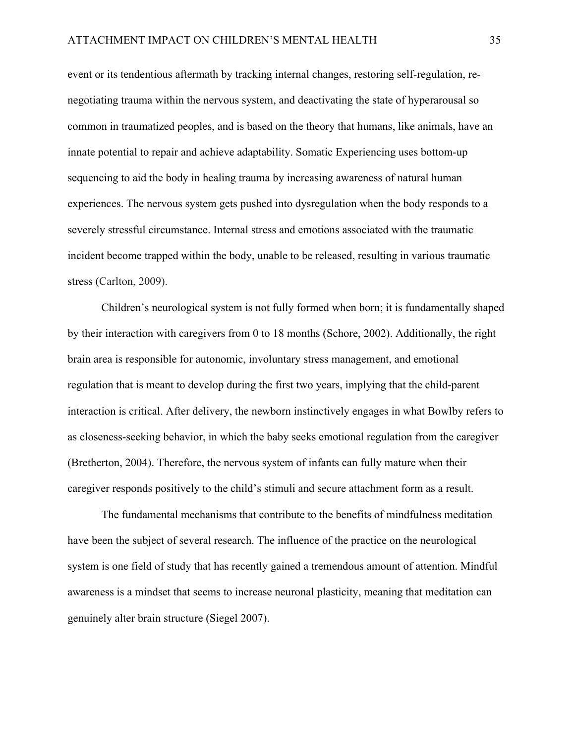event or its tendentious aftermath by tracking internal changes, restoring self-regulation, re-negotiating trauma within the nervous system, and deactivating the state of hyperarousal so common in traumatized peoples, and is based on the theory that humans, like animals, have an innate potential to repair and achieve adaptability. Somatic Experiencing uses bottom-up sequencing to aid the body in healing trauma by increasing awareness of natural human experiences. The nervous system gets pushed into dysregulation when the body responds to a severely stressful circumstance. Internal stress and emotions associated with the traumatic incident become trapped within the body, unable to be released, resulting in various traumatic stress (Carlton, 2009).

Children's neurological system is not fully formed when born; it is fundamentally shaped by their interaction with caregivers from 0 to 18 months (Schore, 2002). Additionally, the right brain area is responsible for autonomic, involuntary stress management, and emotional regulation that is meant to develop during the first two years, implying that the child-parent interaction is critical. After delivery, the newborn instinctively engages in what Bowlby refers to as closeness-seeking behavior, in which the baby seeks emotional regulation from the caregiver (Bretherton, 2004). Therefore, the nervous system of infants can fully mature when their caregiver responds positively to the child's stimuli and secure attachment form as a result.

The fundamental mechanisms that contribute to the benefits of mindfulness meditation have been the subject of several research. The influence of the practice on the neurological system is one field of study that has recently gained a tremendous amount of attention. Mindful awareness is a mindset that seems to increase neuronal plasticity, meaning that meditation can genuinely alter brain structure (Siegel 2007).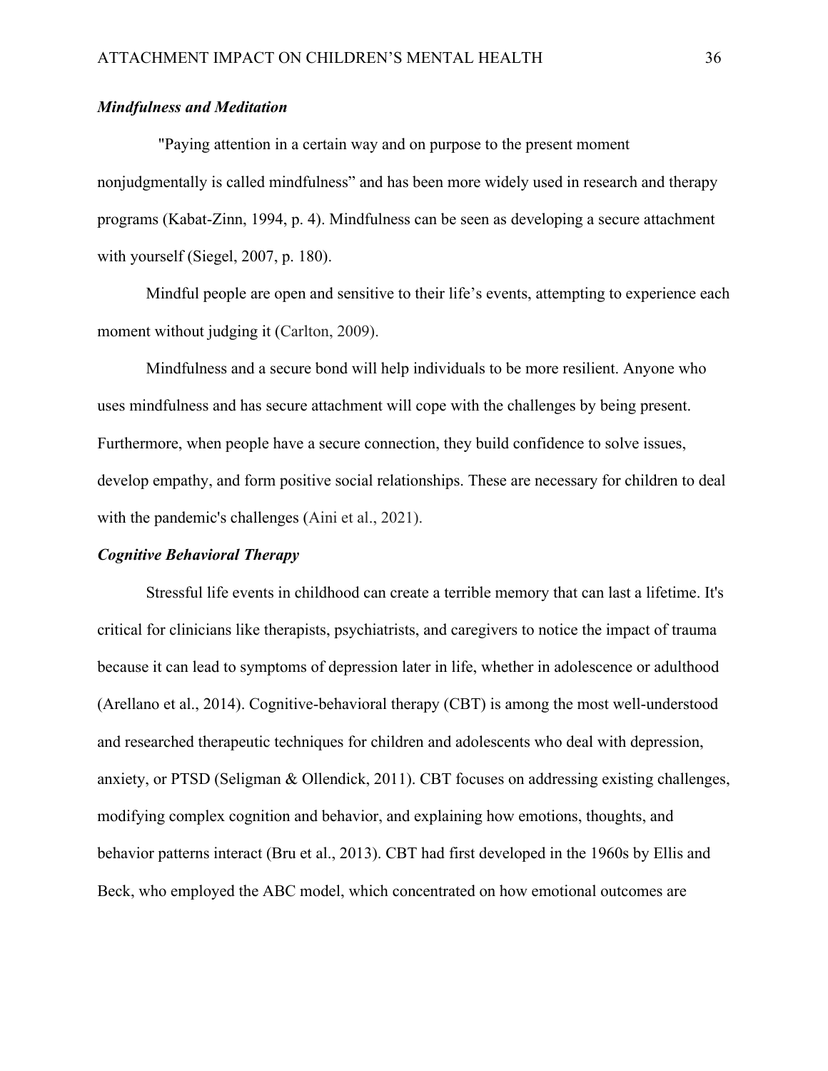### *Mindfulness and Meditation*

"Paying attention in a certain way and on purpose to the present moment nonjudgmentally is called mindfulness" and has been more widely used in research and therapy programs (Kabat-Zinn, 1994, p. 4). Mindfulness can be seen as developing a secure attachment with yourself (Siegel, 2007, p. 180).

Mindful people are open and sensitive to their life's events, attempting to experience each moment without judging it (Carlton, 2009).

Mindfulness and a secure bond will help individuals to be more resilient. Anyone who uses mindfulness and has secure attachment will cope with the challenges by being present. Furthermore, when people have a secure connection, they build confidence to solve issues, develop empathy, and form positive social relationships. These are necessary for children to deal with the pandemic's challenges (Aini et al., 2021).

### *Cognitive Behavioral Therapy*

Stressful life events in childhood can create a terrible memory that can last a lifetime. It's critical for clinicians like therapists, psychiatrists, and caregivers to notice the impact of trauma because it can lead to symptoms of depression later in life, whether in adolescence or adulthood (Arellano et al., 2014). Cognitive-behavioral therapy (CBT) is among the most well-understood and researched therapeutic techniques for children and adolescents who deal with depression, anxiety, or PTSD (Seligman & Ollendick, 2011). CBT focuses on addressing existing challenges, modifying complex cognition and behavior, and explaining how emotions, thoughts, and behavior patterns interact (Bru et al., 2013). CBT had first developed in the 1960s by Ellis and Beck, who employed the ABC model, which concentrated on how emotional outcomes are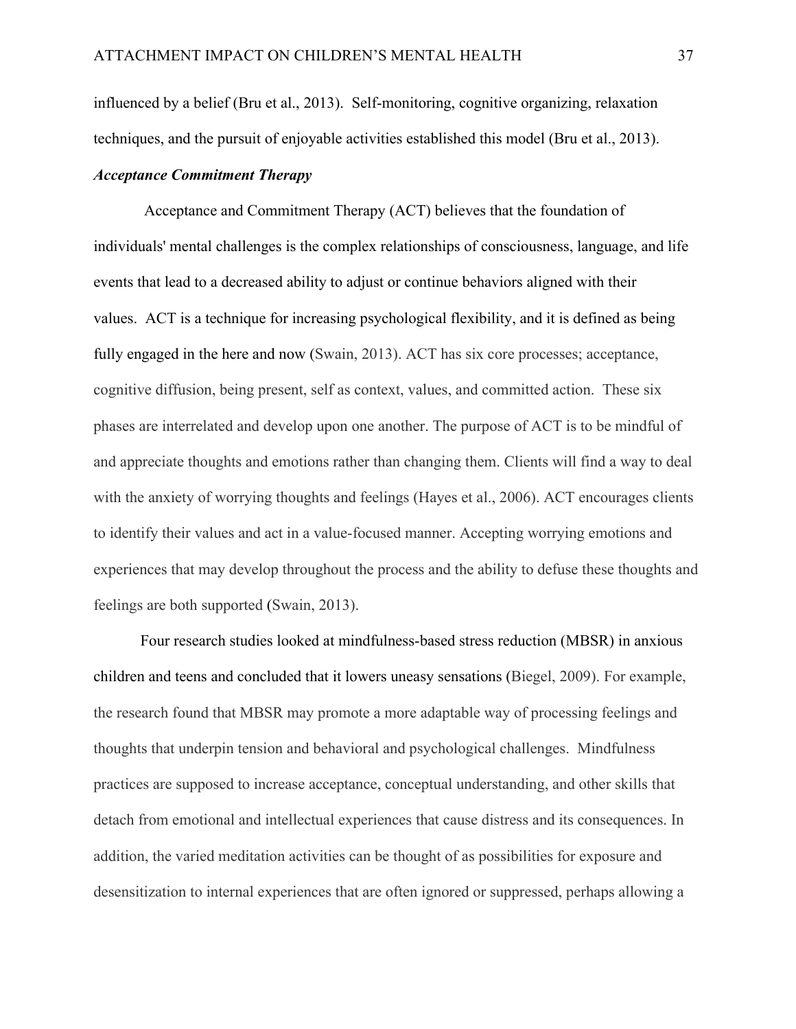influenced by a belief (Bru et al., 2013). Self-monitoring, cognitive organizing, relaxation techniques, and the pursuit of enjoyable activities established this model (Bru et al., 2013).

### ***Acceptance Commitment Therapy***

Acceptance and Commitment Therapy (ACT) believes that the foundation of individuals' mental challenges is the complex relationships of consciousness, language, and life events that lead to a decreased ability to adjust or continue behaviors aligned with their values. ACT is a technique for increasing psychological flexibility, and it is defined as being fully engaged in the here and now (Swain, 2013). ACT has six core processes; acceptance, cognitive diffusion, being present, self as context, values, and committed action. These six phases are interrelated and develop upon one another. The purpose of ACT is to be mindful of and appreciate thoughts and emotions rather than changing them. Clients will find a way to deal with the anxiety of worrying thoughts and feelings (Hayes et al., 2006). ACT encourages clients to identify their values and act in a value-focused manner. Accepting worrying emotions and experiences that may develop throughout the process and the ability to defuse these thoughts and feelings are both supported (Swain, 2013).

Four research studies looked at mindfulness-based stress reduction (MBSR) in anxious children and teens and concluded that it lowers uneasy sensations (Biegel, 2009). For example, the research found that MBSR may promote a more adaptable way of processing feelings and thoughts that underpin tension and behavioral and psychological challenges. Mindfulness practices are supposed to increase acceptance, conceptual understanding, and other skills that detach from emotional and intellectual experiences that cause distress and its consequences. In addition, the varied meditation activities can be thought of as possibilities for exposure and desensitization to internal experiences that are often ignored or suppressed, perhaps allowing a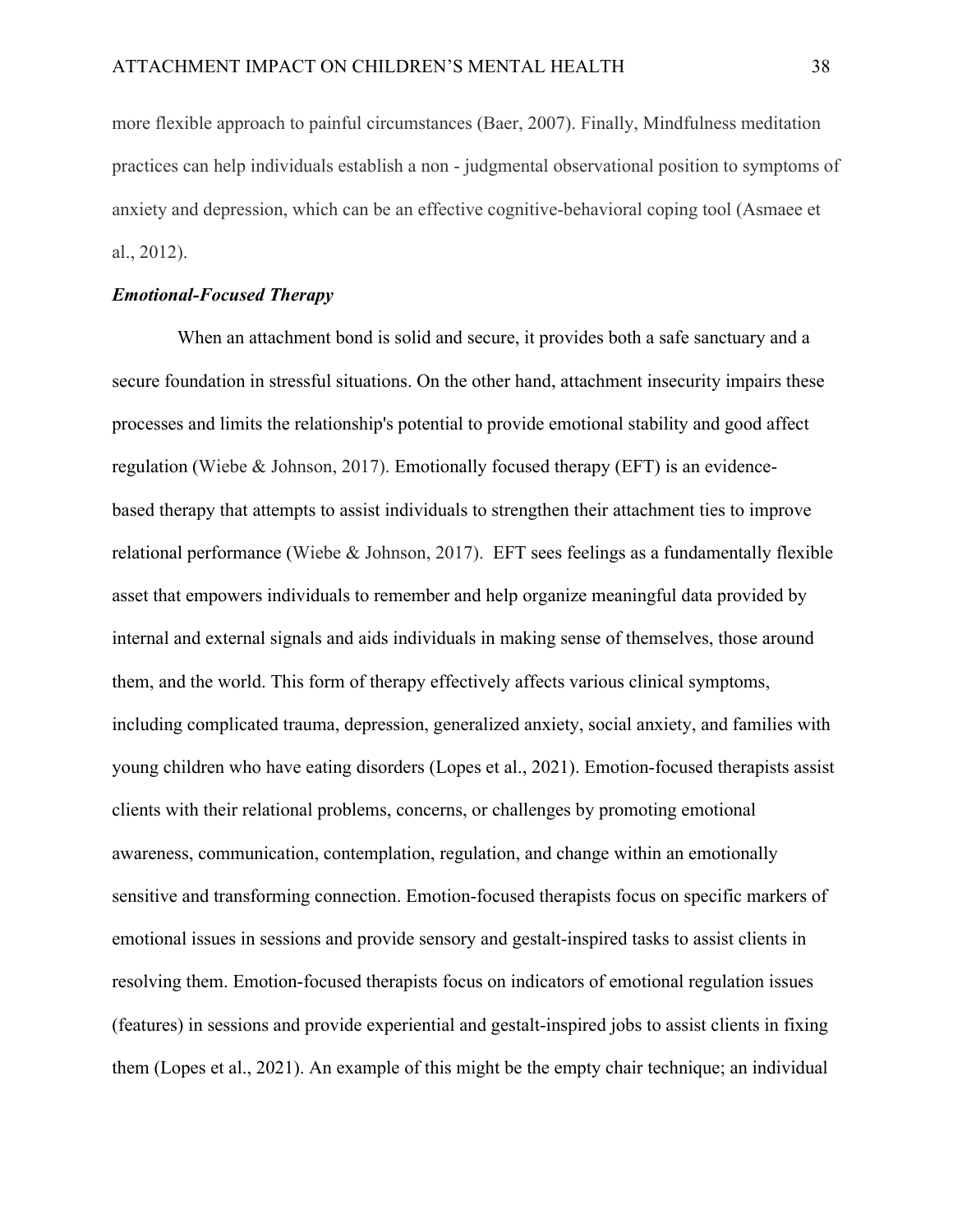more flexible approach to painful circumstances (Baer, 2007). Finally, Mindfulness meditation practices can help individuals establish a non - judgmental observational position to symptoms of anxiety and depression, which can be an effective cognitive-behavioral coping tool (Asmaee et al., 2012).

### ***Emotional-Focused Therapy***

When an attachment bond is solid and secure, it provides both a safe sanctuary and a secure foundation in stressful situations. On the other hand, attachment insecurity impairs these processes and limits the relationship's potential to provide emotional stability and good affect regulation (Wiebe & Johnson, 2017). Emotionally focused therapy (EFT) is an evidence-based therapy that attempts to assist individuals to strengthen their attachment ties to improve relational performance (Wiebe & Johnson, 2017). EFT sees feelings as a fundamentally flexible asset that empowers individuals to remember and help organize meaningful data provided by internal and external signals and aids individuals in making sense of themselves, those around them, and the world. This form of therapy effectively affects various clinical symptoms, including complicated trauma, depression, generalized anxiety, social anxiety, and families with young children who have eating disorders (Lopes et al., 2021). Emotion-focused therapists assist clients with their relational problems, concerns, or challenges by promoting emotional awareness, communication, contemplation, regulation, and change within an emotionally sensitive and transforming connection. Emotion-focused therapists focus on specific markers of emotional issues in sessions and provide sensory and gestalt-inspired tasks to assist clients in resolving them. Emotion-focused therapists focus on indicators of emotional regulation issues (features) in sessions and provide experiential and gestalt-inspired jobs to assist clients in fixing them (Lopes et al., 2021). An example of this might be the empty chair technique; an individual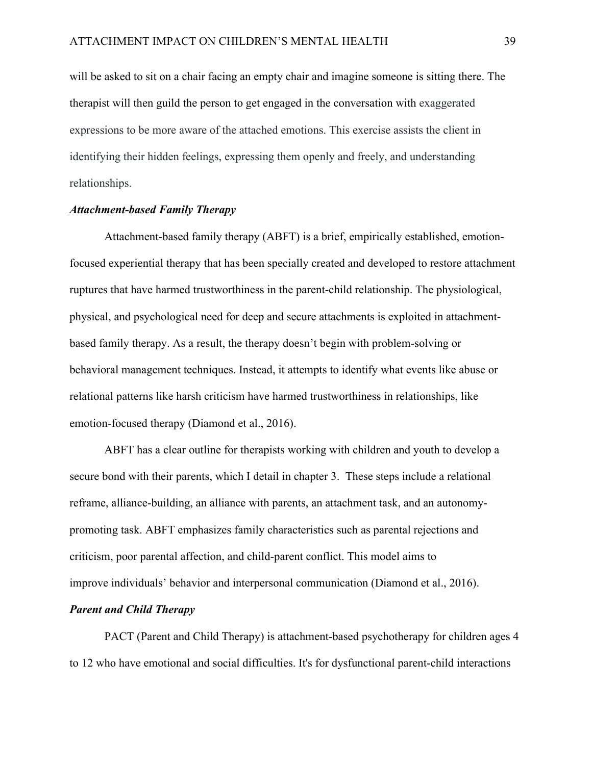will be asked to sit on a chair facing an empty chair and imagine someone is sitting there. The therapist will then guild the person to get engaged in the conversation with exaggerated expressions to be more aware of the attached emotions. This exercise assists the client in identifying their hidden feelings, expressing them openly and freely, and understanding relationships.

### *Attachment-based Family Therapy*

Attachment-based family therapy (ABFT) is a brief, empirically established, emotion-focused experiential therapy that has been specially created and developed to restore attachment ruptures that have harmed trustworthiness in the parent-child relationship. The physiological, physical, and psychological need for deep and secure attachments is exploited in attachment-based family therapy. As a result, the therapy doesn't begin with problem-solving or behavioral management techniques. Instead, it attempts to identify what events like abuse or relational patterns like harsh criticism have harmed trustworthiness in relationships, like emotion-focused therapy (Diamond et al., 2016).

ABFT has a clear outline for therapists working with children and youth to develop a secure bond with their parents, which I detail in chapter 3. These steps include a relational reframe, alliance-building, an alliance with parents, an attachment task, and an autonomy-promoting task. ABFT emphasizes family characteristics such as parental rejections and criticism, poor parental affection, and child-parent conflict. This model aims to improve individuals' behavior and interpersonal communication (Diamond et al., 2016).

### *Parent and Child Therapy*

PACT (Parent and Child Therapy) is attachment-based psychotherapy for children ages 4 to 12 who have emotional and social difficulties. It's for dysfunctional parent-child interactions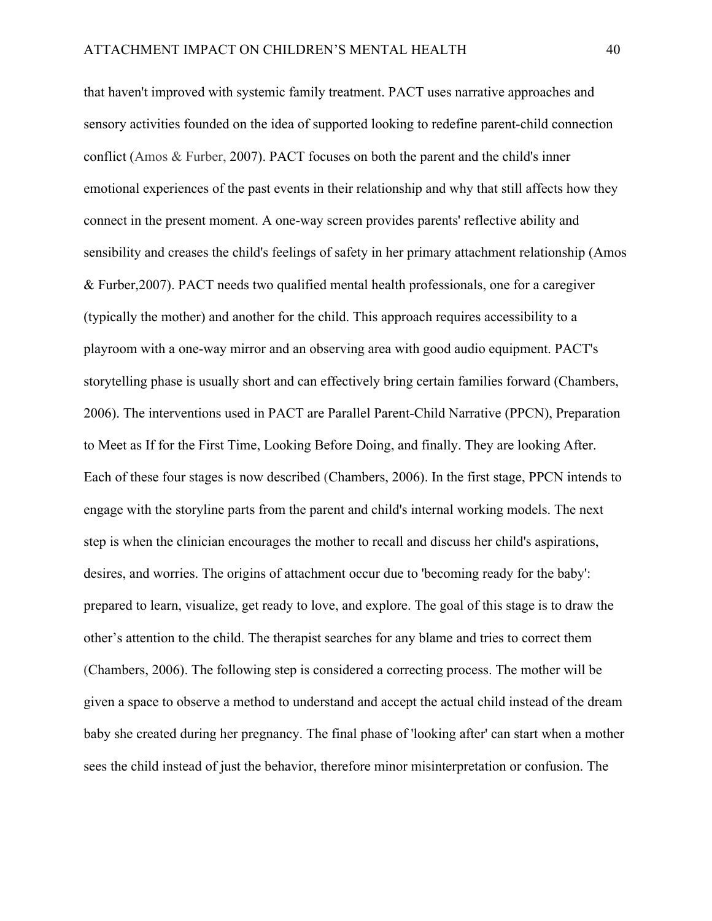that haven't improved with systemic family treatment. PACT uses narrative approaches and sensory activities founded on the idea of supported looking to redefine parent-child connection conflict (Amos & Furber, 2007). PACT focuses on both the parent and the child's inner emotional experiences of the past events in their relationship and why that still affects how they connect in the present moment. A one-way screen provides parents' reflective ability and sensibility and creases the child's feelings of safety in her primary attachment relationship (Amos & Furber,2007). PACT needs two qualified mental health professionals, one for a caregiver (typically the mother) and another for the child. This approach requires accessibility to a playroom with a one-way mirror and an observing area with good audio equipment. PACT's storytelling phase is usually short and can effectively bring certain families forward (Chambers, 2006). The interventions used in PACT are Parallel Parent-Child Narrative (PPCN), Preparation to Meet as If for the First Time, Looking Before Doing, and finally. They are looking After. Each of these four stages is now described (Chambers, 2006). In the first stage, PPCN intends to engage with the storyline parts from the parent and child's internal working models. The next step is when the clinician encourages the mother to recall and discuss her child's aspirations, desires, and worries. The origins of attachment occur due to 'becoming ready for the baby': prepared to learn, visualize, get ready to love, and explore. The goal of this stage is to draw the other's attention to the child. The therapist searches for any blame and tries to correct them (Chambers, 2006). The following step is considered a correcting process. The mother will be given a space to observe a method to understand and accept the actual child instead of the dream baby she created during her pregnancy. The final phase of 'looking after' can start when a mother sees the child instead of just the behavior, therefore minor misinterpretation or confusion. The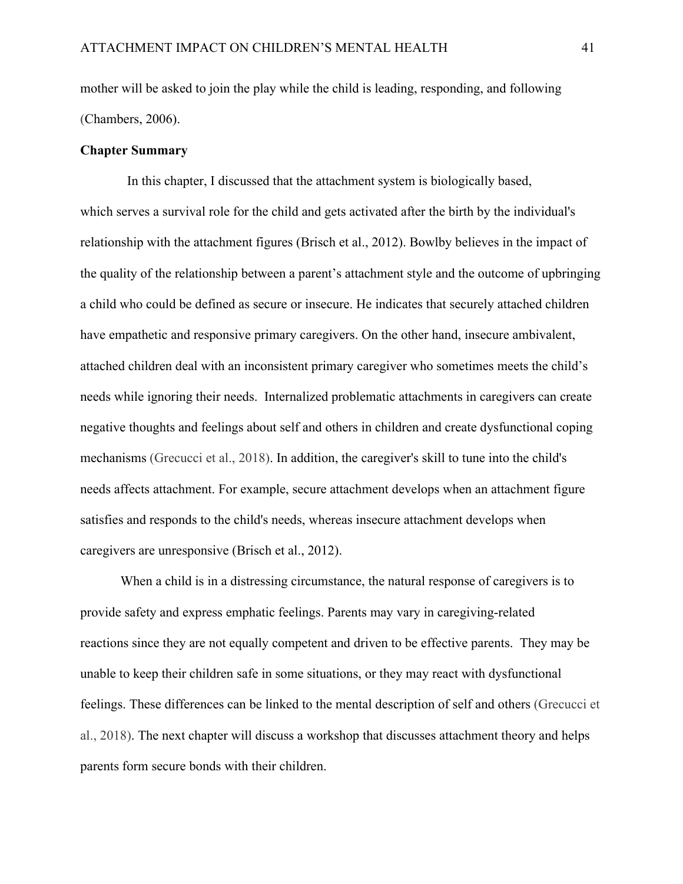mother will be asked to join the play while the child is leading, responding, and following (Chambers, 2006).

**Chapter Summary**

In this chapter, I discussed that the attachment system is biologically based, which serves a survival role for the child and gets activated after the birth by the individual's relationship with the attachment figures (Brisch et al., 2012). Bowlby believes in the impact of the quality of the relationship between a parent's attachment style and the outcome of upbringing a child who could be defined as secure or insecure. He indicates that securely attached children have empathetic and responsive primary caregivers. On the other hand, insecure ambivalent, attached children deal with an inconsistent primary caregiver who sometimes meets the child's needs while ignoring their needs. Internalized problematic attachments in caregivers can create negative thoughts and feelings about self and others in children and create dysfunctional coping mechanisms (Grecucci et al., 2018). In addition, the caregiver's skill to tune into the child's needs affects attachment. For example, secure attachment develops when an attachment figure satisfies and responds to the child's needs, whereas insecure attachment develops when caregivers are unresponsive (Brisch et al., 2012).

When a child is in a distressing circumstance, the natural response of caregivers is to provide safety and express emphatic feelings. Parents may vary in caregiving-related reactions since they are not equally competent and driven to be effective parents. They may be unable to keep their children safe in some situations, or they may react with dysfunctional feelings. These differences can be linked to the mental description of self and others (Grecucci et al., 2018). The next chapter will discuss a workshop that discusses attachment theory and helps parents form secure bonds with their children.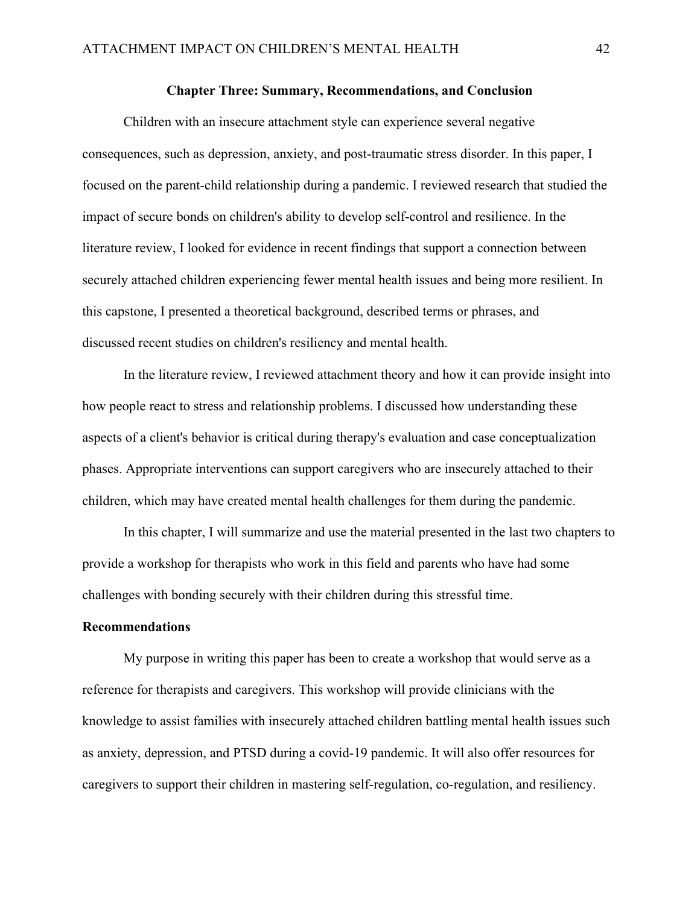## Chapter Three: Summary, Recommendations, and Conclusion

Children with an insecure attachment style can experience several negative consequences, such as depression, anxiety, and post-traumatic stress disorder. In this paper, I focused on the parent-child relationship during a pandemic. I reviewed research that studied the impact of secure bonds on children's ability to develop self-control and resilience. In the literature review, I looked for evidence in recent findings that support a connection between securely attached children experiencing fewer mental health issues and being more resilient. In this capstone, I presented a theoretical background, described terms or phrases, and discussed recent studies on children's resiliency and mental health.

In the literature review, I reviewed attachment theory and how it can provide insight into how people react to stress and relationship problems. I discussed how understanding these aspects of a client's behavior is critical during therapy's evaluation and case conceptualization phases. Appropriate interventions can support caregivers who are insecurely attached to their children, which may have created mental health challenges for them during the pandemic.

In this chapter, I will summarize and use the material presented in the last two chapters to provide a workshop for therapists who work in this field and parents who have had some challenges with bonding securely with their children during this stressful time.

### Recommendations

My purpose in writing this paper has been to create a workshop that would serve as a reference for therapists and caregivers. This workshop will provide clinicians with the knowledge to assist families with insecurely attached children battling mental health issues such as anxiety, depression, and PTSD during a covid-19 pandemic. It will also offer resources for caregivers to support their children in mastering self-regulation, co-regulation, and resiliency.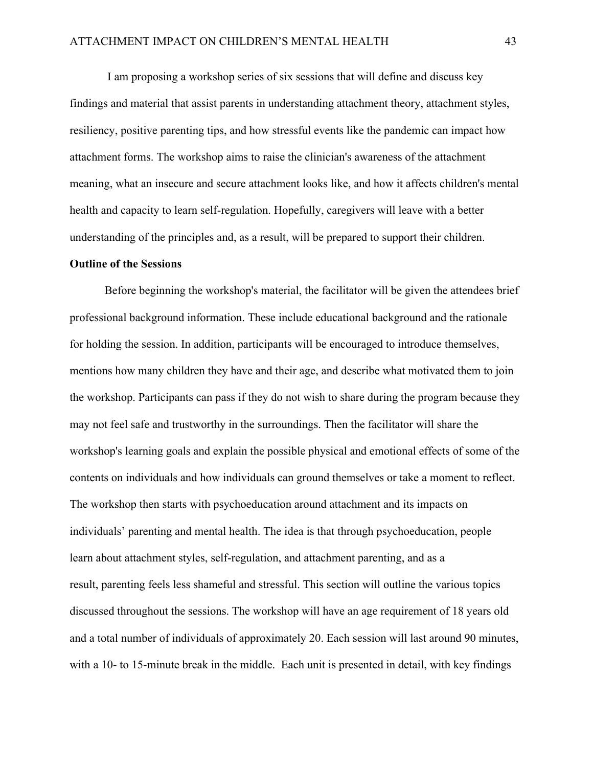I am proposing a workshop series of six sessions that will define and discuss key findings and material that assist parents in understanding attachment theory, attachment styles, resiliency, positive parenting tips, and how stressful events like the pandemic can impact how attachment forms. The workshop aims to raise the clinician's awareness of the attachment meaning, what an insecure and secure attachment looks like, and how it affects children's mental health and capacity to learn self-regulation. Hopefully, caregivers will leave with a better understanding of the principles and, as a result, will be prepared to support their children.

**Outline of the Sessions**

Before beginning the workshop's material, the facilitator will be given the attendees brief professional background information. These include educational background and the rationale for holding the session. In addition, participants will be encouraged to introduce themselves, mentions how many children they have and their age, and describe what motivated them to join the workshop. Participants can pass if they do not wish to share during the program because they may not feel safe and trustworthy in the surroundings. Then the facilitator will share the workshop's learning goals and explain the possible physical and emotional effects of some of the contents on individuals and how individuals can ground themselves or take a moment to reflect. The workshop then starts with psychoeducation around attachment and its impacts on individuals' parenting and mental health. The idea is that through psychoeducation, people learn about attachment styles, self-regulation, and attachment parenting, and as a result, parenting feels less shameful and stressful. This section will outline the various topics discussed throughout the sessions. The workshop will have an age requirement of 18 years old and a total number of individuals of approximately 20. Each session will last around 90 minutes, with a 10- to 15-minute break in the middle. Each unit is presented in detail, with key findings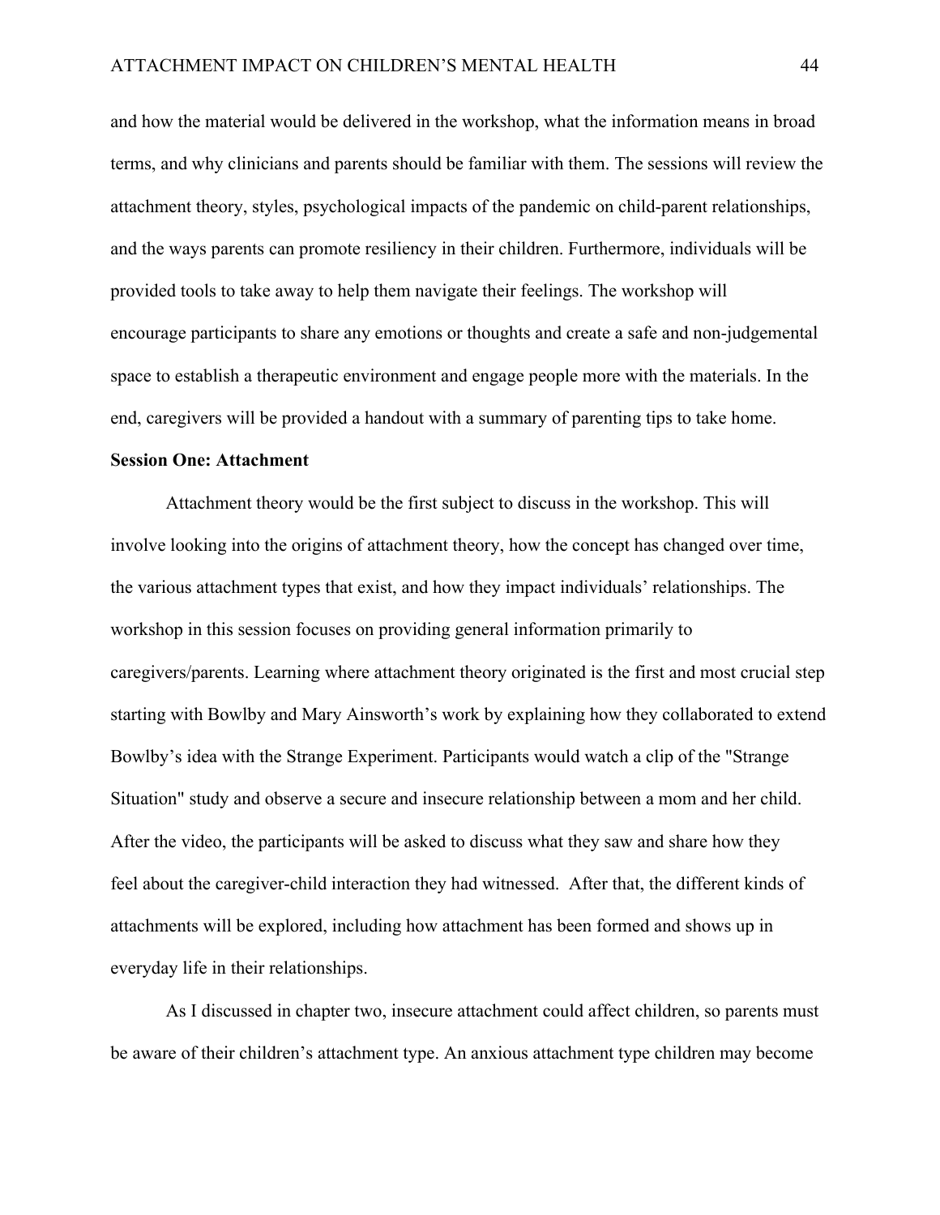and how the material would be delivered in the workshop, what the information means in broad terms, and why clinicians and parents should be familiar with them. The sessions will review the attachment theory, styles, psychological impacts of the pandemic on child-parent relationships, and the ways parents can promote resiliency in their children. Furthermore, individuals will be provided tools to take away to help them navigate their feelings. The workshop will encourage participants to share any emotions or thoughts and create a safe and non-judgemental space to establish a therapeutic environment and engage people more with the materials. In the end, caregivers will be provided a handout with a summary of parenting tips to take home.

**Session One: Attachment**

Attachment theory would be the first subject to discuss in the workshop. This will involve looking into the origins of attachment theory, how the concept has changed over time, the various attachment types that exist, and how they impact individuals' relationships. The workshop in this session focuses on providing general information primarily to caregivers/parents. Learning where attachment theory originated is the first and most crucial step starting with Bowlby and Mary Ainsworth's work by explaining how they collaborated to extend Bowlby's idea with the Strange Experiment. Participants would watch a clip of the "Strange Situation" study and observe a secure and insecure relationship between a mom and her child. After the video, the participants will be asked to discuss what they saw and share how they feel about the caregiver-child interaction they had witnessed. After that, the different kinds of attachments will be explored, including how attachment has been formed and shows up in everyday life in their relationships.

As I discussed in chapter two, insecure attachment could affect children, so parents must be aware of their children's attachment type. An anxious attachment type children may become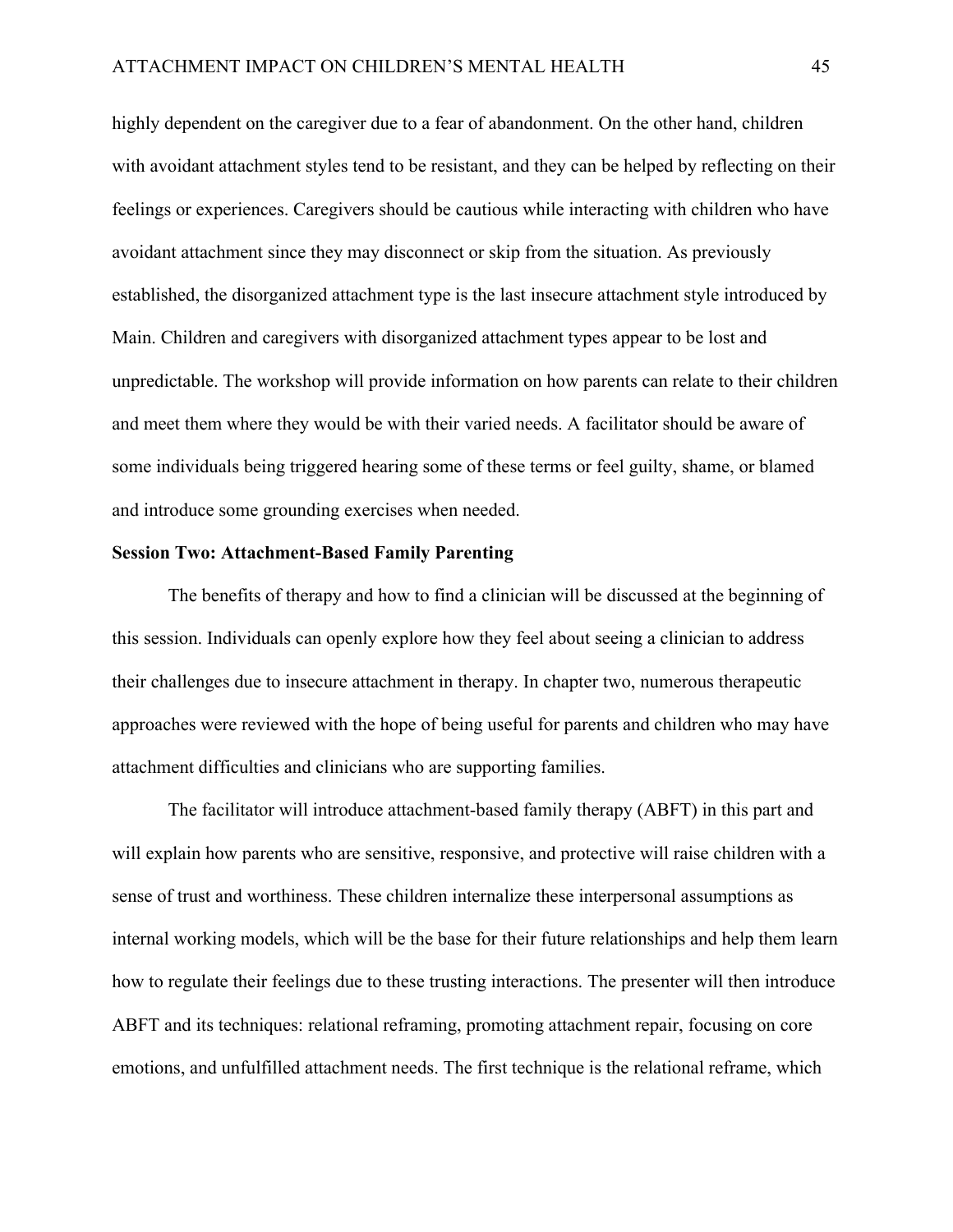highly dependent on the caregiver due to a fear of abandonment. On the other hand, children with avoidant attachment styles tend to be resistant, and they can be helped by reflecting on their feelings or experiences. Caregivers should be cautious while interacting with children who have avoidant attachment since they may disconnect or skip from the situation. As previously established, the disorganized attachment type is the last insecure attachment style introduced by Main. Children and caregivers with disorganized attachment types appear to be lost and unpredictable. The workshop will provide information on how parents can relate to their children and meet them where they would be with their varied needs. A facilitator should be aware of some individuals being triggered hearing some of these terms or feel guilty, shame, or blamed and introduce some grounding exercises when needed.

**Session Two: Attachment-Based Family Parenting**

The benefits of therapy and how to find a clinician will be discussed at the beginning of this session. Individuals can openly explore how they feel about seeing a clinician to address their challenges due to insecure attachment in therapy. In chapter two, numerous therapeutic approaches were reviewed with the hope of being useful for parents and children who may have attachment difficulties and clinicians who are supporting families.

The facilitator will introduce attachment-based family therapy (ABFT) in this part and will explain how parents who are sensitive, responsive, and protective will raise children with a sense of trust and worthiness. These children internalize these interpersonal assumptions as internal working models, which will be the base for their future relationships and help them learn how to regulate their feelings due to these trusting interactions. The presenter will then introduce ABFT and its techniques: relational reframing, promoting attachment repair, focusing on core emotions, and unfulfilled attachment needs. The first technique is the relational reframe, which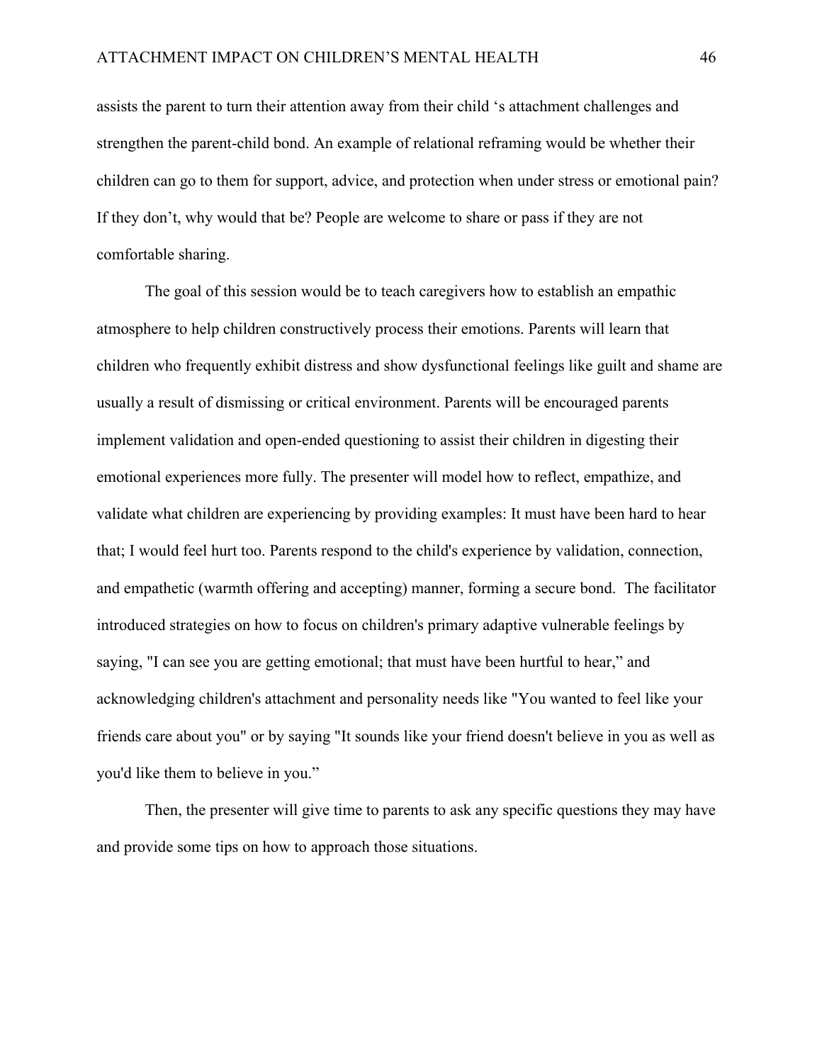assists the parent to turn their attention away from their child 's attachment challenges and strengthen the parent-child bond. An example of relational reframing would be whether their children can go to them for support, advice, and protection when under stress or emotional pain? If they don't, why would that be? People are welcome to share or pass if they are not comfortable sharing.

The goal of this session would be to teach caregivers how to establish an empathic atmosphere to help children constructively process their emotions. Parents will learn that children who frequently exhibit distress and show dysfunctional feelings like guilt and shame are usually a result of dismissing or critical environment. Parents will be encouraged parents implement validation and open-ended questioning to assist their children in digesting their emotional experiences more fully. The presenter will model how to reflect, empathize, and validate what children are experiencing by providing examples: It must have been hard to hear that; I would feel hurt too. Parents respond to the child's experience by validation, connection, and empathetic (warmth offering and accepting) manner, forming a secure bond. The facilitator introduced strategies on how to focus on children's primary adaptive vulnerable feelings by saying, "I can see you are getting emotional; that must have been hurtful to hear," and acknowledging children's attachment and personality needs like "You wanted to feel like your friends care about you" or by saying "It sounds like your friend doesn't believe in you as well as you'd like them to believe in you."

Then, the presenter will give time to parents to ask any specific questions they may have and provide some tips on how to approach those situations.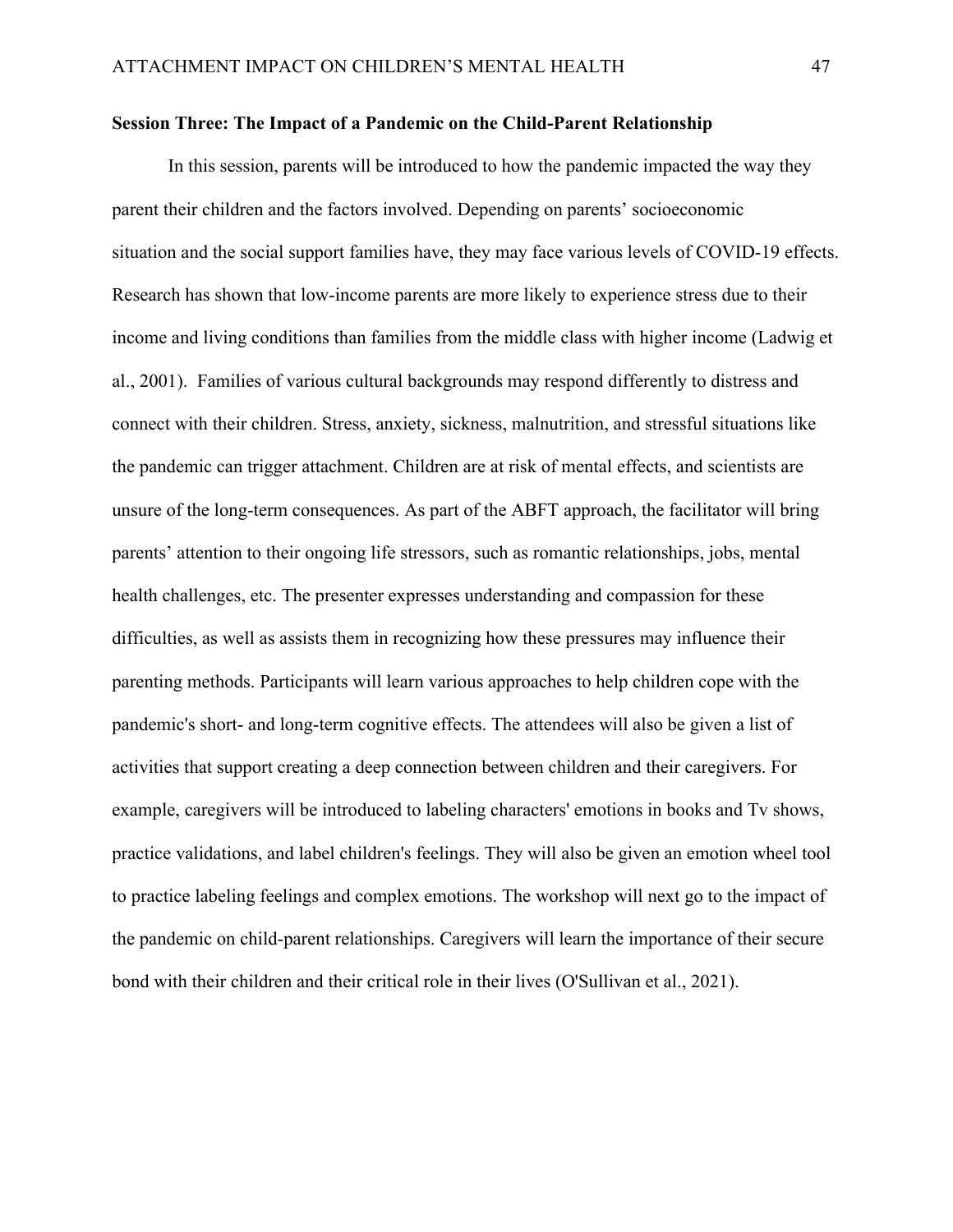**Session Three: The Impact of a Pandemic on the Child-Parent Relationship**

In this session, parents will be introduced to how the pandemic impacted the way they parent their children and the factors involved. Depending on parents' socioeconomic situation and the social support families have, they may face various levels of COVID-19 effects. Research has shown that low-income parents are more likely to experience stress due to their income and living conditions than families from the middle class with higher income (Ladwig et al., 2001). Families of various cultural backgrounds may respond differently to distress and connect with their children. Stress, anxiety, sickness, malnutrition, and stressful situations like the pandemic can trigger attachment. Children are at risk of mental effects, and scientists are unsure of the long-term consequences. As part of the ABFT approach, the facilitator will bring parents' attention to their ongoing life stressors, such as romantic relationships, jobs, mental health challenges, etc. The presenter expresses understanding and compassion for these difficulties, as well as assists them in recognizing how these pressures may influence their parenting methods. Participants will learn various approaches to help children cope with the pandemic's short- and long-term cognitive effects. The attendees will also be given a list of activities that support creating a deep connection between children and their caregivers. For example, caregivers will be introduced to labeling characters' emotions in books and Tv shows, practice validations, and label children's feelings. They will also be given an emotion wheel tool to practice labeling feelings and complex emotions. The workshop will next go to the impact of the pandemic on child-parent relationships. Caregivers will learn the importance of their secure bond with their children and their critical role in their lives (O'Sullivan et al., 2021).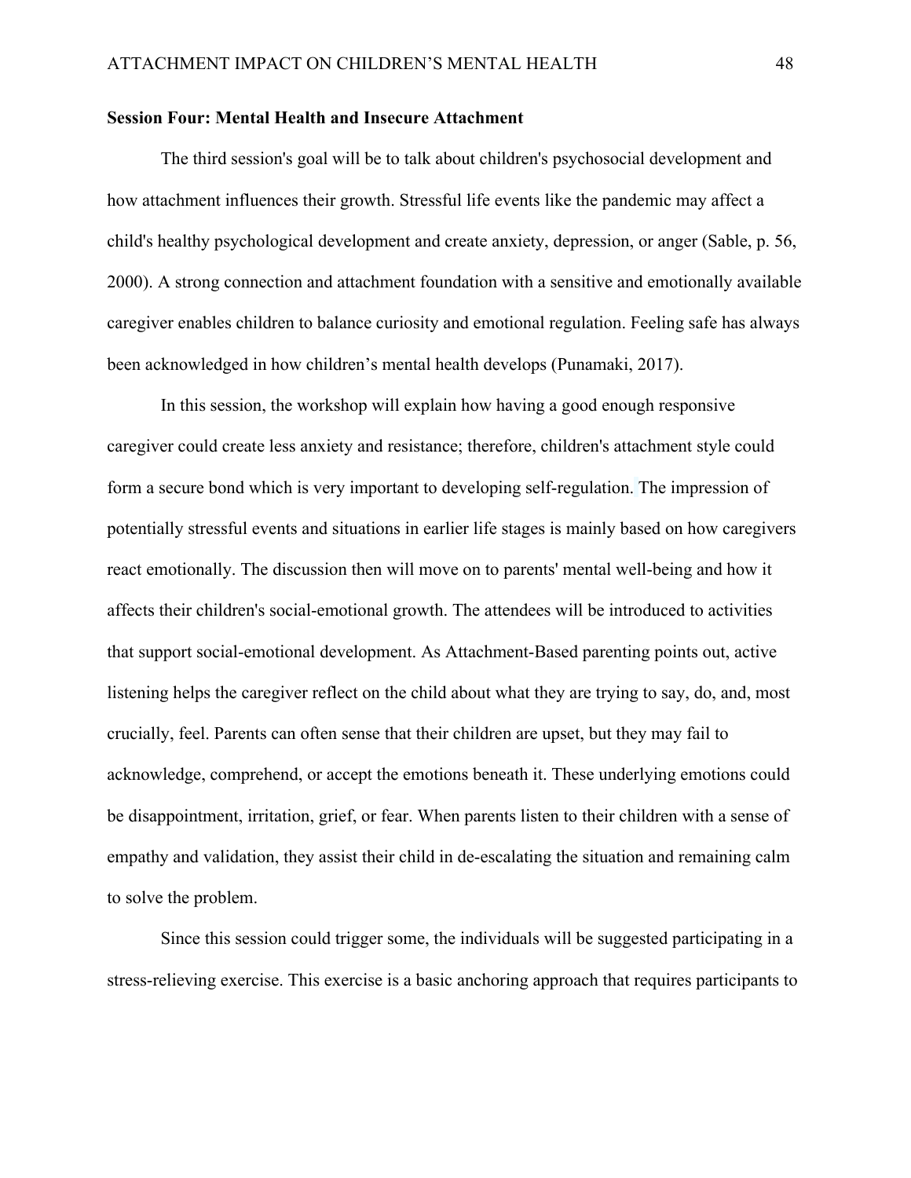**Session Four: Mental Health and Insecure Attachment**

The third session's goal will be to talk about children's psychosocial development and how attachment influences their growth. Stressful life events like the pandemic may affect a child's healthy psychological development and create anxiety, depression, or anger (Sable, p. 56, 2000). A strong connection and attachment foundation with a sensitive and emotionally available caregiver enables children to balance curiosity and emotional regulation. Feeling safe has always been acknowledged in how children's mental health develops (Punamaki, 2017).

In this session, the workshop will explain how having a good enough responsive caregiver could create less anxiety and resistance; therefore, children's attachment style could form a secure bond which is very important to developing self-regulation. The impression of potentially stressful events and situations in earlier life stages is mainly based on how caregivers react emotionally. The discussion then will move on to parents' mental well-being and how it affects their children's social-emotional growth. The attendees will be introduced to activities that support social-emotional development. As Attachment-Based parenting points out, active listening helps the caregiver reflect on the child about what they are trying to say, do, and, most crucially, feel. Parents can often sense that their children are upset, but they may fail to acknowledge, comprehend, or accept the emotions beneath it. These underlying emotions could be disappointment, irritation, grief, or fear. When parents listen to their children with a sense of empathy and validation, they assist their child in de-escalating the situation and remaining calm to solve the problem.

Since this session could trigger some, the individuals will be suggested participating in a stress-relieving exercise. This exercise is a basic anchoring approach that requires participants to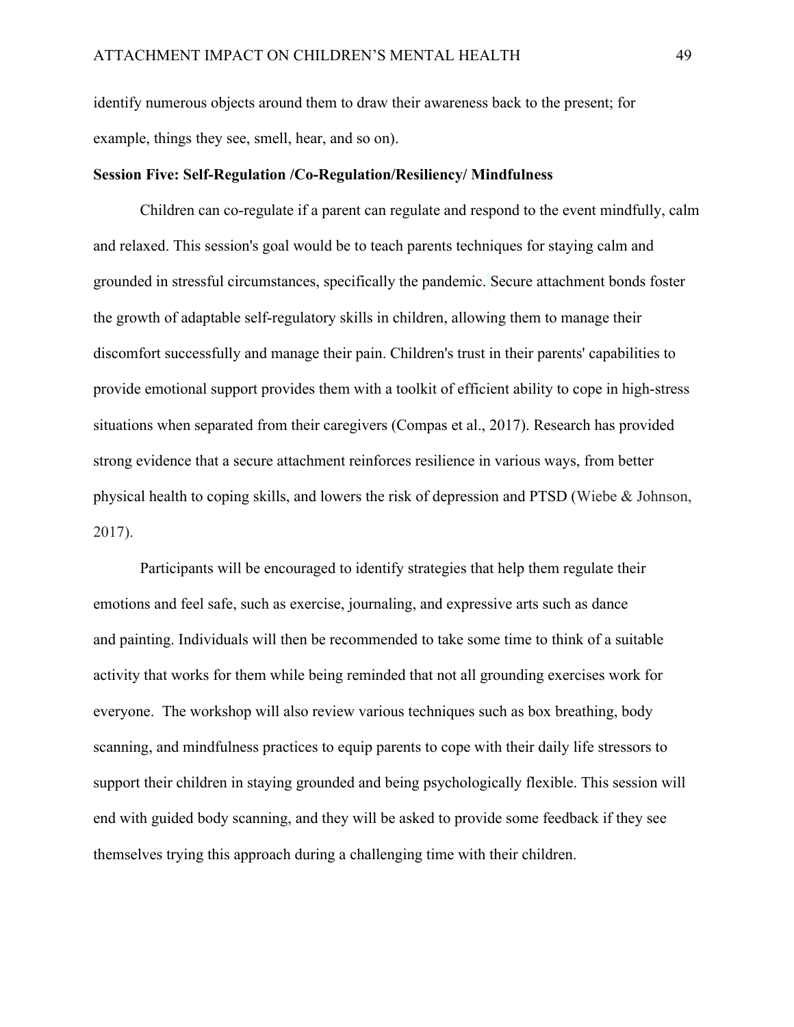identify numerous objects around them to draw their awareness back to the present; for example, things they see, smell, hear, and so on).

**Session Five: Self-Regulation /Co-Regulation/Resiliency/ Mindfulness**

Children can co-regulate if a parent can regulate and respond to the event mindfully, calm and relaxed. This session's goal would be to teach parents techniques for staying calm and grounded in stressful circumstances, specifically the pandemic. Secure attachment bonds foster the growth of adaptable self-regulatory skills in children, allowing them to manage their discomfort successfully and manage their pain. Children's trust in their parents' capabilities to provide emotional support provides them with a toolkit of efficient ability to cope in high-stress situations when separated from their caregivers (Compas et al., 2017). Research has provided strong evidence that a secure attachment reinforces resilience in various ways, from better physical health to coping skills, and lowers the risk of depression and PTSD (Wiebe & Johnson, 2017).

Participants will be encouraged to identify strategies that help them regulate their emotions and feel safe, such as exercise, journaling, and expressive arts such as dance and painting. Individuals will then be recommended to take some time to think of a suitable activity that works for them while being reminded that not all grounding exercises work for everyone. The workshop will also review various techniques such as box breathing, body scanning, and mindfulness practices to equip parents to cope with their daily life stressors to support their children in staying grounded and being psychologically flexible. This session will end with guided body scanning, and they will be asked to provide some feedback if they see themselves trying this approach during a challenging time with their children.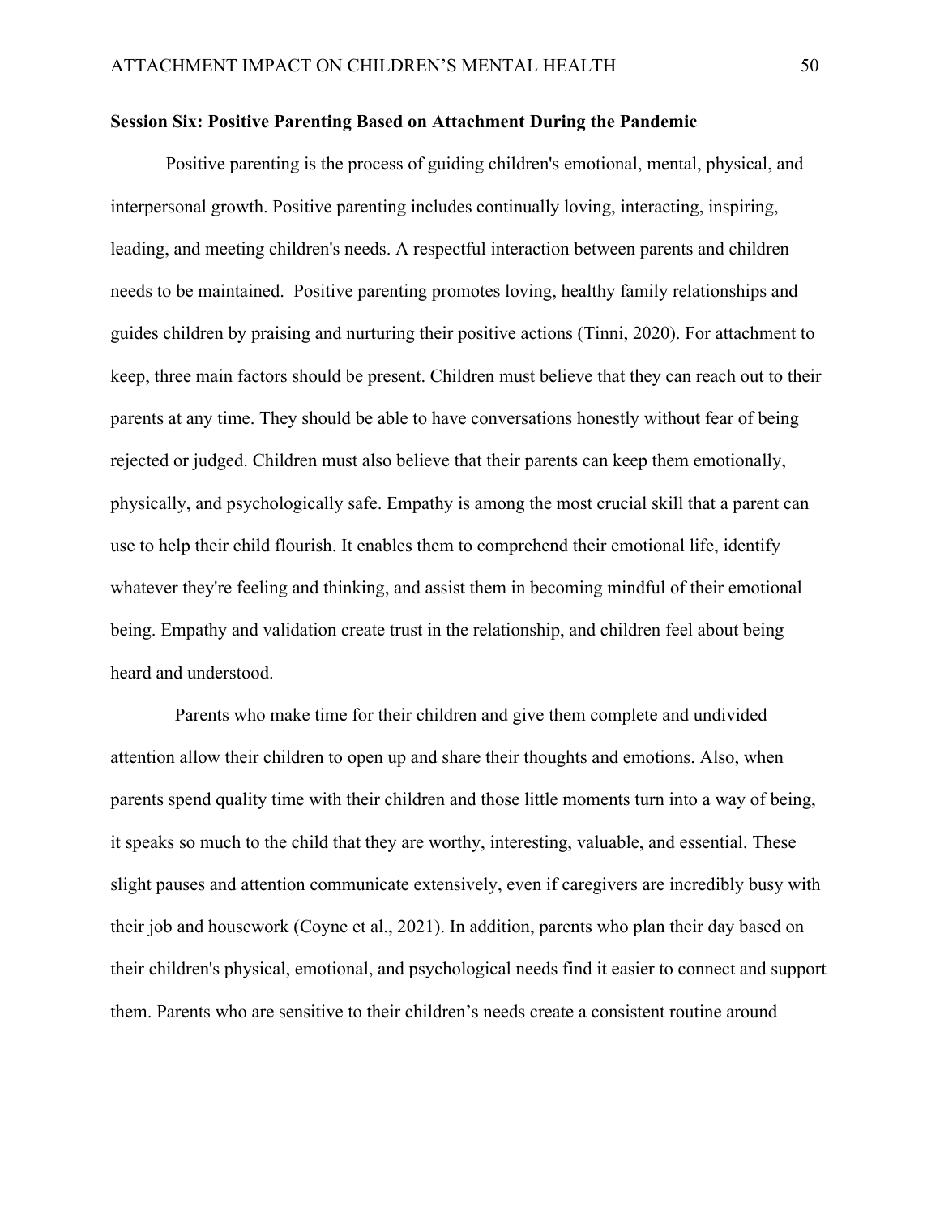**Session Six: Positive Parenting Based on Attachment During the Pandemic**

Positive parenting is the process of guiding children's emotional, mental, physical, and interpersonal growth. Positive parenting includes continually loving, interacting, inspiring, leading, and meeting children's needs. A respectful interaction between parents and children needs to be maintained. Positive parenting promotes loving, healthy family relationships and guides children by praising and nurturing their positive actions (Tinni, 2020). For attachment to keep, three main factors should be present. Children must believe that they can reach out to their parents at any time. They should be able to have conversations honestly without fear of being rejected or judged. Children must also believe that their parents can keep them emotionally, physically, and psychologically safe. Empathy is among the most crucial skill that a parent can use to help their child flourish. It enables them to comprehend their emotional life, identify whatever they're feeling and thinking, and assist them in becoming mindful of their emotional being. Empathy and validation create trust in the relationship, and children feel about being heard and understood.

Parents who make time for their children and give them complete and undivided attention allow their children to open up and share their thoughts and emotions. Also, when parents spend quality time with their children and those little moments turn into a way of being, it speaks so much to the child that they are worthy, interesting, valuable, and essential. These slight pauses and attention communicate extensively, even if caregivers are incredibly busy with their job and housework (Coyne et al., 2021). In addition, parents who plan their day based on their children's physical, emotional, and psychological needs find it easier to connect and support them. Parents who are sensitive to their children's needs create a consistent routine around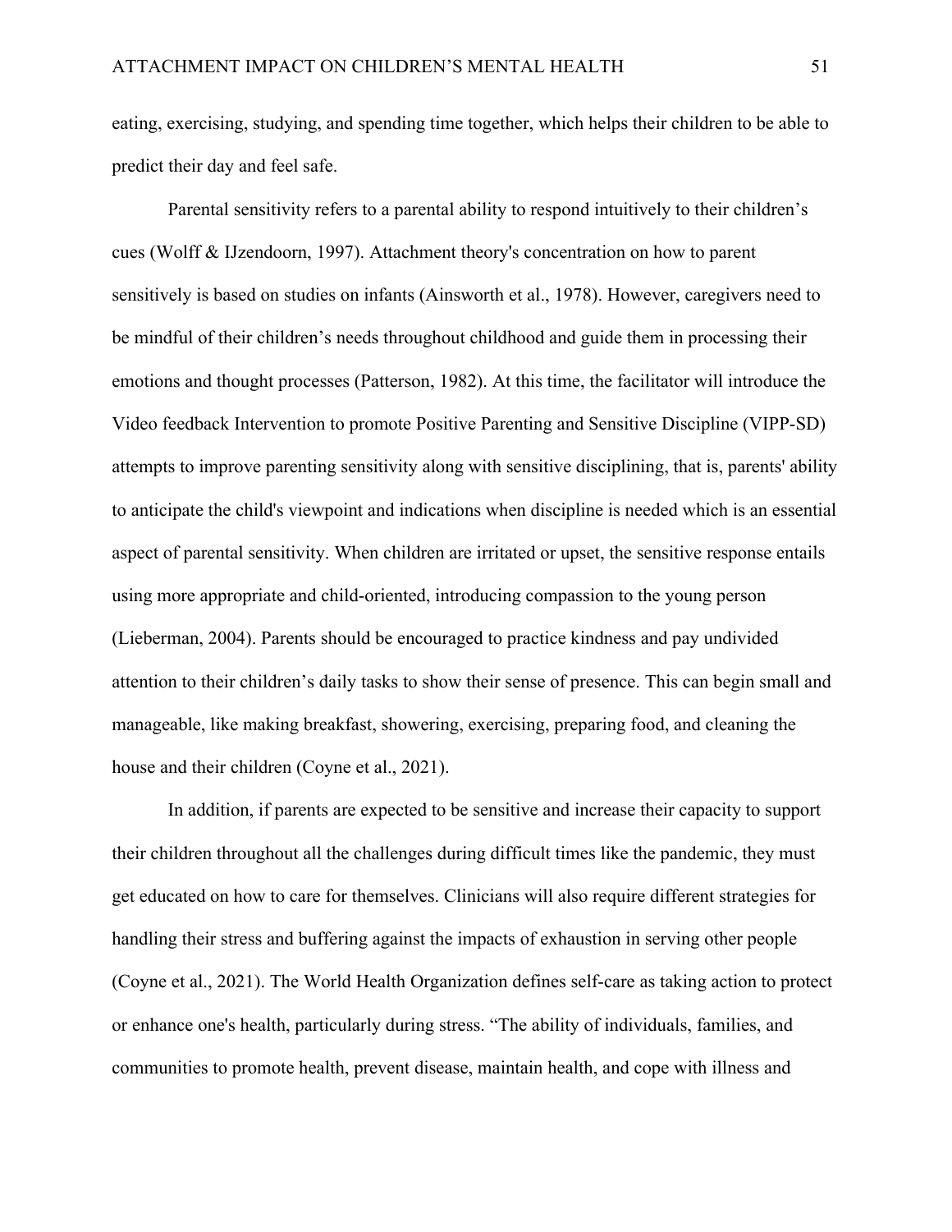eating, exercising, studying, and spending time together, which helps their children to be able to predict their day and feel safe.

Parental sensitivity refers to a parental ability to respond intuitively to their children's cues (Wolff & IJzendoorn, 1997). Attachment theory's concentration on how to parent sensitively is based on studies on infants (Ainsworth et al., 1978). However, caregivers need to be mindful of their children's needs throughout childhood and guide them in processing their emotions and thought processes (Patterson, 1982). At this time, the facilitator will introduce the Video feedback Intervention to promote Positive Parenting and Sensitive Discipline (VIPP-SD) attempts to improve parenting sensitivity along with sensitive disciplining, that is, parents' ability to anticipate the child's viewpoint and indications when discipline is needed which is an essential aspect of parental sensitivity. When children are irritated or upset, the sensitive response entails using more appropriate and child-oriented, introducing compassion to the young person (Lieberman, 2004). Parents should be encouraged to practice kindness and pay undivided attention to their children's daily tasks to show their sense of presence. This can begin small and manageable, like making breakfast, showering, exercising, preparing food, and cleaning the house and their children (Coyne et al., 2021).

In addition, if parents are expected to be sensitive and increase their capacity to support their children throughout all the challenges during difficult times like the pandemic, they must get educated on how to care for themselves. Clinicians will also require different strategies for handling their stress and buffering against the impacts of exhaustion in serving other people (Coyne et al., 2021). The World Health Organization defines self-care as taking action to protect or enhance one's health, particularly during stress. "The ability of individuals, families, and communities to promote health, prevent disease, maintain health, and cope with illness and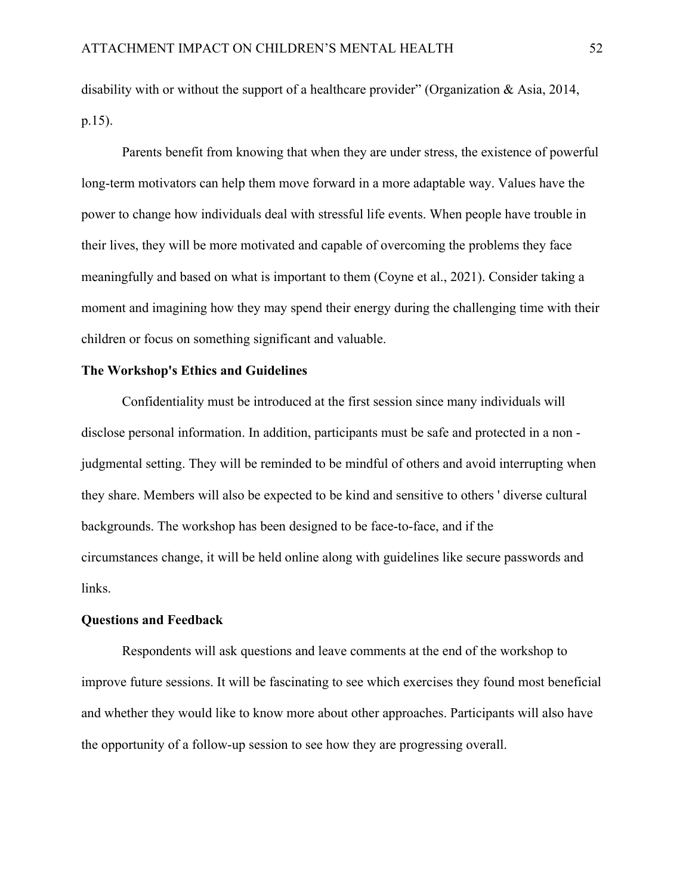disability with or without the support of a healthcare provider" (Organization & Asia, 2014, p.15).

Parents benefit from knowing that when they are under stress, the existence of powerful long-term motivators can help them move forward in a more adaptable way. Values have the power to change how individuals deal with stressful life events. When people have trouble in their lives, they will be more motivated and capable of overcoming the problems they face meaningfully and based on what is important to them (Coyne et al., 2021). Consider taking a moment and imagining how they may spend their energy during the challenging time with their children or focus on something significant and valuable.

**The Workshop's Ethics and Guidelines**

Confidentiality must be introduced at the first session since many individuals will disclose personal information. In addition, participants must be safe and protected in a non - judgmental setting. They will be reminded to be mindful of others and avoid interrupting when they share. Members will also be expected to be kind and sensitive to others ' diverse cultural backgrounds. The workshop has been designed to be face-to-face, and if the circumstances change, it will be held online along with guidelines like secure passwords and links.

**Questions and Feedback**

Respondents will ask questions and leave comments at the end of the workshop to improve future sessions. It will be fascinating to see which exercises they found most beneficial and whether they would like to know more about other approaches. Participants will also have the opportunity of a follow-up session to see how they are progressing overall.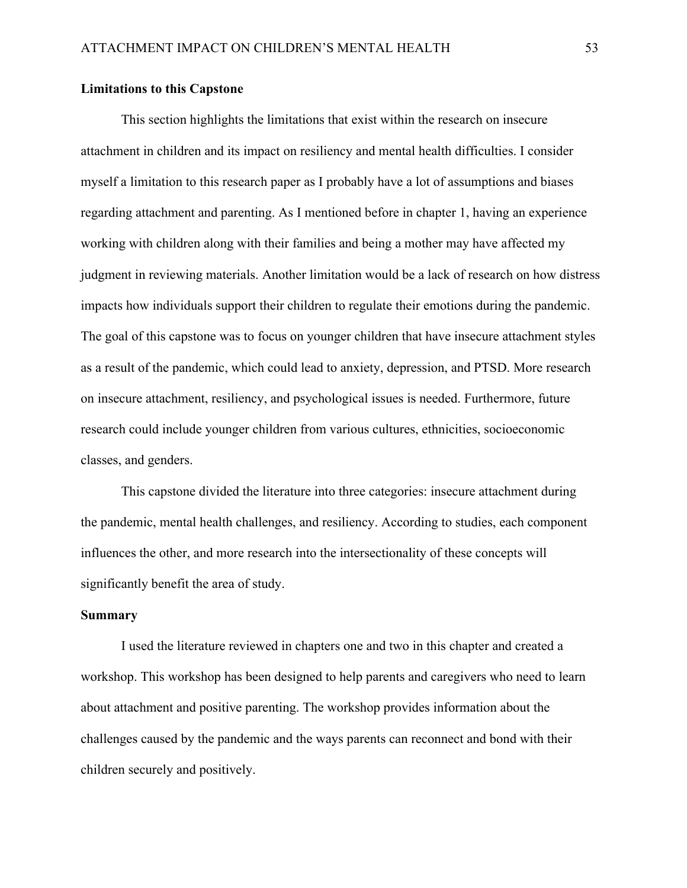**Limitations to this Capstone**

This section highlights the limitations that exist within the research on insecure attachment in children and its impact on resiliency and mental health difficulties. I consider myself a limitation to this research paper as I probably have a lot of assumptions and biases regarding attachment and parenting. As I mentioned before in chapter 1, having an experience working with children along with their families and being a mother may have affected my judgment in reviewing materials. Another limitation would be a lack of research on how distress impacts how individuals support their children to regulate their emotions during the pandemic. The goal of this capstone was to focus on younger children that have insecure attachment styles as a result of the pandemic, which could lead to anxiety, depression, and PTSD. More research on insecure attachment, resiliency, and psychological issues is needed. Furthermore, future research could include younger children from various cultures, ethnicities, socioeconomic classes, and genders.

This capstone divided the literature into three categories: insecure attachment during the pandemic, mental health challenges, and resiliency. According to studies, each component influences the other, and more research into the intersectionality of these concepts will significantly benefit the area of study.

**Summary**

I used the literature reviewed in chapters one and two in this chapter and created a workshop. This workshop has been designed to help parents and caregivers who need to learn about attachment and positive parenting. The workshop provides information about the challenges caused by the pandemic and the ways parents can reconnect and bond with their children securely and positively.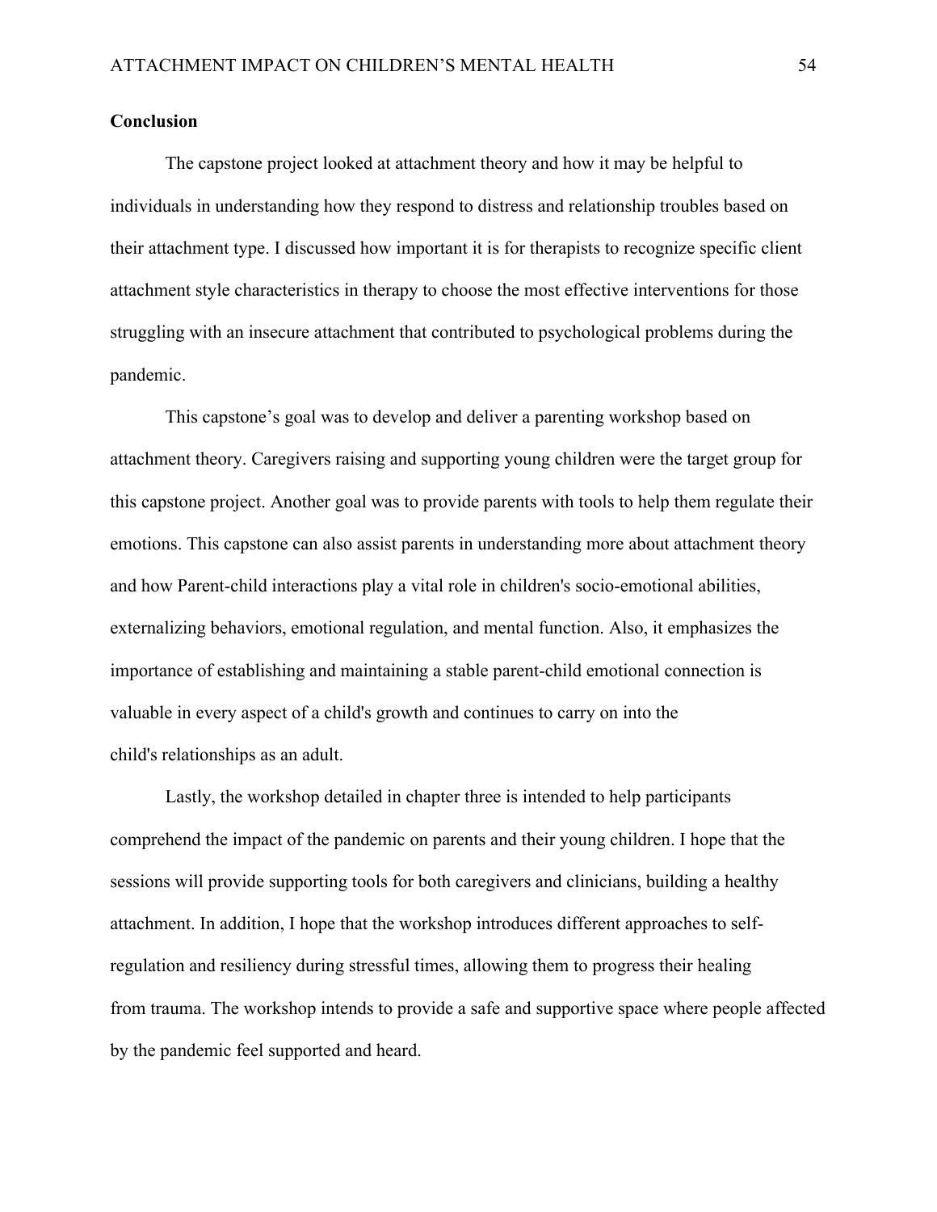**Conclusion**

The capstone project looked at attachment theory and how it may be helpful to individuals in understanding how they respond to distress and relationship troubles based on their attachment type. I discussed how important it is for therapists to recognize specific client attachment style characteristics in therapy to choose the most effective interventions for those struggling with an insecure attachment that contributed to psychological problems during the pandemic.

This capstone's goal was to develop and deliver a parenting workshop based on attachment theory. Caregivers raising and supporting young children were the target group for this capstone project. Another goal was to provide parents with tools to help them regulate their emotions. This capstone can also assist parents in understanding more about attachment theory and how Parent-child interactions play a vital role in children's socio-emotional abilities, externalizing behaviors, emotional regulation, and mental function. Also, it emphasizes the importance of establishing and maintaining a stable parent-child emotional connection is valuable in every aspect of a child's growth and continues to carry on into the child's relationships as an adult.

Lastly, the workshop detailed in chapter three is intended to help participants comprehend the impact of the pandemic on parents and their young children. I hope that the sessions will provide supporting tools for both caregivers and clinicians, building a healthy attachment. In addition, I hope that the workshop introduces different approaches to self-regulation and resiliency during stressful times, allowing them to progress their healing from trauma. The workshop intends to provide a safe and supportive space where people affected by the pandemic feel supported and heard.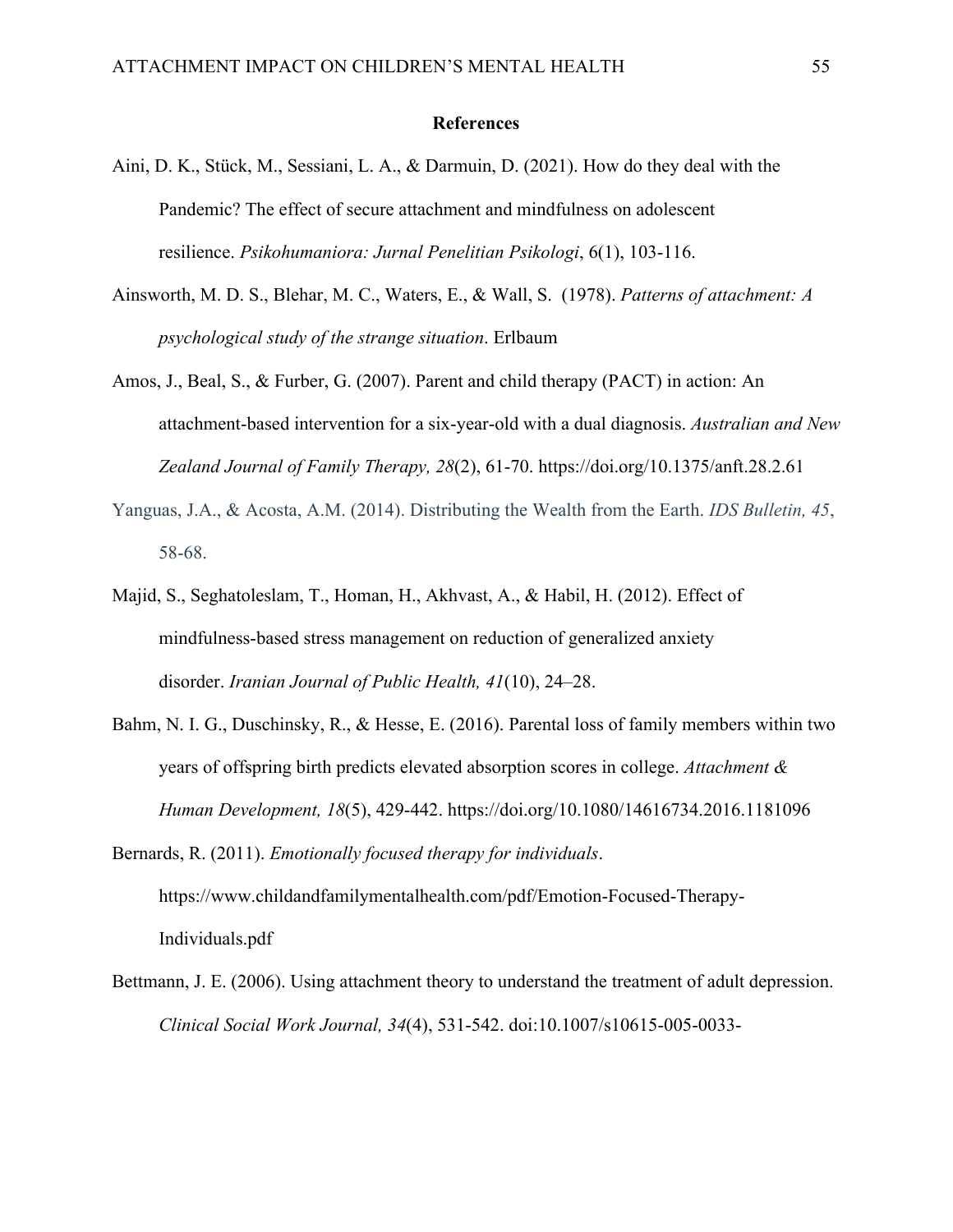# References

Aini, D. K., Stück, M., Sessiani, L. A., & Darmuin, D. (2021). How do they deal with the Pandemic? The effect of secure attachment and mindfulness on adolescent resilience. *Psikohumaniora: Jurnal Penelitian Psikologi*, 6(1), 103-116.

Ainsworth, M. D. S., Blehar, M. C., Waters, E., & Wall, S. (1978). *Patterns of attachment: A psychological study of the strange situation*. Erlbaum

Amos, J., Beal, S., & Furber, G. (2007). Parent and child therapy (PACT) in action: An attachment-based intervention for a six-year-old with a dual diagnosis. *Australian and New Zealand Journal of Family Therapy, 28*(2), 61-70. https://doi.org/10.1375/anft.28.2.61

Yanguas, J.A., & Acosta, A.M. (2014). Distributing the Wealth from the Earth. *IDS Bulletin, 45*, 58-68.

Majid, S., Seghatoleslam, T., Homan, H., Akhvast, A., & Habil, H. (2012). Effect of mindfulness-based stress management on reduction of generalized anxiety disorder. *Iranian Journal of Public Health, 41*(10), 24–28.

Bahm, N. I. G., Duschinsky, R., & Hesse, E. (2016). Parental loss of family members within two years of offspring birth predicts elevated absorption scores in college. *Attachment & Human Development, 18*(5), 429-442. https://doi.org/10.1080/14616734.2016.1181096

Bernards, R. (2011). *Emotionally focused therapy for individuals*. https://www.childandfamilymentalhealth.com/pdf/Emotion-Focused-Therapy-Individuals.pdf

Bettmann, J. E. (2006). Using attachment theory to understand the treatment of adult depression. *Clinical Social Work Journal, 34*(4), 531-542. doi:10.1007/s10615-005-0033-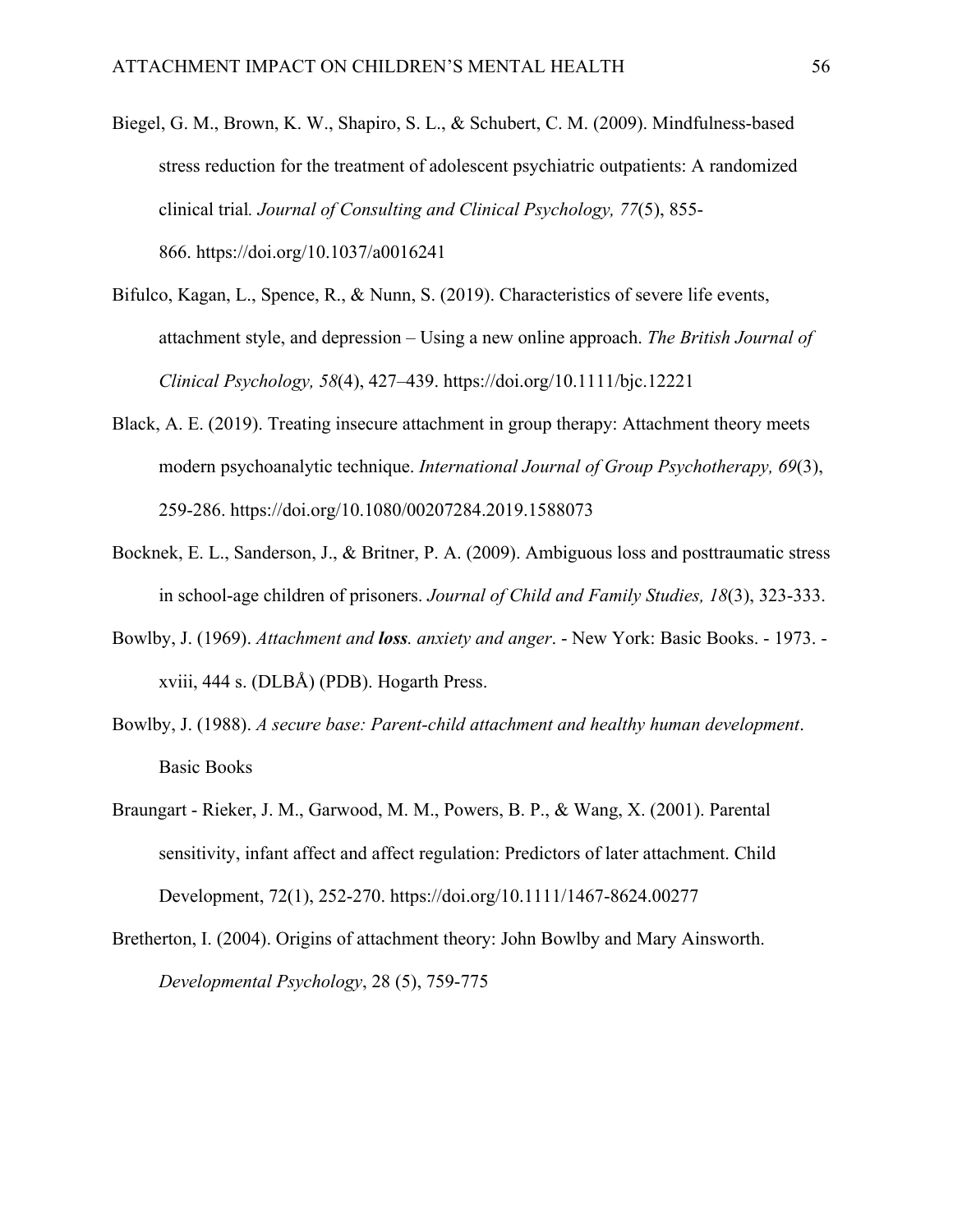Biegel, G. M., Brown, K. W., Shapiro, S. L., & Schubert, C. M. (2009). Mindfulness-based stress reduction for the treatment of adolescent psychiatric outpatients: A randomized clinical trial*. Journal of Consulting and Clinical Psychology, 77*(5), 855-866. https://doi.org/10.1037/a0016241

Bifulco, Kagan, L., Spence, R., & Nunn, S. (2019). Characteristics of severe life events, attachment style, and depression – Using a new online approach. *The British Journal of Clinical Psychology, 58*(4), 427–439. https://doi.org/10.1111/bjc.12221

Black, A. E. (2019). Treating insecure attachment in group therapy: Attachment theory meets modern psychoanalytic technique. *International Journal of Group Psychotherapy, 69*(3), 259-286. https://doi.org/10.1080/00207284.2019.1588073

Bocknek, E. L., Sanderson, J., & Britner, P. A. (2009). Ambiguous loss and posttraumatic stress in school-age children of prisoners. *Journal of Child and Family Studies, 18*(3), 323-333.

Bowlby, J. (1969). *Attachment and **loss**. anxiety and anger*. - New York: Basic Books. - 1973. - xviii, 444 s. (DLBÅ) (PDB). Hogarth Press.

Bowlby, J. (1988). *A secure base: Parent-child attachment and healthy human development*. Basic Books

Braungart - Rieker, J. M., Garwood, M. M., Powers, B. P., & Wang, X. (2001). Parental sensitivity, infant affect and affect regulation: Predictors of later attachment. Child Development, 72(1), 252-270. https://doi.org/10.1111/1467-8624.00277

Bretherton, I. (2004). Origins of attachment theory: John Bowlby and Mary Ainsworth. *Developmental Psychology*, 28 (5), 759-775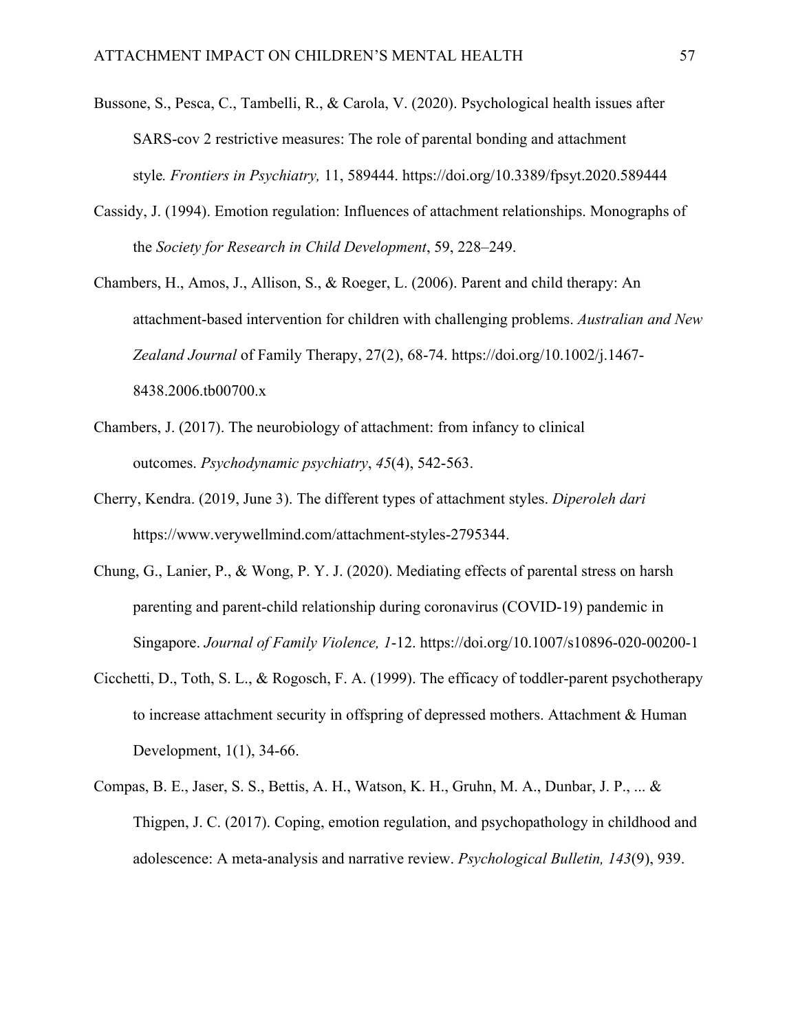Bussone, S., Pesca, C., Tambelli, R., & Carola, V. (2020). Psychological health issues after SARS-cov 2 restrictive measures: The role of parental bonding and attachment style*. Frontiers in Psychiatry,* 11, 589444. https://doi.org/10.3389/fpsyt.2020.589444

Cassidy, J. (1994). Emotion regulation: Influences of attachment relationships. Monographs of the *Society for Research in Child Development*, 59, 228–249.

Chambers, H., Amos, J., Allison, S., & Roeger, L. (2006). Parent and child therapy: An attachment-based intervention for children with challenging problems. *Australian and New Zealand Journal* of Family Therapy, 27(2), 68-74. https://doi.org/10.1002/j.1467-8438.2006.tb00700.x

Chambers, J. (2017). The neurobiology of attachment: from infancy to clinical outcomes. *Psychodynamic psychiatry*, *45*(4), 542-563.

Cherry, Kendra. (2019, June 3). The different types of attachment styles. *Diperoleh dari* https://www.verywellmind.com/attachment-styles-2795344.

Chung, G., Lanier, P., & Wong, P. Y. J. (2020). Mediating effects of parental stress on harsh parenting and parent-child relationship during coronavirus (COVID-19) pandemic in Singapore. *Journal of Family Violence, 1*-12. https://doi.org/10.1007/s10896-020-00200-1

Cicchetti, D., Toth, S. L., & Rogosch, F. A. (1999). The efficacy of toddler-parent psychotherapy to increase attachment security in offspring of depressed mothers. Attachment & Human Development, 1(1), 34-66.

Compas, B. E., Jaser, S. S., Bettis, A. H., Watson, K. H., Gruhn, M. A., Dunbar, J. P., ... & Thigpen, J. C. (2017). Coping, emotion regulation, and psychopathology in childhood and adolescence: A meta-analysis and narrative review. *Psychological Bulletin, 143*(9), 939.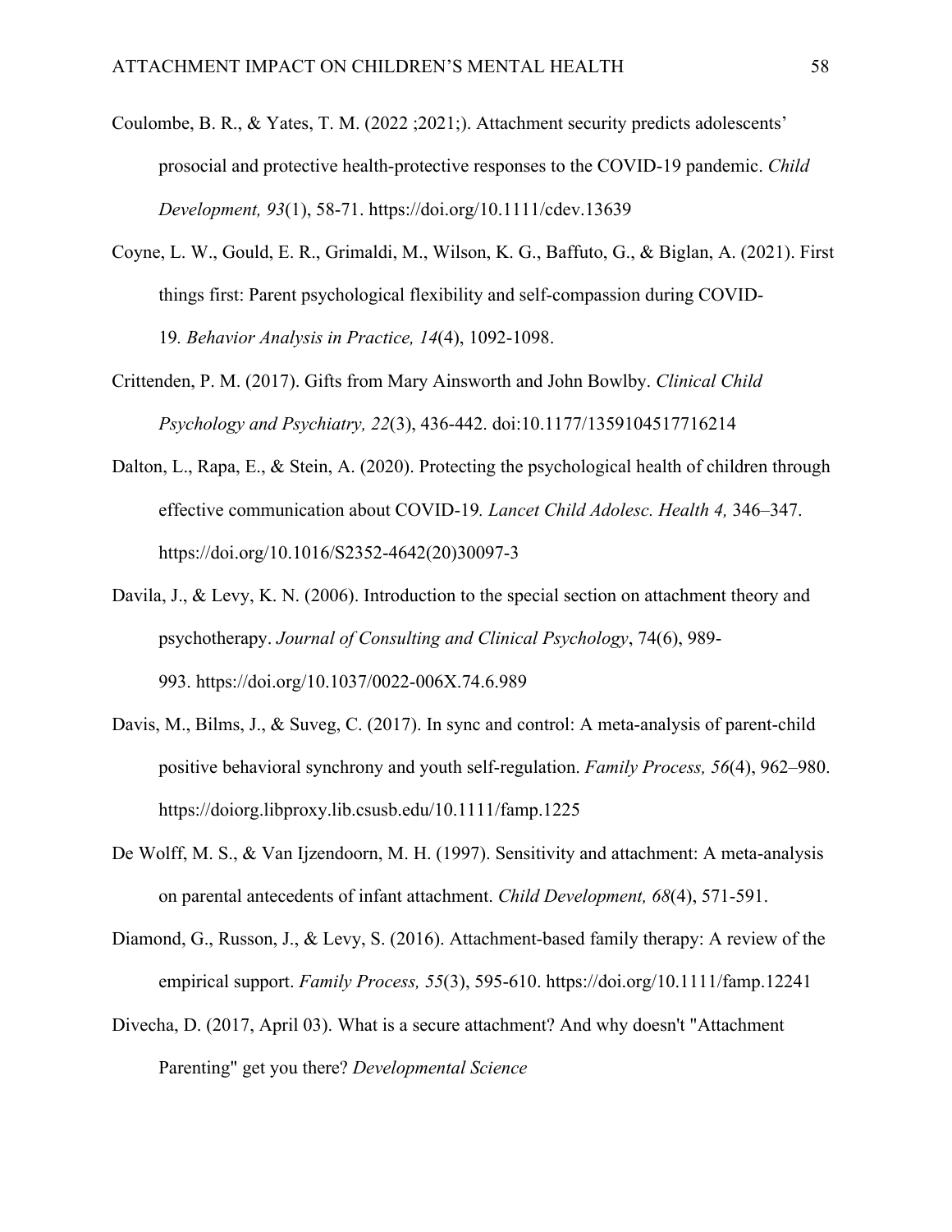Coulombe, B. R., & Yates, T. M. (2022 ;2021;). Attachment security predicts adolescents' prosocial and protective health-protective responses to the COVID-19 pandemic. *Child Development, 93*(1), 58-71. https://doi.org/10.1111/cdev.13639

Coyne, L. W., Gould, E. R., Grimaldi, M., Wilson, K. G., Baffuto, G., & Biglan, A. (2021). First things first: Parent psychological flexibility and self-compassion during COVID-19. *Behavior Analysis in Practice, 14*(4), 1092-1098.

Crittenden, P. M. (2017). Gifts from Mary Ainsworth and John Bowlby. *Clinical Child Psychology and Psychiatry, 22*(3), 436-442. doi:10.1177/1359104517716214

Dalton, L., Rapa, E., & Stein, A. (2020). Protecting the psychological health of children through effective communication about COVID-19*. Lancet Child Adolesc. Health 4,* 346–347. https://doi.org/10.1016/S2352-4642(20)30097-3

Davila, J., & Levy, K. N. (2006). Introduction to the special section on attachment theory and psychotherapy. *Journal of Consulting and Clinical Psychology*, 74(6), 989-993. https://doi.org/10.1037/0022-006X.74.6.989

Davis, M., Bilms, J., & Suveg, C. (2017). In sync and control: A meta-analysis of parent-child positive behavioral synchrony and youth self-regulation. *Family Process, 56*(4), 962–980. https://doiorg.libproxy.lib.csusb.edu/10.1111/famp.1225

De Wolff, M. S., & Van Ijzendoorn, M. H. (1997). Sensitivity and attachment: A meta-analysis on parental antecedents of infant attachment. *Child Development, 68*(4), 571-591.

Diamond, G., Russon, J., & Levy, S. (2016). Attachment-based family therapy: A review of the empirical support. *Family Process, 55*(3), 595-610. https://doi.org/10.1111/famp.12241

Divecha, D. (2017, April 03). What is a secure attachment? And why doesn't "Attachment Parenting" get you there? *Developmental Science*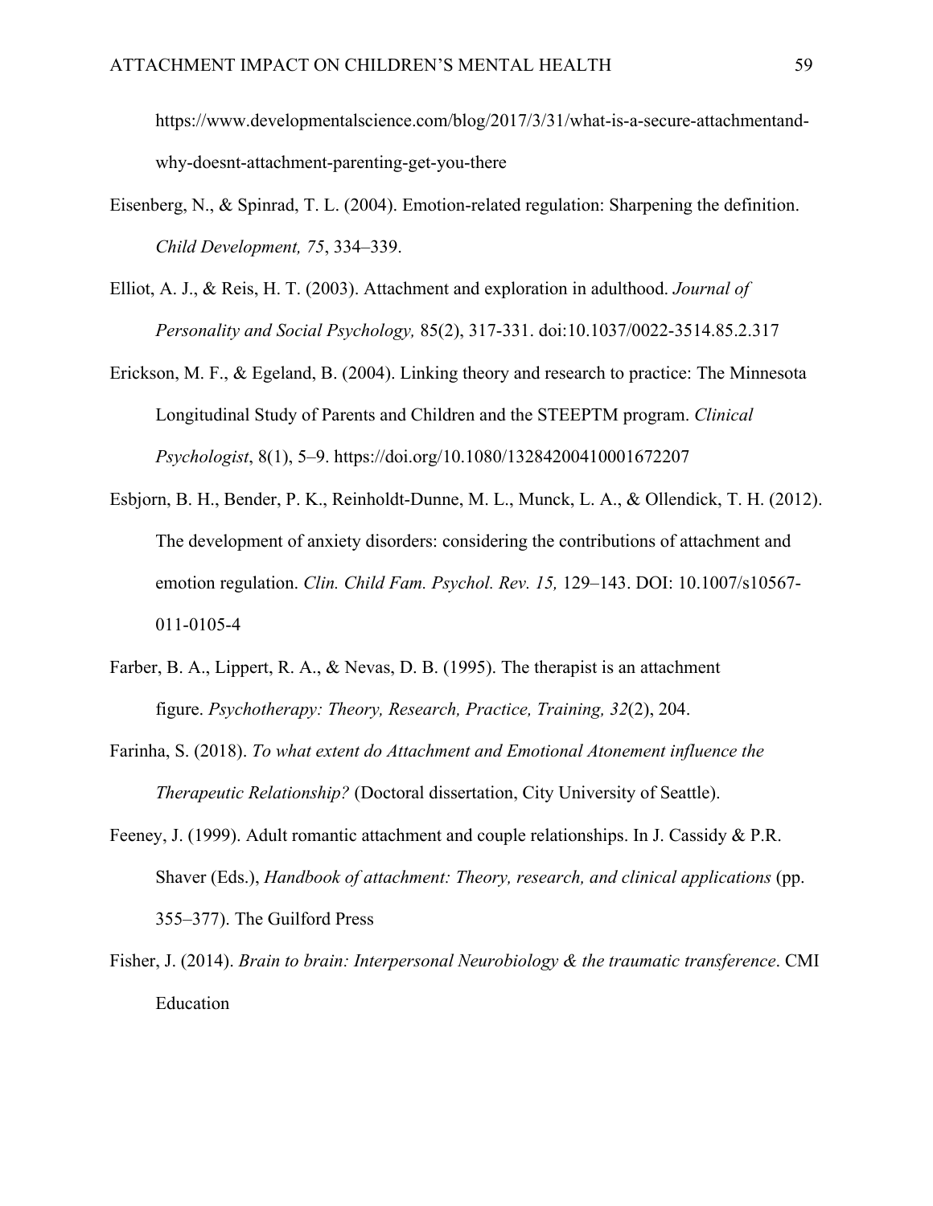https://www.developmentalscience.com/blog/2017/3/31/what-is-a-secure-attachmentand-why-doesnt-attachment-parenting-get-you-there

Eisenberg, N., & Spinrad, T. L. (2004). Emotion-related regulation: Sharpening the definition. *Child Development, 75*, 334–339.

Elliot, A. J., & Reis, H. T. (2003). Attachment and exploration in adulthood. *Journal of Personality and Social Psychology,* 85(2), 317-331. doi:10.1037/0022-3514.85.2.317

Erickson, M. F., & Egeland, B. (2004). Linking theory and research to practice: The Minnesota Longitudinal Study of Parents and Children and the STEEPTM program. *Clinical Psychologist*, 8(1), 5–9. https://doi.org/10.1080/13284200410001672207

Esbjorn, B. H., Bender, P. K., Reinholdt-Dunne, M. L., Munck, L. A., & Ollendick, T. H. (2012). The development of anxiety disorders: considering the contributions of attachment and emotion regulation. *Clin. Child Fam. Psychol. Rev. 15,* 129–143. DOI: 10.1007/s10567-011-0105-4

Farber, B. A., Lippert, R. A., & Nevas, D. B. (1995). The therapist is an attachment figure. *Psychotherapy: Theory, Research, Practice, Training, 32*(2), 204.

Farinha, S. (2018). *To what extent do Attachment and Emotional Atonement influence the Therapeutic Relationship?* (Doctoral dissertation, City University of Seattle).

Feeney, J. (1999). Adult romantic attachment and couple relationships. In J. Cassidy & P.R. Shaver (Eds.), *Handbook of attachment: Theory, research, and clinical applications* (pp. 355–377). The Guilford Press

Fisher, J. (2014). *Brain to brain: Interpersonal Neurobiology & the traumatic transference*. CMI Education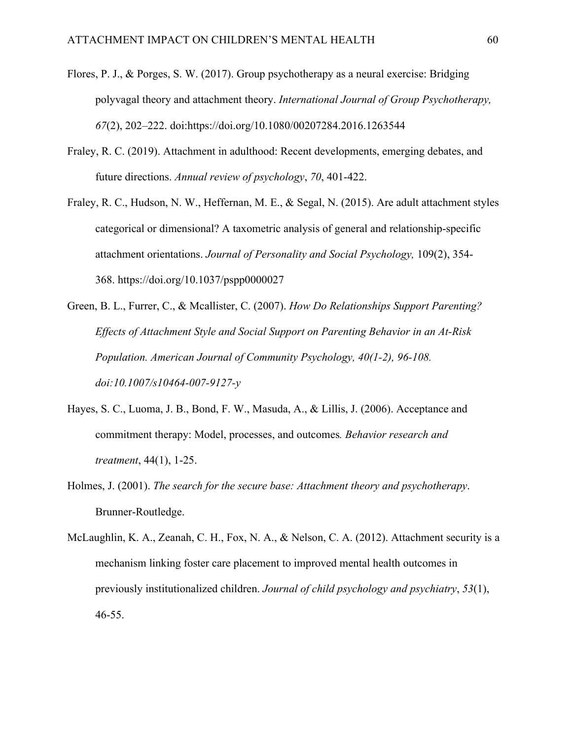Flores, P. J., & Porges, S. W. (2017). Group psychotherapy as a neural exercise: Bridging polyvagal theory and attachment theory. *International Journal of Group Psychotherapy, 67*(2), 202–222. doi:https://doi.org/10.1080/00207284.2016.1263544

Fraley, R. C. (2019). Attachment in adulthood: Recent developments, emerging debates, and future directions. *Annual review of psychology*, *70*, 401-422.

Fraley, R. C., Hudson, N. W., Heffernan, M. E., & Segal, N. (2015). Are adult attachment styles categorical or dimensional? A taxometric analysis of general and relationship-specific attachment orientations. *Journal of Personality and Social Psychology,* 109(2), 354-368. https://doi.org/10.1037/pspp0000027

Green, B. L., Furrer, C., & Mcallister, C. (2007). *How Do Relationships Support Parenting? Effects of Attachment Style and Social Support on Parenting Behavior in an At-Risk Population. American Journal of Community Psychology, 40(1-2), 96-108. doi:10.1007/s10464-007-9127-y*

Hayes, S. C., Luoma, J. B., Bond, F. W., Masuda, A., & Lillis, J. (2006). Acceptance and commitment therapy: Model, processes, and outcomes*. Behavior research and treatment*, 44(1), 1-25.

Holmes, J. (2001). *The search for the secure base: Attachment theory and psychotherapy*. Brunner-Routledge.

McLaughlin, K. A., Zeanah, C. H., Fox, N. A., & Nelson, C. A. (2012). Attachment security is a mechanism linking foster care placement to improved mental health outcomes in previously institutionalized children. *Journal of child psychology and psychiatry*, *53*(1), 46-55.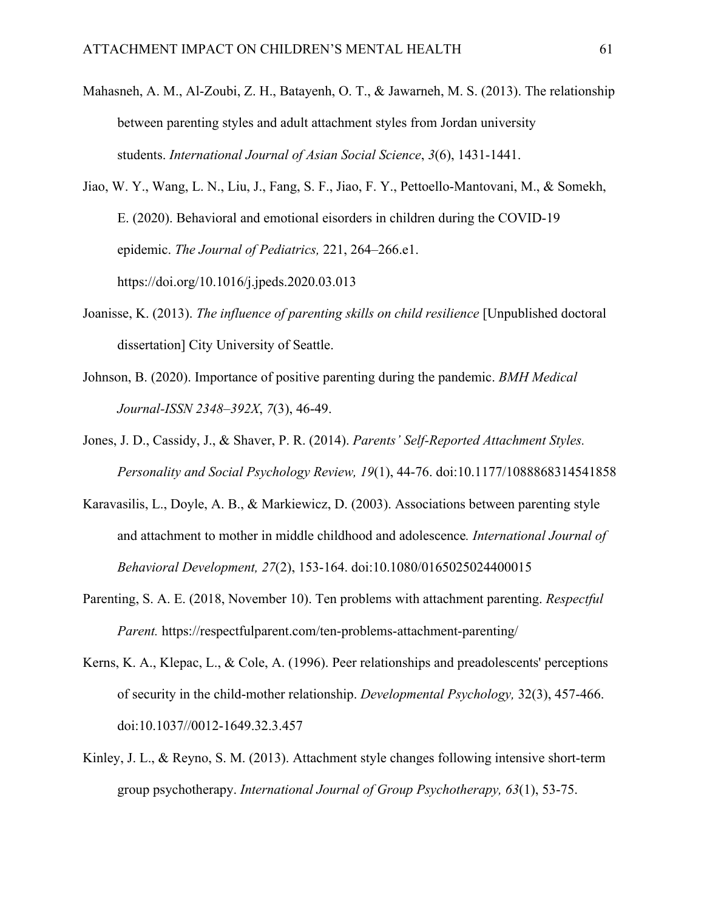Mahasneh, A. M., Al-Zoubi, Z. H., Batayenh, O. T., & Jawarneh, M. S. (2013). The relationship between parenting styles and adult attachment styles from Jordan university students. *International Journal of Asian Social Science*, *3*(6), 1431-1441.

Jiao, W. Y., Wang, L. N., Liu, J., Fang, S. F., Jiao, F. Y., Pettoello-Mantovani, M., & Somekh, E. (2020). Behavioral and emotional eisorders in children during the COVID-19 epidemic. *The Journal of Pediatrics,* 221, 264–266.e1. https://doi.org/10.1016/j.jpeds.2020.03.013

Joanisse, K. (2013). *The influence of parenting skills on child resilience* [Unpublished doctoral dissertation] City University of Seattle.

Johnson, B. (2020). Importance of positive parenting during the pandemic. *BMH Medical Journal-ISSN 2348–392X*, *7*(3), 46-49.

Jones, J. D., Cassidy, J., & Shaver, P. R. (2014). *Parents' Self-Reported Attachment Styles. Personality and Social Psychology Review, 19*(1), 44-76. doi:10.1177/1088868314541858

Karavasilis, L., Doyle, A. B., & Markiewicz, D. (2003). Associations between parenting style and attachment to mother in middle childhood and adolescence*. International Journal of Behavioral Development, 27*(2), 153-164. doi:10.1080/0165025024400015

Parenting, S. A. E. (2018, November 10). Ten problems with attachment parenting. *Respectful Parent.* https://respectfulparent.com/ten-problems-attachment-parenting/

Kerns, K. A., Klepac, L., & Cole, A. (1996). Peer relationships and preadolescents' perceptions of security in the child-mother relationship. *Developmental Psychology,* 32(3), 457-466. doi:10.1037//0012-1649.32.3.457

Kinley, J. L., & Reyno, S. M. (2013). Attachment style changes following intensive short-term group psychotherapy. *International Journal of Group Psychotherapy, 63*(1), 53-75.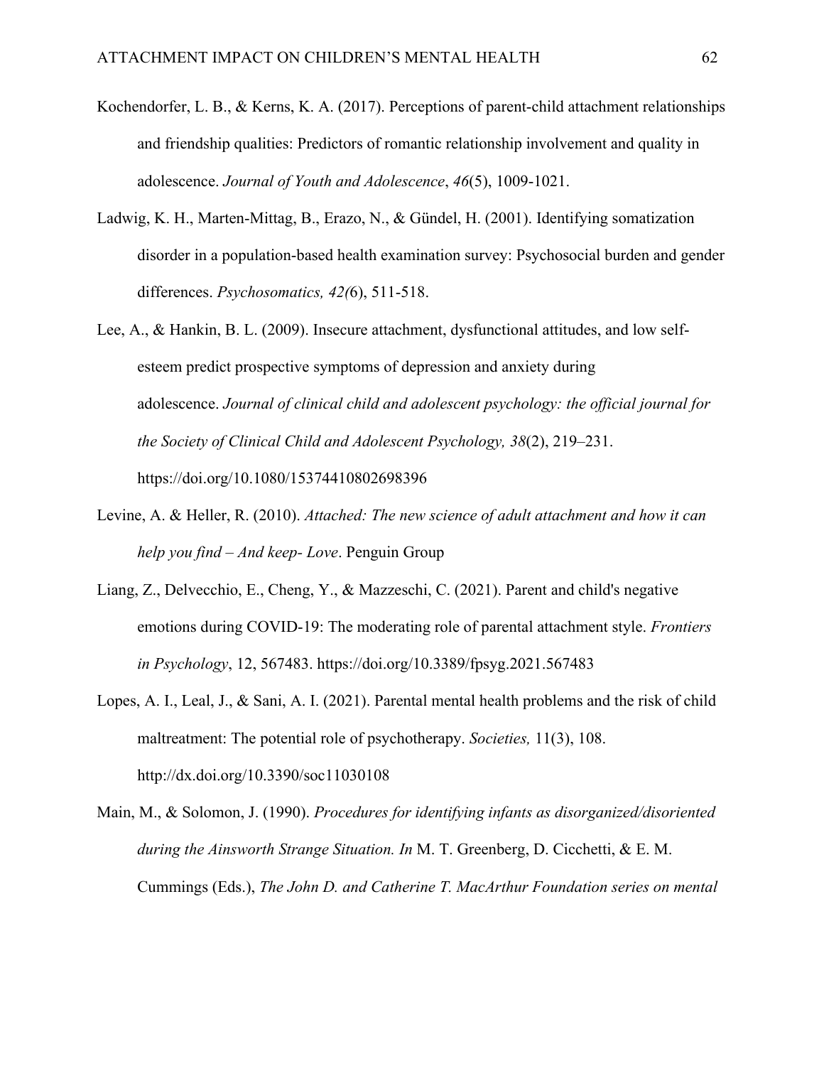Kochendorfer, L. B., & Kerns, K. A. (2017). Perceptions of parent-child attachment relationships and friendship qualities: Predictors of romantic relationship involvement and quality in adolescence. *Journal of Youth and Adolescence*, *46*(5), 1009-1021.

Ladwig, K. H., Marten-Mittag, B., Erazo, N., & Gündel, H. (2001). Identifying somatization disorder in a population-based health examination survey: Psychosocial burden and gender differences. *Psychosomatics, 42(*6), 511-518.

Lee, A., & Hankin, B. L. (2009). Insecure attachment, dysfunctional attitudes, and low self-esteem predict prospective symptoms of depression and anxiety during adolescence. *Journal of clinical child and adolescent psychology: the official journal for the Society of Clinical Child and Adolescent Psychology, 38*(2), 219–231. https://doi.org/10.1080/15374410802698396

Levine, A. & Heller, R. (2010). *Attached: The new science of adult attachment and how it can help you find – And keep- Love*. Penguin Group

Liang, Z., Delvecchio, E., Cheng, Y., & Mazzeschi, C. (2021). Parent and child's negative emotions during COVID-19: The moderating role of parental attachment style. *Frontiers in Psychology*, 12, 567483. https://doi.org/10.3389/fpsyg.2021.567483

Lopes, A. I., Leal, J., & Sani, A. I. (2021). Parental mental health problems and the risk of child maltreatment: The potential role of psychotherapy. *Societies,* 11(3), 108. http://dx.doi.org/10.3390/soc11030108

Main, M., & Solomon, J. (1990). *Procedures for identifying infants as disorganized/disoriented during the Ainsworth Strange Situation. In* M. T. Greenberg, D. Cicchetti, & E. M. Cummings (Eds.), *The John D. and Catherine T. MacArthur Foundation series on mental*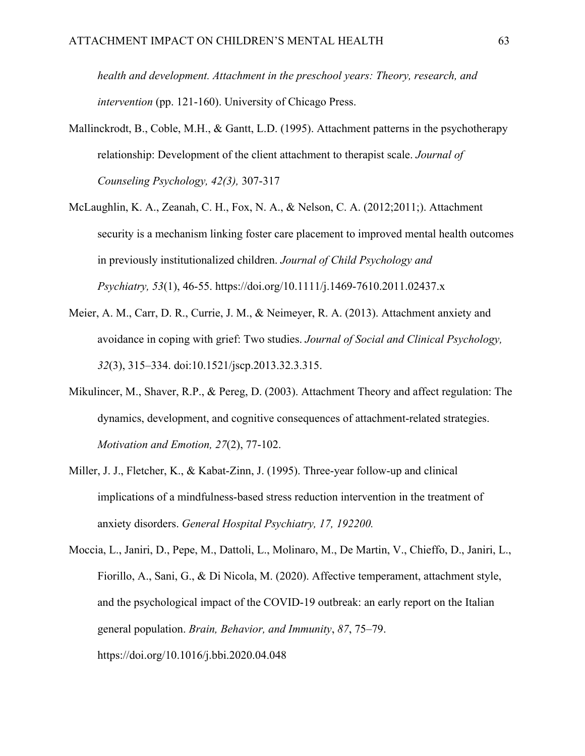*health and development. Attachment in the preschool years: Theory, research, and intervention* (pp. 121-160). University of Chicago Press.

Mallinckrodt, B., Coble, M.H., & Gantt, L.D. (1995). Attachment patterns in the psychotherapy relationship: Development of the client attachment to therapist scale. *Journal of Counseling Psychology, 42(3),* 307-317

McLaughlin, K. A., Zeanah, C. H., Fox, N. A., & Nelson, C. A. (2012;2011;). Attachment security is a mechanism linking foster care placement to improved mental health outcomes in previously institutionalized children. *Journal of Child Psychology and Psychiatry, 53*(1), 46-55. https://doi.org/10.1111/j.1469-7610.2011.02437.x

Meier, A. M., Carr, D. R., Currie, J. M., & Neimeyer, R. A. (2013). Attachment anxiety and avoidance in coping with grief: Two studies. *Journal of Social and Clinical Psychology, 32*(3), 315–334. doi:10.1521/jscp.2013.32.3.315.

Mikulincer, M., Shaver, R.P., & Pereg, D. (2003). Attachment Theory and affect regulation: The dynamics, development, and cognitive consequences of attachment-related strategies. *Motivation and Emotion, 27*(2), 77-102.

Miller, J. J., Fletcher, K., & Kabat-Zinn, J. (1995). Three-year follow-up and clinical implications of a mindfulness-based stress reduction intervention in the treatment of anxiety disorders. *General Hospital Psychiatry, 17, 192200.*

Moccia, L., Janiri, D., Pepe, M., Dattoli, L., Molinaro, M., De Martin, V., Chieffo, D., Janiri, L., Fiorillo, A., Sani, G., & Di Nicola, M. (2020). Affective temperament, attachment style, and the psychological impact of the COVID-19 outbreak: an early report on the Italian general population. *Brain, Behavior, and Immunity*, *87*, 75–79. https://doi.org/10.1016/j.bbi.2020.04.048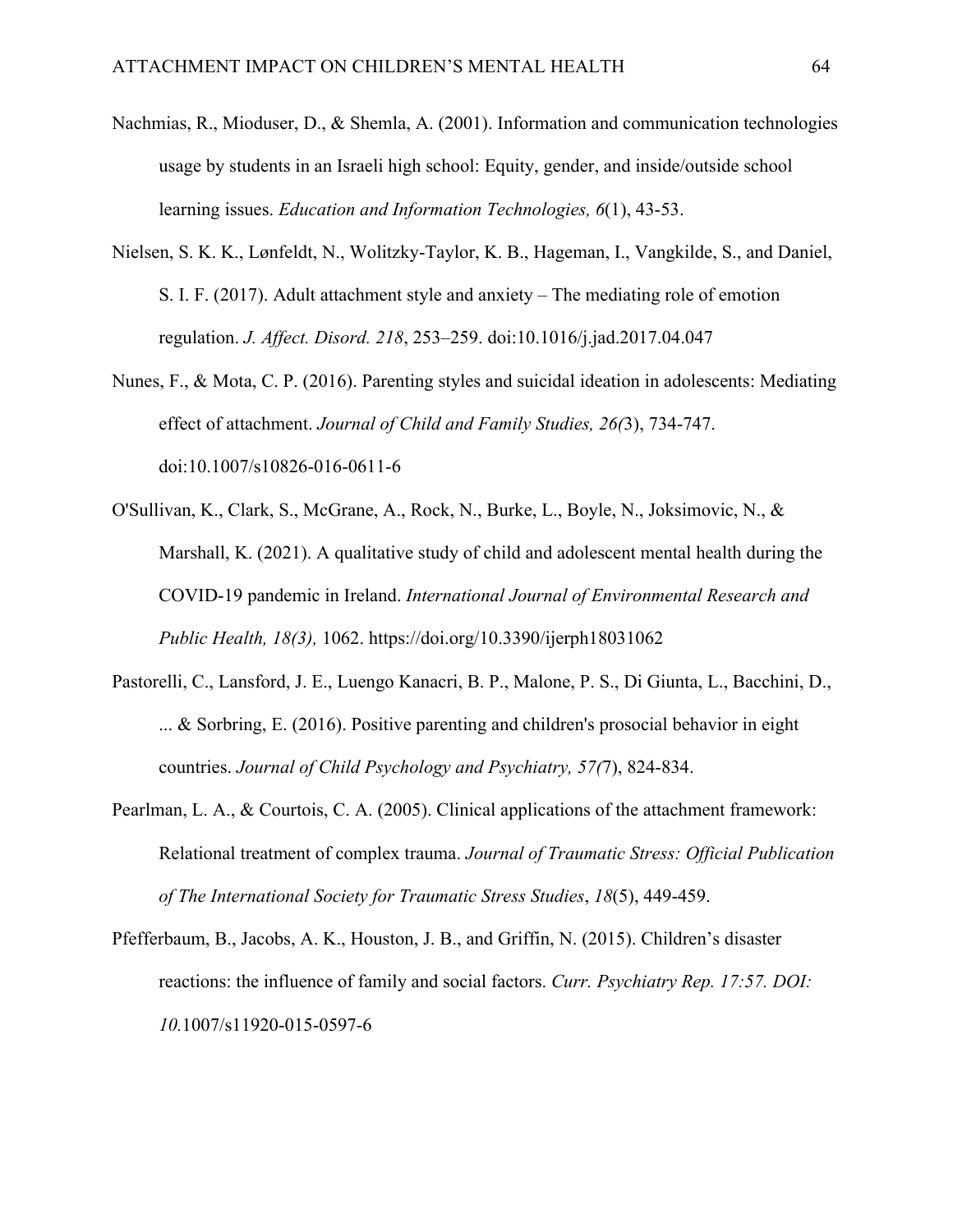Nachmias, R., Mioduser, D., & Shemla, A. (2001). Information and communication technologies usage by students in an Israeli high school: Equity, gender, and inside/outside school learning issues. *Education and Information Technologies, 6*(1), 43-53.

Nielsen, S. K. K., Lønfeldt, N., Wolitzky-Taylor, K. B., Hageman, I., Vangkilde, S., and Daniel, S. I. F. (2017). Adult attachment style and anxiety – The mediating role of emotion regulation. *J. Affect. Disord. 218*, 253–259. doi:10.1016/j.jad.2017.04.047

Nunes, F., & Mota, C. P. (2016). Parenting styles and suicidal ideation in adolescents: Mediating effect of attachment. *Journal of Child and Family Studies, 26(*3), 734-747. doi:10.1007/s10826-016-0611-6

O'Sullivan, K., Clark, S., McGrane, A., Rock, N., Burke, L., Boyle, N., Joksimovic, N., & Marshall, K. (2021). A qualitative study of child and adolescent mental health during the COVID-19 pandemic in Ireland. *International Journal of Environmental Research and Public Health, 18(3),* 1062. https://doi.org/10.3390/ijerph18031062

Pastorelli, C., Lansford, J. E., Luengo Kanacri, B. P., Malone, P. S., Di Giunta, L., Bacchini, D., ... & Sorbring, E. (2016). Positive parenting and children's prosocial behavior in eight countries. *Journal of Child Psychology and Psychiatry, 57(*7), 824-834.

Pearlman, L. A., & Courtois, C. A. (2005). Clinical applications of the attachment framework: Relational treatment of complex trauma. *Journal of Traumatic Stress: Official Publication of The International Society for Traumatic Stress Studies*, *18*(5), 449-459.

Pfefferbaum, B., Jacobs, A. K., Houston, J. B., and Griffin, N. (2015). Children's disaster reactions: the influence of family and social factors. *Curr. Psychiatry Rep. 17:57. DOI: 10.*1007/s11920-015-0597-6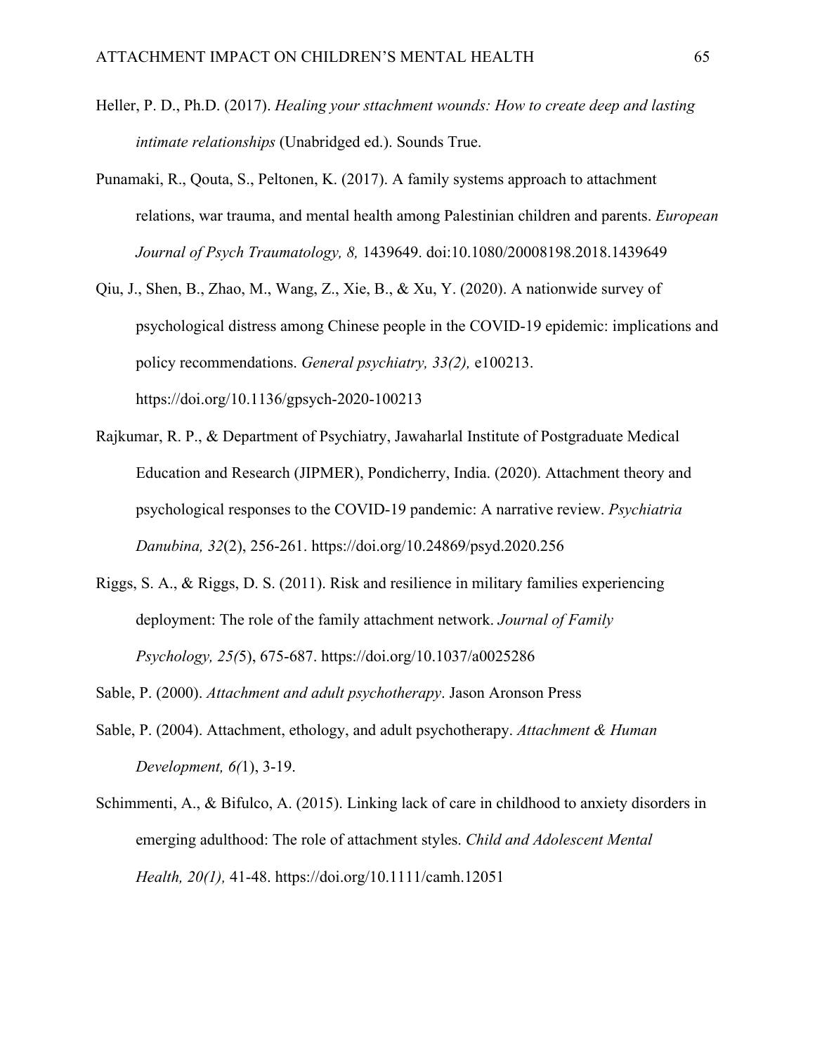Heller, P. D., Ph.D. (2017). *Healing your sttachment wounds: How to create deep and lasting intimate relationships* (Unabridged ed.). Sounds True.

Punamaki, R., Qouta, S., Peltonen, K. (2017). A family systems approach to attachment relations, war trauma, and mental health among Palestinian children and parents. *European Journal of Psych Traumatology, 8,* 1439649. doi:10.1080/20008198.2018.1439649

Qiu, J., Shen, B., Zhao, M., Wang, Z., Xie, B., & Xu, Y. (2020). A nationwide survey of psychological distress among Chinese people in the COVID-19 epidemic: implications and policy recommendations. *General psychiatry, 33(2),* e100213. https://doi.org/10.1136/gpsych-2020-100213

Rajkumar, R. P., & Department of Psychiatry, Jawaharlal Institute of Postgraduate Medical Education and Research (JIPMER), Pondicherry, India. (2020). Attachment theory and psychological responses to the COVID-19 pandemic: A narrative review. *Psychiatria Danubina, 32*(2), 256-261. https://doi.org/10.24869/psyd.2020.256

Riggs, S. A., & Riggs, D. S. (2011). Risk and resilience in military families experiencing deployment: The role of the family attachment network. *Journal of Family Psychology, 25(*5), 675-687. https://doi.org/10.1037/a0025286

Sable, P. (2000). *Attachment and adult psychotherapy*. Jason Aronson Press

Sable, P. (2004). Attachment, ethology, and adult psychotherapy. *Attachment & Human Development, 6(*1), 3-19.

Schimmenti, A., & Bifulco, A. (2015). Linking lack of care in childhood to anxiety disorders in emerging adulthood: The role of attachment styles. *Child and Adolescent Mental Health, 20(1),* 41-48. https://doi.org/10.1111/camh.12051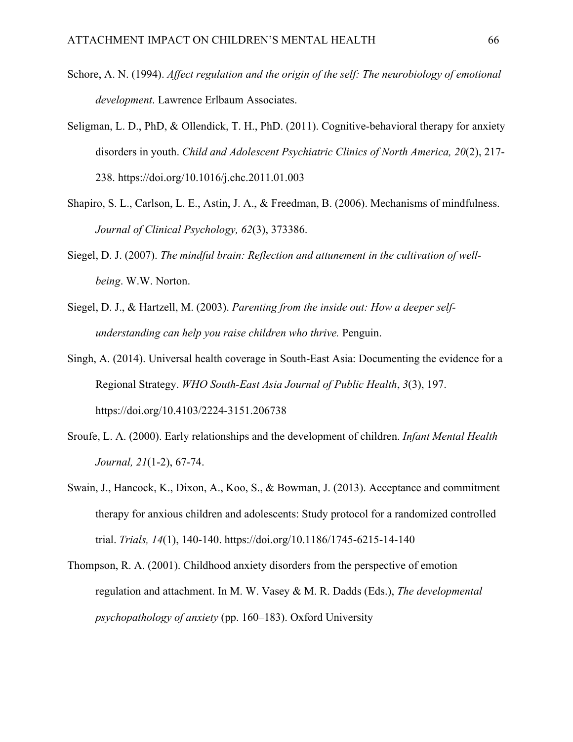Schore, A. N. (1994). *Affect regulation and the origin of the self: The neurobiology of emotional development*. Lawrence Erlbaum Associates.

Seligman, L. D., PhD, & Ollendick, T. H., PhD. (2011). Cognitive-behavioral therapy for anxiety disorders in youth. *Child and Adolescent Psychiatric Clinics of North America, 20*(2), 217-238. https://doi.org/10.1016/j.chc.2011.01.003

Shapiro, S. L., Carlson, L. E., Astin, J. A., & Freedman, B. (2006). Mechanisms of mindfulness. *Journal of Clinical Psychology, 62*(3), 373386.

Siegel, D. J. (2007). *The mindful brain: Reflection and attunement in the cultivation of well-being*. W.W. Norton.

Siegel, D. J., & Hartzell, M. (2003). *Parenting from the inside out: How a deeper self-understanding can help you raise children who thrive.* Penguin.

Singh, A. (2014). Universal health coverage in South-East Asia: Documenting the evidence for a Regional Strategy. *WHO South-East Asia Journal of Public Health*, *3*(3), 197. https://doi.org/10.4103/2224-3151.206738

Sroufe, L. A. (2000). Early relationships and the development of children. *Infant Mental Health Journal, 21*(1-2), 67-74.

Swain, J., Hancock, K., Dixon, A., Koo, S., & Bowman, J. (2013). Acceptance and commitment therapy for anxious children and adolescents: Study protocol for a randomized controlled trial. *Trials, 14*(1), 140-140. https://doi.org/10.1186/1745-6215-14-140

Thompson, R. A. (2001). Childhood anxiety disorders from the perspective of emotion regulation and attachment. In M. W. Vasey & M. R. Dadds (Eds.), *The developmental psychopathology of anxiety* (pp. 160–183). Oxford University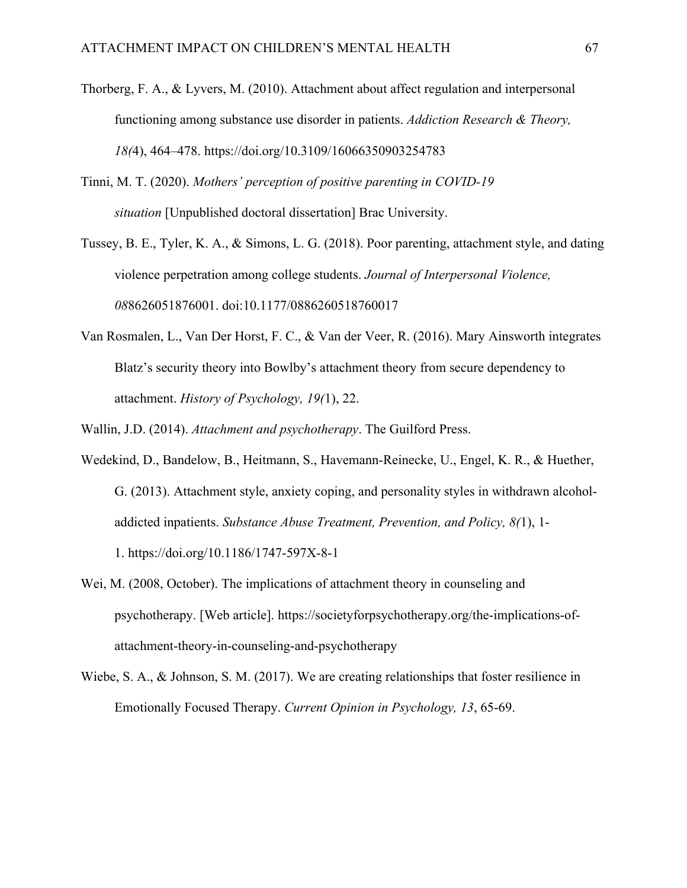Thorberg, F. A., & Lyvers, M. (2010). Attachment about affect regulation and interpersonal functioning among substance use disorder in patients. *Addiction Research & Theory, 18(*4), 464–478. https://doi.org/10.3109/16066350903254783

Tinni, M. T. (2020). *Mothers' perception of positive parenting in COVID-19 situation* [Unpublished doctoral dissertation] Brac University.

Tussey, B. E., Tyler, K. A., & Simons, L. G. (2018). Poor parenting, attachment style, and dating violence perpetration among college students. *Journal of Interpersonal Violence, 08*8626051876001. doi:10.1177/0886260518760017

Van Rosmalen, L., Van Der Horst, F. C., & Van der Veer, R. (2016). Mary Ainsworth integrates Blatz's security theory into Bowlby's attachment theory from secure dependency to attachment. *History of Psychology, 19(*1), 22.

Wallin, J.D. (2014). *Attachment and psychotherapy*. The Guilford Press.

Wedekind, D., Bandelow, B., Heitmann, S., Havemann-Reinecke, U., Engel, K. R., & Huether, G. (2013). Attachment style, anxiety coping, and personality styles in withdrawn alcohol-addicted inpatients. *Substance Abuse Treatment, Prevention, and Policy, 8(*1), 1-1. https://doi.org/10.1186/1747-597X-8-1

Wei, M. (2008, October). The implications of attachment theory in counseling and psychotherapy. [Web article]. https://societyforpsychotherapy.org/the-implications-of-attachment-theory-in-counseling-and-psychotherapy

Wiebe, S. A., & Johnson, S. M. (2017). We are creating relationships that foster resilience in Emotionally Focused Therapy. *Current Opinion in Psychology, 13*, 65-69.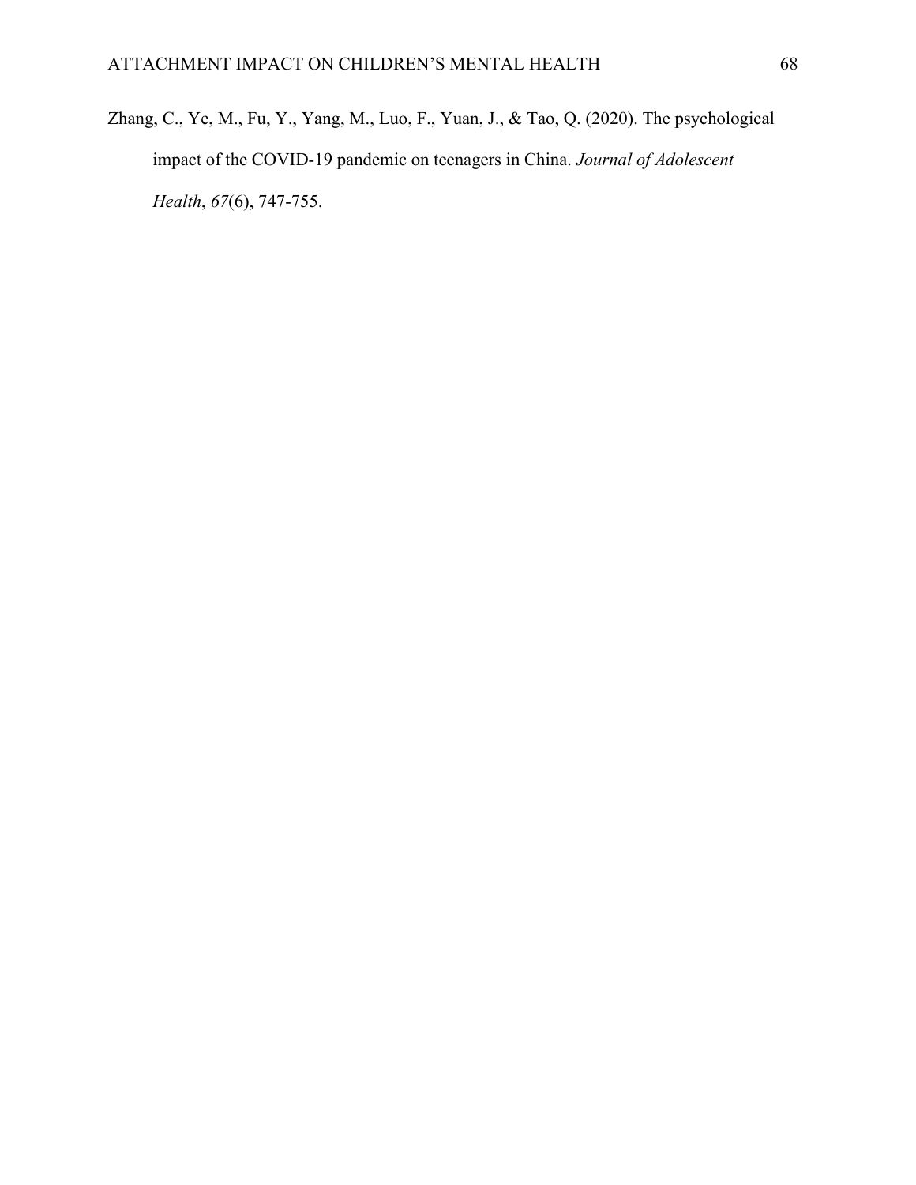Zhang, C., Ye, M., Fu, Y., Yang, M., Luo, F., Yuan, J., & Tao, Q. (2020). The psychological impact of the COVID-19 pandemic on teenagers in China. *Journal of Adolescent Health*, *67*(6), 747-755.